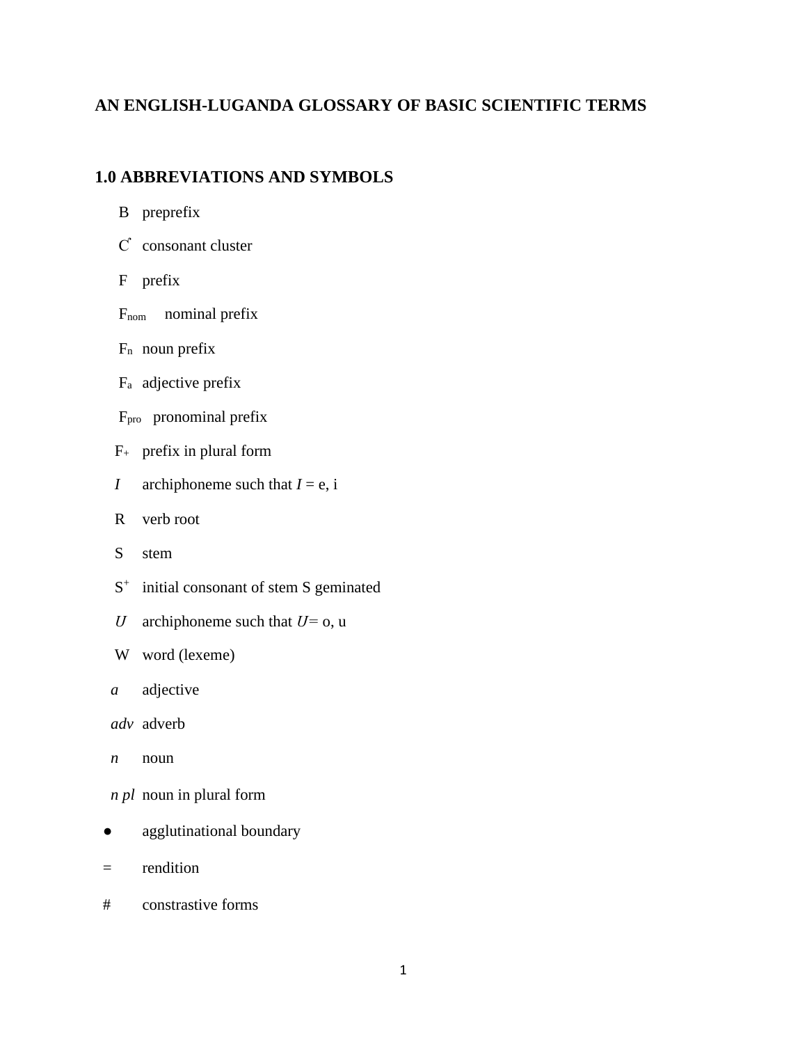# AN ENGLISH-LUGANDA GLOSSARY OF BASIC SCIENTIFIC TERMS

## 1.0 ABBREVIATIONS AND SYMBOLS

| | |
|---|---|
| B | preprefix |
| $C^{*}$ | consonant cluster |
| F | prefix |
| $F_{nom}$ | nominal prefix |
| $F_{n}$ | noun prefix |
| $F_{a}$ | adjective prefix |
| $F_{pro}$ | pronominal prefix |
| $F_{+}$ | prefix in plural form |
| *I* | archiphoneme such that *I* = e, i |
| R | verb root |
| S | stem |
| $S^{+}$ | initial consonant of stem S geminated |
| *U* | archiphoneme such that *U*= o, u |
| W | word (lexeme) |
| *a* | adjective |
| *adv* | adverb |
| *n* | noun |
| *n pl* | noun in plural form |
| ● | agglutinational boundary |
| = | rendition |
| # | constrastive forms |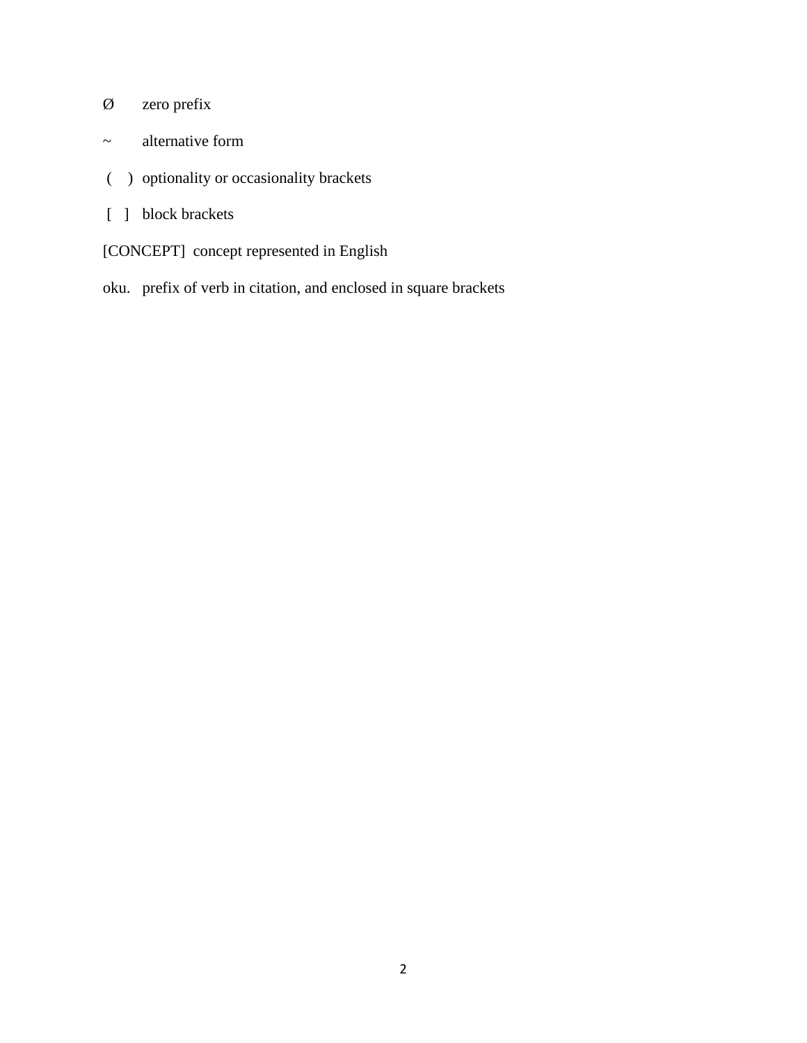Ø zero prefix

~ alternative form

( ) optionality or occasionality brackets

[ ] block brackets

[CONCEPT] concept represented in English

oku. prefix of verb in citation, and enclosed in square brackets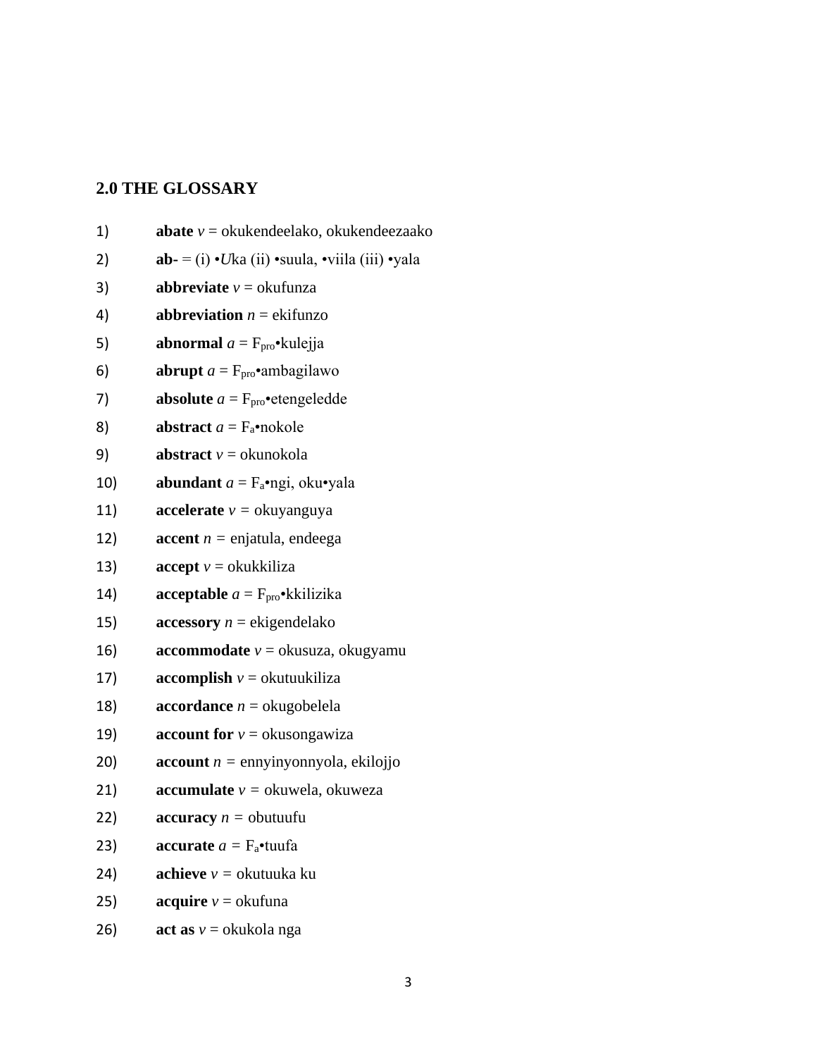## 2.0 THE GLOSSARY

1) **abate** *v* = okukendeelako, okukendeezaako
2) **ab-** = (i) •*U*ka (ii) •suula, •viila (iii) •yala
3) **abbreviate** *v* = okufunza
4) **abbreviation** *n* = ekifunzo
5) **abnormal** *a* = $F_{pro}$•kulejja
6) **abrupt** *a* = $F_{pro}$•ambagilawo
7) **absolute** *a* = $F_{pro}$•etengeledde
8) **abstract** *a* = $F_a$•nokole
9) **abstract** *v* = okunokola
10) **abundant** *a* = $F_a$•ngi, oku•yala
11) **accelerate** *v* = okuyanguya
12) **accent** *n* = enjatula, endeega
13) **accept** *v* = okukkiliza
14) **acceptable** *a* = $F_{pro}$•kkilizika
15) **accessory** *n* = ekigendelako
16) **accommodate** *v* = okusuza, okugyamu
17) **accomplish** *v* = okutuukiliza
18) **accordance** *n* = okugobelela
19) **account for** *v* = okusongawiza
20) **account** *n* = ennyinyonnyola, ekilojjo
21) **accumulate** *v* = okuwela, okuweza
22) **accuracy** *n* = obutuufu
23) **accurate** *a* = $F_a$•tuufa
24) **achieve** *v* = okutuuka ku
25) **acquire** *v* = okufuna
26) **act as** *v* = okukola nga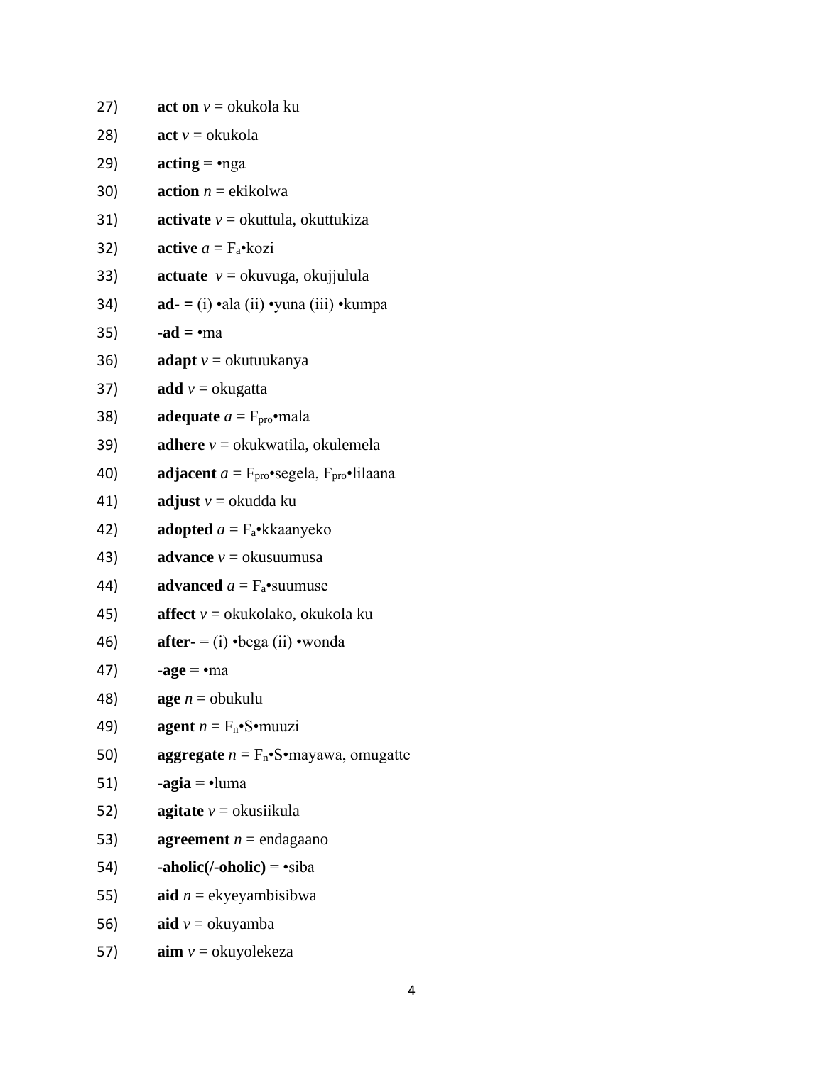27) **act on** *v* = okukola ku

28) **act** *v* = okukola

29) **acting** = •nga

30) **action** *n* = ekikolwa

31) **activate** *v* = okuttula, okuttukiza

32) **active** *a* = $F_a$•kozi

33) **actuate** *v* = okuvuga, okujjulula

34) **ad- =** (i) •ala (ii) •yuna (iii) •kumpa

35) **-ad =** •ma

36) **adapt** *v* = okutuukanya

37) **add** *v* = okugatta

38) **adequate** *a* = $F_{pro}$•mala

39) **adhere** *v* = okukwatila, okulemela

40) **adjacent** *a* = $F_{pro}$•segela, $F_{pro}$•lilaana

41) **adjust** *v* = okudda ku

42) **adopted** *a* = $F_a$•kkaanyeko

43) **advance** *v* = okusuumusa

44) **advanced** *a* = $F_a$•suumuse

45) **affect** *v* = okukolako, okukola ku

46) **after-** = (i) •bega (ii) •wonda

47) **-age** = •ma

48) **age** *n* = obukulu

49) **agent** *n* = $F_n$•S•muuzi

50) **aggregate** *n* = $F_n$•S•mayawa, omugatte

51) **-agia** = •luma

52) **agitate** *v* = okusiikula

53) **agreement** *n* = endagaano

54) **-aholic(/-oholic)** = •siba

55) **aid** *n* = ekyeyambisibwa

56) **aid** *v* = okuyamba

57) **aim** *v* = okuyolekeza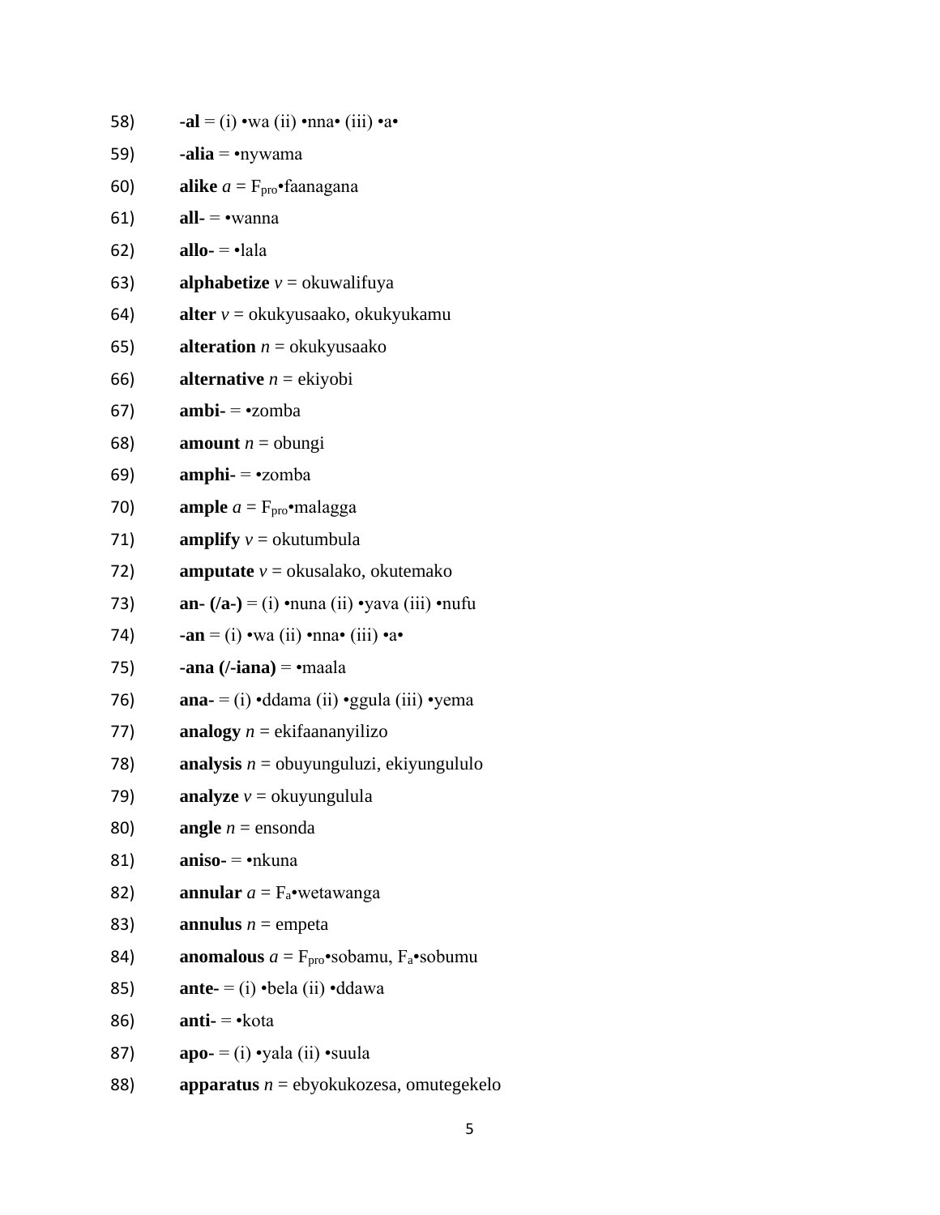58) **-al** = (i) •wa (ii) •nna• (iii) •a•

59) **-alia** = •nywama

60) **alike** *a* = $F_{pro}$•faanagana

61) **all-** = •wanna

62) **allo-** = •lala

63) **alphabetize** *v* = okuwalifuya

64) **alter** *v* = okukyusaako, okukyukamu

65) **alteration** *n* = okukyusaako

66) **alternative** *n* = ekiyobi

67) **ambi-** = •zomba

68) **amount** *n* = obungi

69) **amphi-** = •zomba

70) **ample** *a* = $F_{pro}$•malagga

71) **amplify** *v* = okutumbula

72) **amputate** *v* = okusalako, okutemako

73) **an- (/a-)** = (i) •nuna (ii) •yava (iii) •nufu

74) **-an** = (i) •wa (ii) •nna• (iii) •a•

75) **-ana (/-iana)** = •maala

76) **ana-** = (i) •ddama (ii) •ggula (iii) •yema

77) **analogy** *n* = ekifaananyilizo

78) **analysis** *n* = obuyunguluzi, ekiyungululo

79) **analyze** *v* = okuyungulula

80) **angle** *n* = ensonda

81) **aniso-** = •nkuna

82) **annular** *a* = $F_a$•wetawanga

83) **annulus** *n* = empeta

84) **anomalous** *a* = $F_{pro}$•sobamu, $F_a$•sobumu

85) **ante-** = (i) •bela (ii) •ddawa

86) **anti-** = •kota

87) **apo-** = (i) •yala (ii) •suula

88) **apparatus** *n* = ebyokukozesa, omutegekelo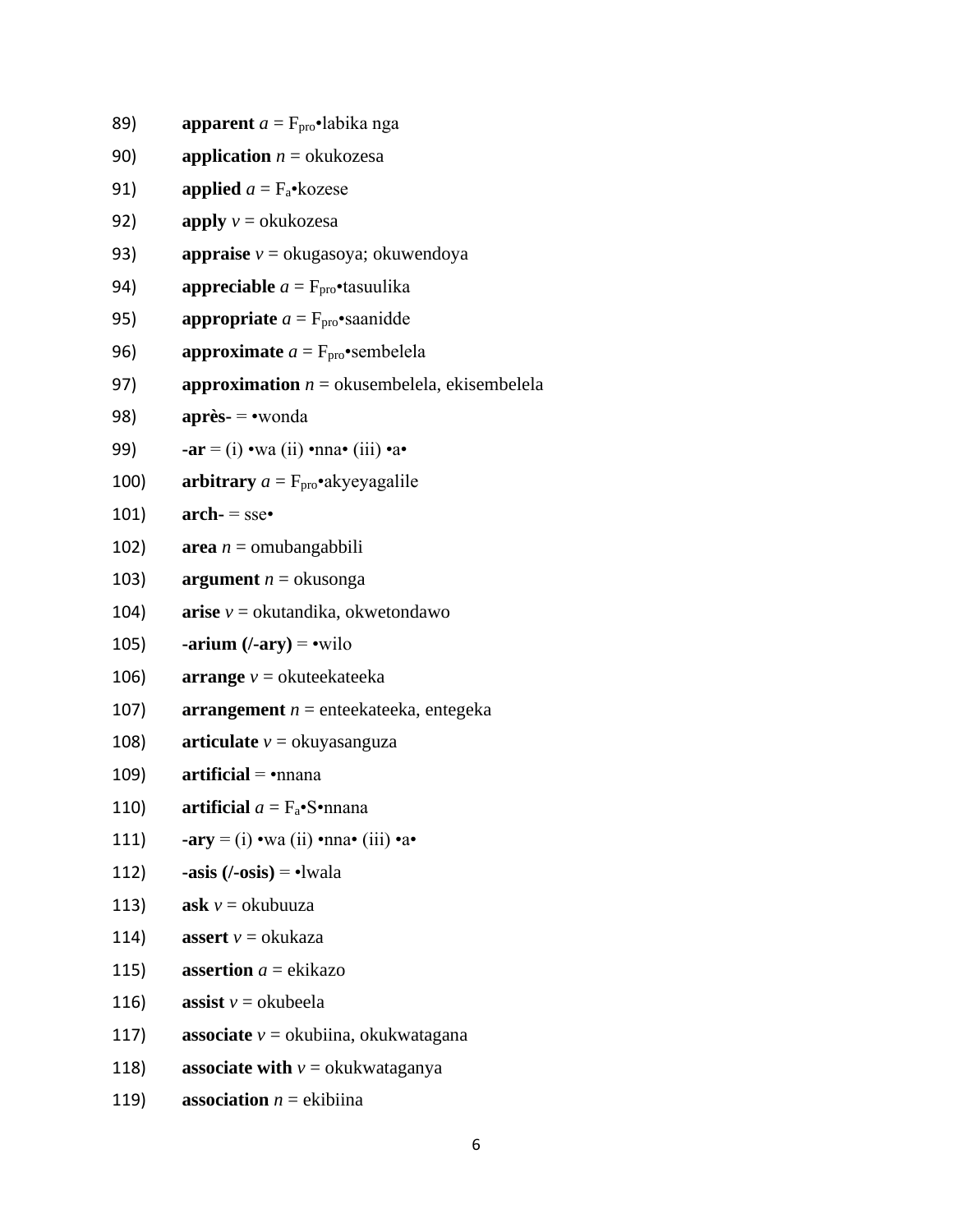89) **apparent** *a* = $F_{pro}$•labika nga

90) **application** *n* = okukozesa

91) **applied** *a* = $F_a$•kozese

92) **apply** *v* = okukozesa

93) **appraise** *v* = okugasoya; okuwendoya

94) **appreciable** *a* = $F_{pro}$•tasuulika

95) **appropriate** *a* = $F_{pro}$•saanidde

96) **approximate** *a* = $F_{pro}$•sembelela

97) **approximation** *n* = okusembelela, ekisembelela

98) **après-** = •wonda

99) **-ar** = (i) •wa (ii) •nna• (iii) •a•

100) **arbitrary** *a* = $F_{pro}$•akyeyagalile

101) **arch-** = sse•

102) **area** *n* = omubangabbili

103) **argument** *n* = okusonga

104) **arise** *v* = okutandika, okwetondawo

105) **-arium (/-ary)** = •wilo

106) **arrange** *v* = okuteekateeka

107) **arrangement** *n* = enteekateeka, entegeka

108) **articulate** *v* = okuyasanguza

109) **artificial** = •nnana

110) **artificial** *a* = $F_a$•S•nnana

111) **-ary** = (i) •wa (ii) •nna• (iii) •a•

112) **-asis (/-osis)** = •lwala

113) **ask** *v* = okubuuza

114) **assert** *v* = okukaza

115) **assertion** *a* = ekikazo

116) **assist** *v* = okubeela

117) **associate** *v* = okubiina, okukwatagana

118) **associate with** *v* = okukwataganya

119) **association** *n* = ekibiina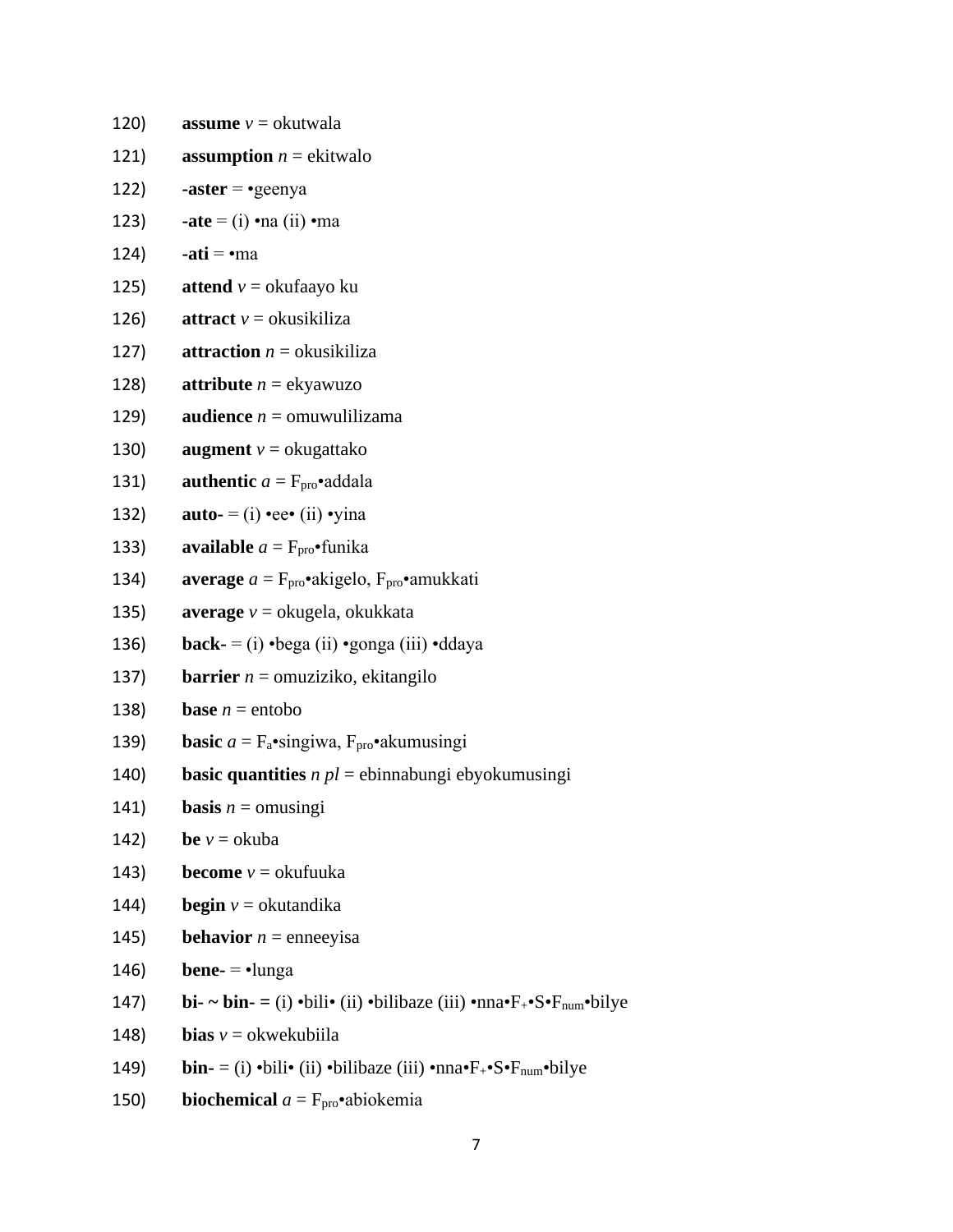120) **assume** *v* = okutwala

121) **assumption** *n* = ekitwalo

122) **-aster** = •geenya

123) **-ate** = (i) •na (ii) •ma

124) **-ati** = •ma

125) **attend** *v* = okufaayo ku

126) **attract** *v* = okusikiliza

127) **attraction** *n* = okusikiliza

128) **attribute** *n* = ekyawuzo

129) **audience** *n* = omuwulilizama

130) **augment** *v* = okugattako

131) **authentic** *a* = $F_{pro}$•addala

132) **auto-** = (i) •ee• (ii) •yina

133) **available** *a* = $F_{pro}$•funika

134) **average** *a* = $F_{pro}$•akigelo, $F_{pro}$•amukkati

135) **average** *v* = okugela, okukkata

136) **back-** = (i) •bega (ii) •gonga (iii) •ddaya

137) **barrier** *n* = omuziziko, ekitangilo

138) **base** *n* = entobo

139) **basic** *a* = $F_{a}$•singiwa, $F_{pro}$•akumusingi

140) **basic quantities** *n pl* = ebinnabungi ebyokumusingi

141) **basis** *n* = omusingi

142) **be** *v* = okuba

143) **become** *v* = okufuuka

144) **begin** *v* = okutandika

145) **behavior** *n* = enneeyisa

146) **bene-** = •lunga

147) **bi- ~ bin- =** (i) •bili• (ii) •bilibaze (iii) •nna•$F_{+}$•S•$F_{num}$•bilye

148) **bias** *v* = okwekubiila

149) **bin-** = (i) •bili• (ii) •bilibaze (iii) •nna•$F_{+}$•S•$F_{num}$•bilye

150) **biochemical** *a* = $F_{pro}$•abiokemia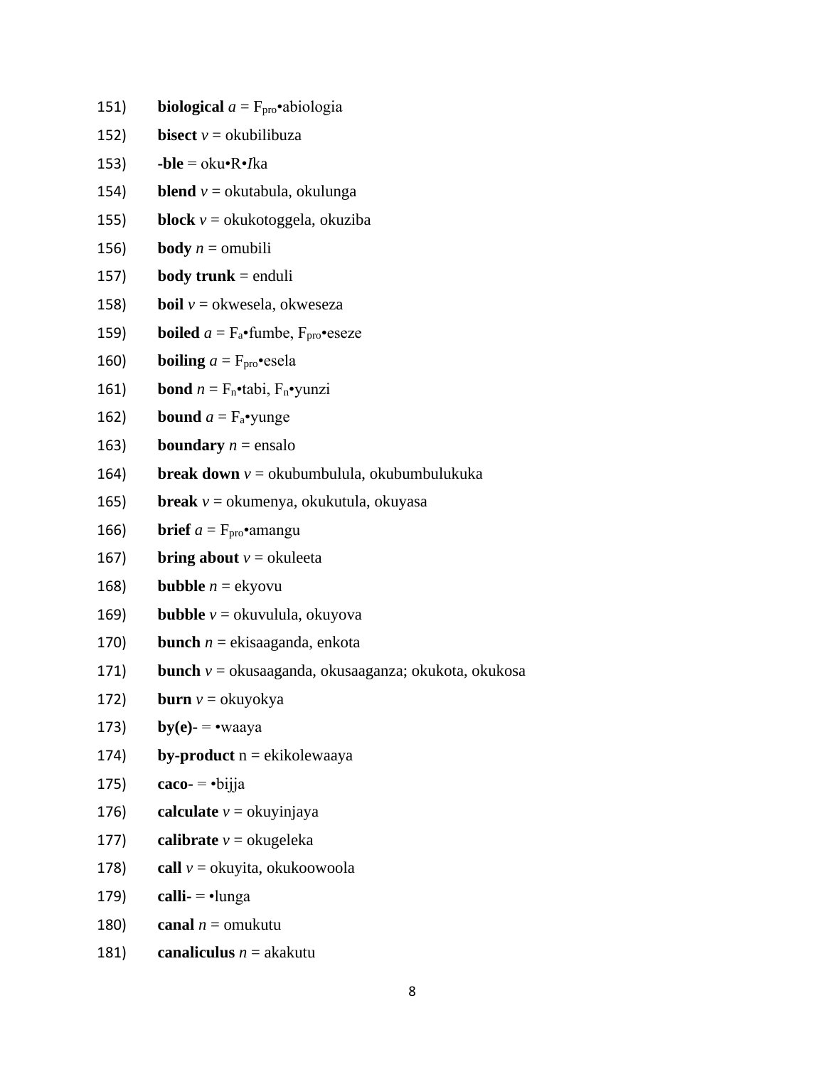151) **biological** *a* = $F_{pro}$•abiologia

152) **bisect** *v* = okubilibuza

153) -**ble** = oku•R•*I*ka

154) **blend** *v* = okutabula, okulunga

155) **block** *v* = okukotoggela, okuziba

156) **body** *n* = omubili

157) **body trunk** = enduli

158) **boil** *v* = okwesela, okweseza

159) **boiled** *a* = $F_a$•fumbe, $F_{pro}$•eseze

160) **boiling** *a* = $F_{pro}$•esela

161) **bond** *n* = $F_n$•tabi, $F_n$•yunzi

162) **bound** *a* = $F_a$•yunge

163) **boundary** *n* = ensalo

164) **break down** *v* = okubumbulula, okubumbulukuka

165) **break** *v* = okumenya, okukutula, okuyasa

166) **brief** *a* = $F_{pro}$•amangu

167) **bring about** *v* = okuleeta

168) **bubble** *n* = ekyovu

169) **bubble** *v* = okuvulula, okuyova

170) **bunch** *n* = ekisaaganda, enkota

171) **bunch** *v* = okusaaganda, okusaaganza; okukota, okukosa

172) **burn** *v* = okuyokya

173) **by(e)-** = •waaya

174) **by-product** n = ekikolewaaya

175) **caco-** = •bijja

176) **calculate** *v* = okuyinjaya

177) **calibrate** *v* = okugeleka

178) **call** *v* = okuyita, okukoowoola

179) **calli-** = •lunga

180) **canal** *n* = omukutu

181) **canaliculus** *n* = akakutu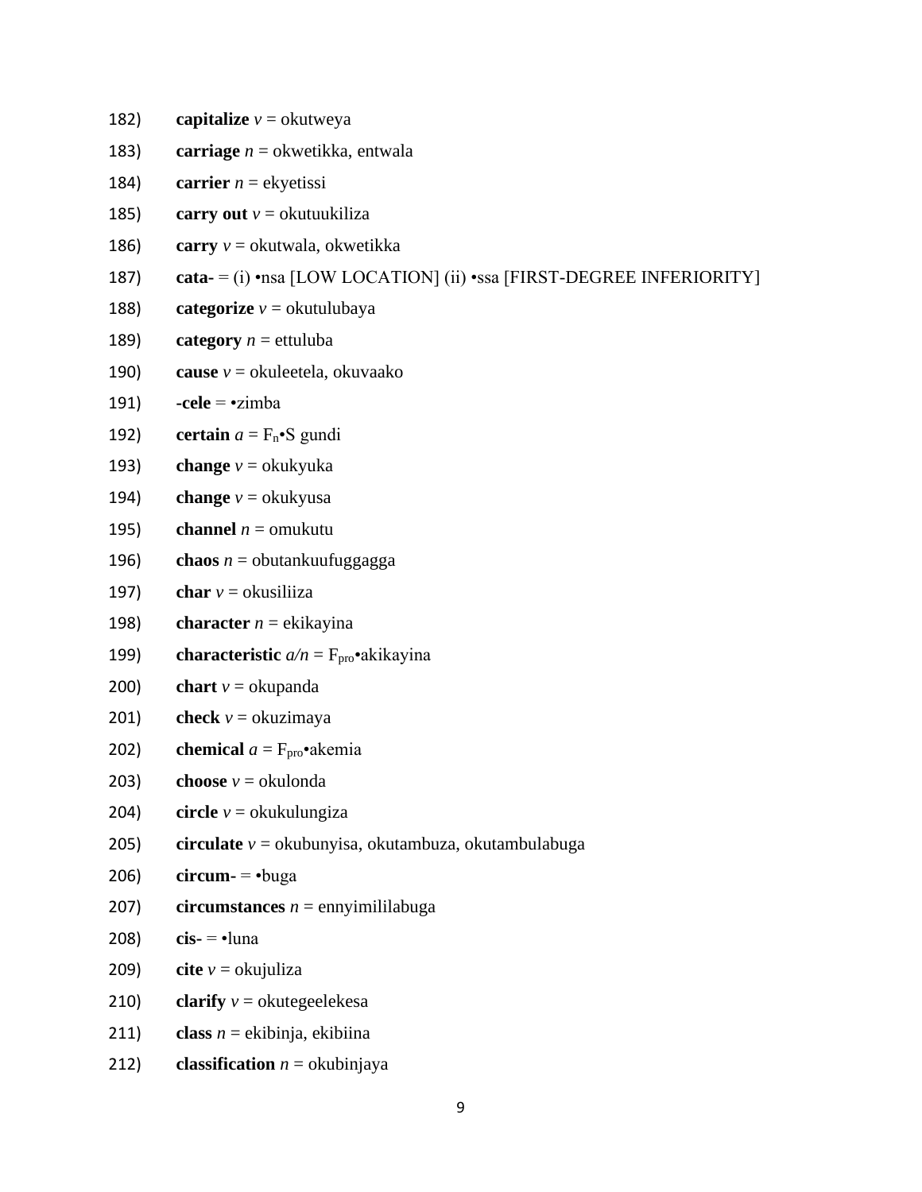182) **capitalize** *v* = okutweya

183) **carriage** *n* = okwetikka, entwala

184) **carrier** *n* = ekyetissi

185) **carry out** *v* = okutuukiliza

186) **carry** *v* = okutwala, okwetikka

187) **cata-** = (i) •nsa [LOW LOCATION] (ii) •ssa [FIRST-DEGREE INFERIORITY]

188) **categorize** *v* = okutulubaya

189) **category** *n* = ettuluba

190) **cause** *v* = okuleetela, okuvaako

191) **-cele** = •zimba

192) **certain** *a* = $F_n$•S gundi

193) **change** *v* = okukyuka

194) **change** *v* = okukyusa

195) **channel** *n* = omukutu

196) **chaos** *n* = obutankuufuggagga

197) **char** *v* = okusiliiza

198) **character** *n* = ekikayina

199) **characteristic** *a/n* = $F_{pro}$•akikayina

200) **chart** *v* = okupanda

201) **check** *v* = okuzimaya

202) **chemical** *a* = $F_{pro}$•akemia

203) **choose** *v* = okulonda

204) **circle** *v* = okukulungiza

205) **circulate** *v* = okubunyisa, okutambuza, okutambulabuga

206) **circum-** = •buga

207) **circumstances** *n* = ennyimililabuga

208) **cis-** = •luna

209) **cite** *v* = okujuliza

210) **clarify** *v* = okutegeelekesa

211) **class** *n* = ekibinja, ekibiina

212) **classification** *n* = okubinjaya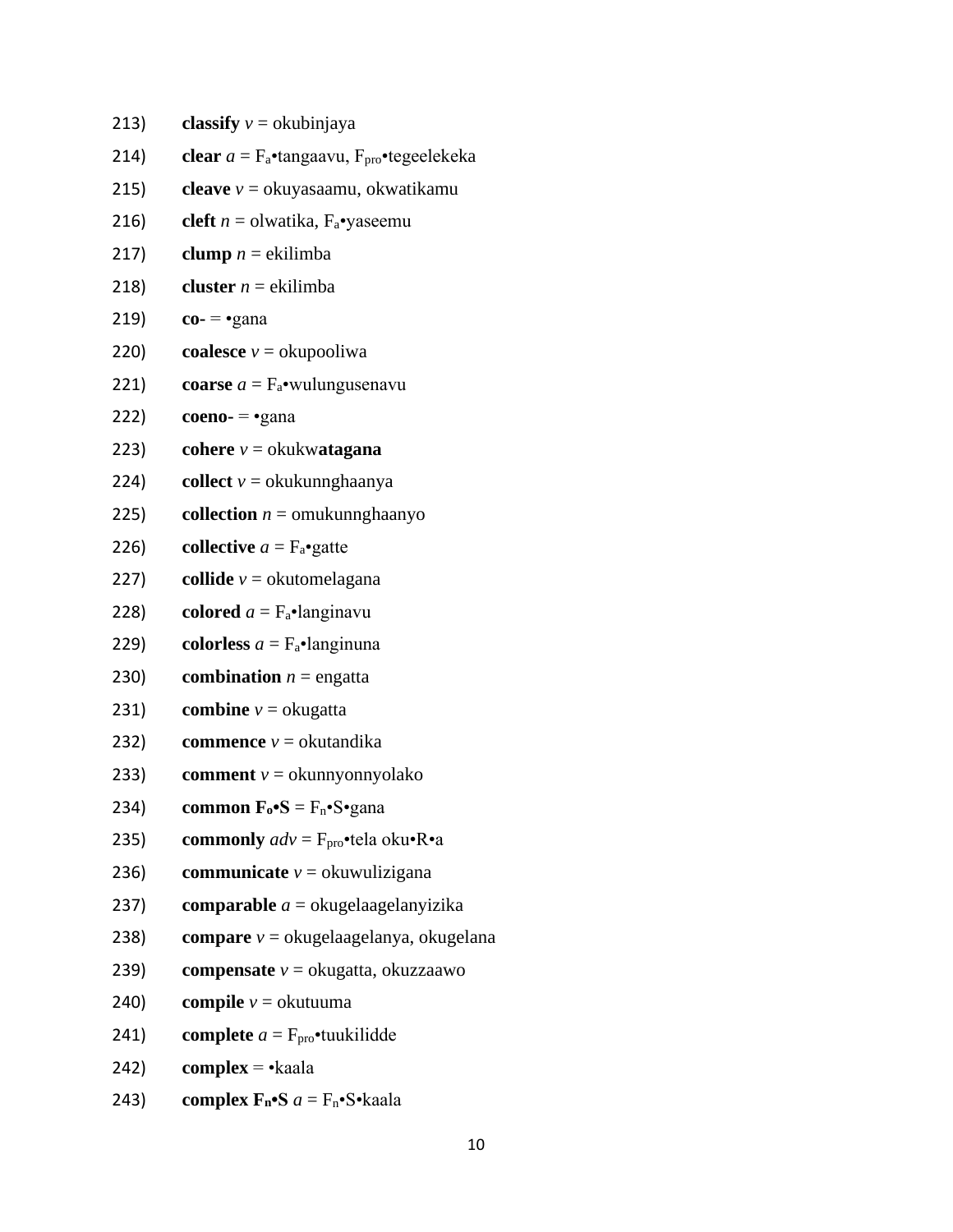213) **classify** *v* = okubinjaya

214) **clear** *a* = $F_a$•tangaavu, $F_{pro}$•tegeelekeka

215) **cleave** *v* = okuyasaamu, okwatikamu

216) **cleft** *n* = olwatika, $F_a$•yaseemu

217) **clump** *n* = ekilimba

218) **cluster** *n* = ekilimba

219) **co-** = •gana

220) **coalesce** *v* = okupooliwa

221) **coarse** *a* = $F_a$•wulungusenavu

222) **coeno-** = •gana

223) **cohere** *v* = okukw**atagana**

224) **collect** *v* = okukunnghaanya

225) **collection** *n* = omukunnghaanyo

226) **collective** *a* = $F_a$•gatte

227) **collide** *v* = okutomelagana

228) **colored** *a* = $F_a$•langinavu

229) **colorless** *a* = $F_a$•langinuna

230) **combination** *n* = engatta

231) **combine** *v* = okugatta

232) **commence** *v* = okutandika

233) **comment** *v* = okunnyonnyolako

234) **common $F_o$•S** = $F_n$•S•gana

235) **commonly** *adv* = $F_{pro}$•tela oku•R•a

236) **communicate** *v* = okuwulizigana

237) **comparable** *a* = okugelaagelanyizika

238) **compare** *v* = okugelaagelanya, okugelana

239) **compensate** *v* = okugatta, okuzzaawo

240) **compile** *v* = okutuuma

241) **complete** *a* = $F_{pro}$•tuukilidde

242) **complex** = •kaala

243) **complex $F_n$•S** *a* = $F_n$•S•kaala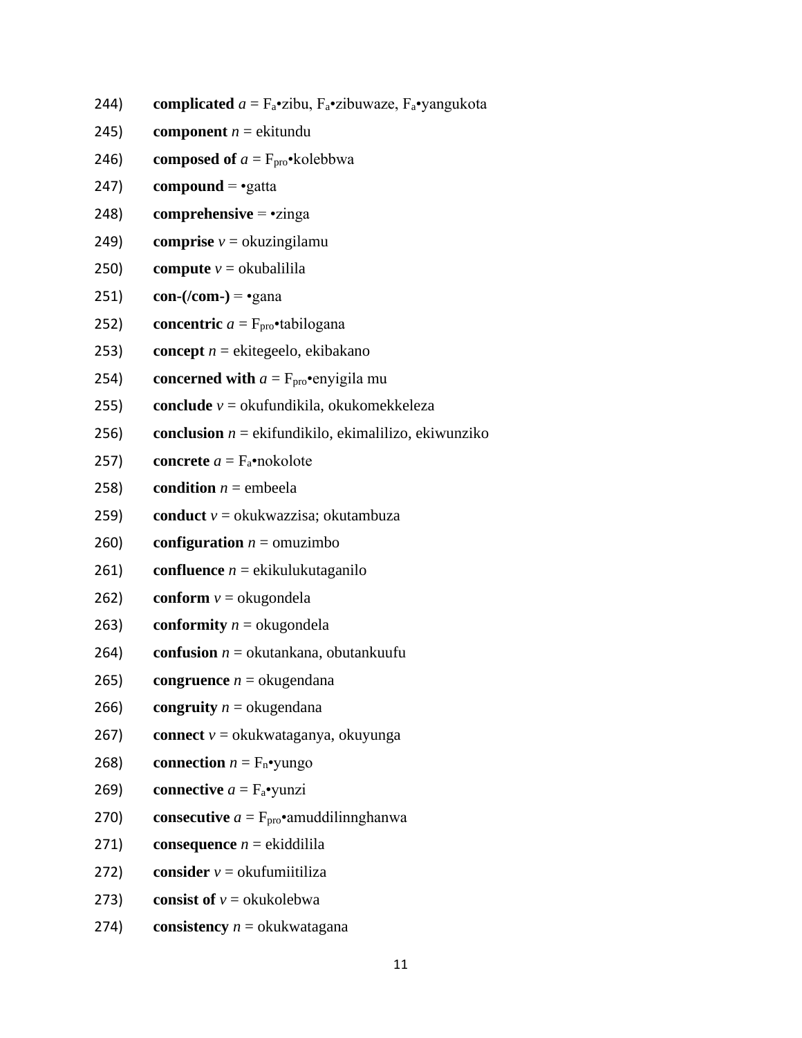244) **complicated** *a* = $F_a$•zibu, $F_a$•zibuwaze, $F_a$•yangukota

245) **component** *n* = ekitundu

246) **composed of** *a* = $F_{pro}$•kolebbwa

247) **compound** = •gatta

248) **comprehensive** = •zinga

249) **comprise** *v* = okuzingilamu

250) **compute** *v* = okubalilila

251) **con-(/com-)** = •gana

252) **concentric** *a* = $F_{pro}$•tabilogana

253) **concept** *n* = ekitegeelo, ekibakano

254) **concerned with** *a* = $F_{pro}$•enyigila mu

255) **conclude** *v* = okufundikila, okukomekkeleza

256) **conclusion** *n* = ekifundikilo, ekimalilizo, ekiwunziko

257) **concrete** *a* = $F_a$•nokolote

258) **condition** *n* = embeela

259) **conduct** *v* = okukwazzisa; okutambuza

260) **configuration** *n* = omuzimbo

261) **confluence** *n* = ekikulukutaganilo

262) **conform** *v* = okugondela

263) **conformity** *n* = okugondela

264) **confusion** *n* = okutankana, obutankuufu

265) **congruence** *n* = okugendana

266) **congruity** *n* = okugendana

267) **connect** *v* = okukwataganya, okuyunga

268) **connection** *n* = $F_n$•yungo

269) **connective** *a* = $F_a$•yunzi

270) **consecutive** *a* = $F_{pro}$•amuddilinnghanwa

271) **consequence** *n* = ekiddilila

272) **consider** *v* = okufumiitiliza

273) **consist of** *v* = okukolebwa

274) **consistency** *n* = okukwatagana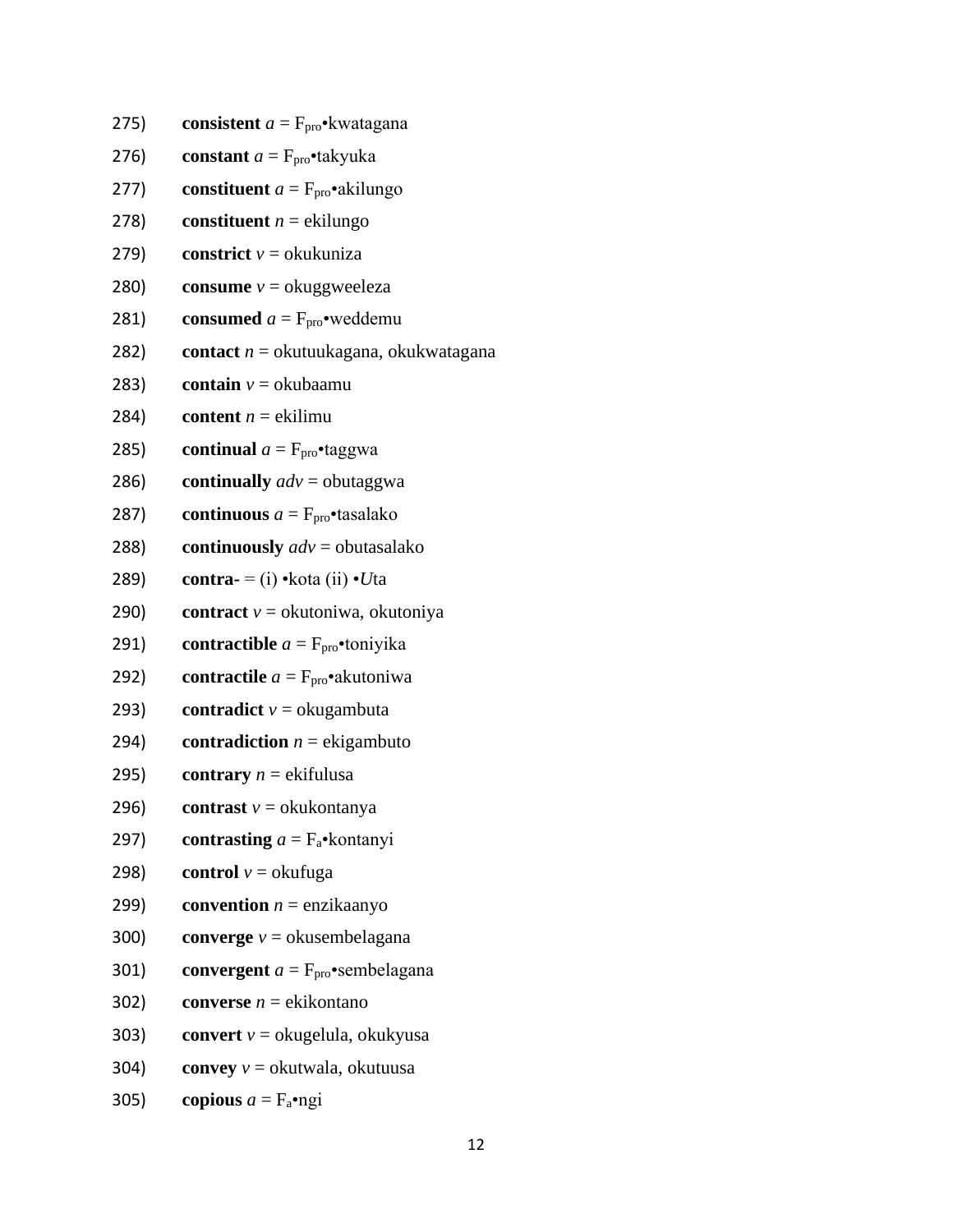275) **consistent** *a* = $F_{pro}$•kwatagana

276) **constant** *a* = $F_{pro}$•takyuka

277) **constituent** *a* = $F_{pro}$•akilungo

278) **constituent** *n* = ekilungo

279) **constrict** *v* = okukuniza

280) **consume** *v* = okuggweeleza

281) **consumed** *a* = $F_{pro}$•weddemu

282) **contact** *n* = okutuukagana, okukwatagana

283) **contain** *v* = okubaamu

284) **content** *n* = ekilimu

285) **continual** *a* = $F_{pro}$•taggwa

286) **continually** *adv* = obutaggwa

287) **continuous** *a* = $F_{pro}$•tasalako

288) **continuously** *adv* = obutasalako

289) **contra-** = (i) •kota (ii) •*U*ta

290) **contract** *v* = okutoniwa, okutoniya

291) **contractible** *a* = $F_{pro}$•toniyika

292) **contractile** *a* = $F_{pro}$•akutoniwa

293) **contradict** *v* = okugambuta

294) **contradiction** *n* = ekigambuto

295) **contrary** *n* = ekifulusa

296) **contrast** *v* = okukontanya

297) **contrasting** *a* = $F_a$•kontanyi

298) **control** *v* = okufuga

299) **convention** *n* = enzikaanyo

300) **converge** *v* = okusembelagana

301) **convergent** *a* = $F_{pro}$•sembelagana

302) **converse** *n* = ekikontano

303) **convert** *v* = okugelula, okukyusa

304) **convey** *v* = okutwala, okutuusa

305) **copious** *a* = $F_a$•ngi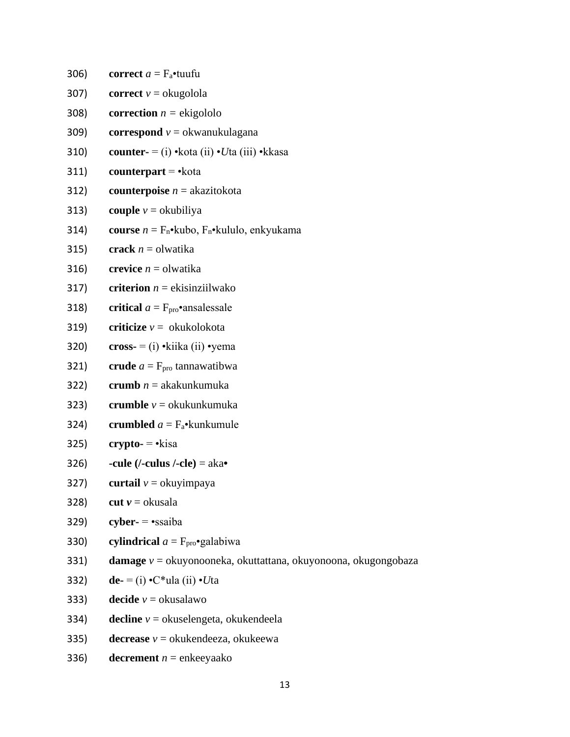306) **correct** *a* = $F_a$•tuufu

307) **correct** *v* = okugolola

308) **correction** *n* = ekigololo

309) **correspond** *v* = okwanukulagana

310) **counter-** = (i) •kota (ii) •*U*ta (iii) •kkasa

311) **counterpart** = •kota

312) **counterpoise** *n* = akazitokota

313) **couple** *v* = okubiliya

314) **course** *n* = $F_n$•kubo, $F_n$•kululo, enkyukama

315) **crack** *n* = olwatika

316) **crevice** *n* = olwatika

317) **criterion** *n* = ekisinziilwako

318) **critical** *a* = $F_{pro}$•ansalessale

319) **criticize** *v* = okukolokota

320) **cross-** = (i) •kiika (ii) •yema

321) **crude** *a* = $F_{pro}$ tannawatibwa

322) **crumb** *n* = akakunkumuka

323) **crumble** *v* = okukunkumuka

324) **crumbled** *a* = $F_a$•kunkumule

325) **crypto-** = •kisa

326) **-cule (/-culus /-cle)** = aka•

327) **curtail** *v* = okuyimpaya

328) **cut** ***v*** = okusala

329) **cyber-** = •ssaiba

330) **cylindrical** *a* = $F_{pro}$•galabiwa

331) **damage** *v* = okuyonooneka, okuttattana, okuyonoona, okugongobaza

332) **de-** = (i) •C*ula (ii) •*U*ta

333) **decide** *v* = okusalawo

334) **decline** *v* = okuselengeta, okukendeela

335) **decrease** *v* = okukendeeza, okukeewa

336) **decrement** *n* = enkeeyaako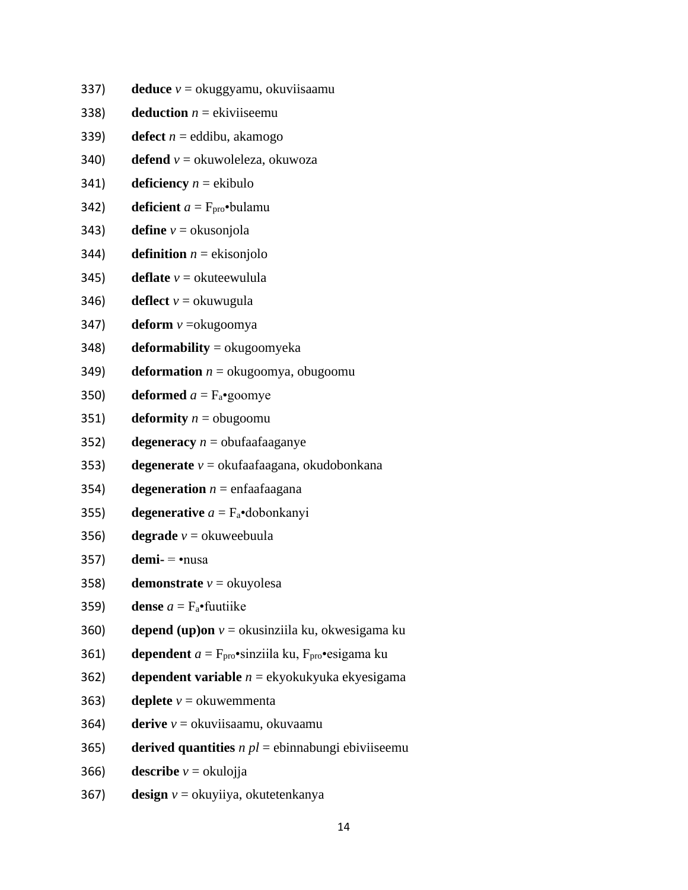337) **deduce** *v* = okuggyamu, okuviisaamu

338) **deduction** *n* = ekiviiseemu

339) **defect** *n* = eddibu, akamogo

340) **defend** *v* = okuwoleleza, okuwoza

341) **deficiency** *n* = ekibulo

342) **deficient** *a* = $F_{pro}$•bulamu

343) **define** *v* = okusonjola

344) **definition** *n* = ekisonjolo

345) **deflate** *v* = okuteewulula

346) **deflect** *v* = okuwugula

347) **deform** *v* =okugoomya

348) **deformability** = okugoomyeka

349) **deformation** *n* = okugoomya, obugoomu

350) **deformed** *a* = $F_a$•goomye

351) **deformity** *n* = obugoomu

352) **degeneracy** *n* = obufaafaaganye

353) **degenerate** *v* = okufaafaagana, okudobonkana

354) **degeneration** *n* = enfaafaagana

355) **degenerative** *a* = $F_a$•dobonkanyi

356) **degrade** *v* = okuweebuula

357) **demi-** = •nusa

358) **demonstrate** *v* = okuyolesa

359) **dense** *a* = $F_a$•fuutiike

360) **depend (up)on** *v* = okusinziila ku, okwesigama ku

361) **dependent** *a* = $F_{pro}$•sinziila ku, $F_{pro}$•esigama ku

362) **dependent variable** *n* = ekyokukyuka ekyesigama

363) **deplete** *v* = okuwemmenta

364) **derive** *v* = okuviisaamu, okuvaamu

365) **derived quantities** *n pl* = ebinnabungi ebiviiseemu

366) **describe** *v* = okulojja

367) **design** *v* = okuyiiya, okutetenkanya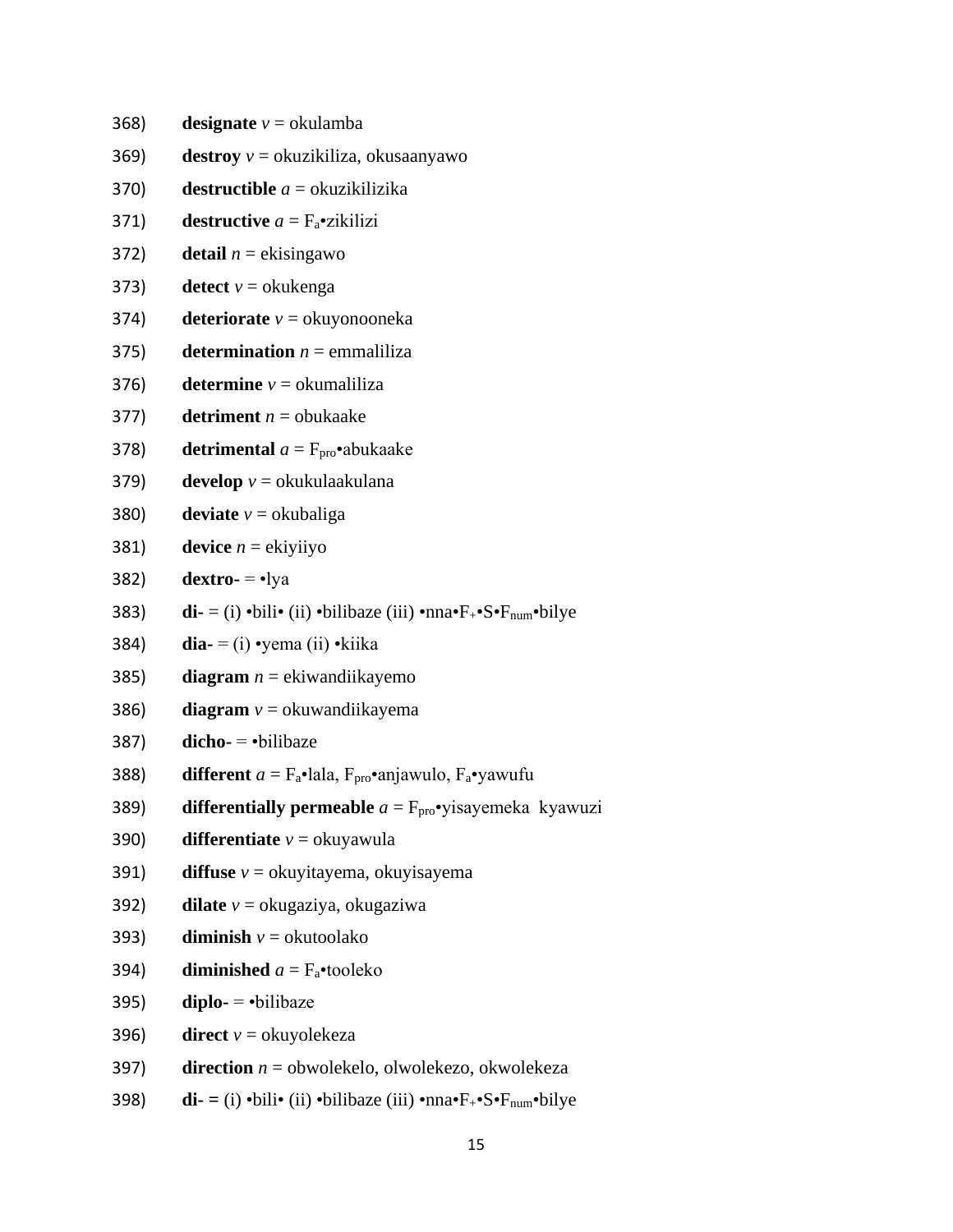368) **designate** *v* = okulamba

369) **destroy** *v* = okuzikiliza, okusaanyawo

370) **destructible** *a* = okuzikilizika

371) **destructive** *a* = $F_a$•zikilizi

372) **detail** *n* = ekisingawo

373) **detect** *v* = okukenga

374) **deteriorate** *v* = okuyonooneka

375) **determination** *n* = emmaliliza

376) **determine** *v* = okumaliliza

377) **detriment** *n* = obukaake

378) **detrimental** *a* = $F_{pro}$•abukaake

379) **develop** *v* = okukulaakulana

380) **deviate** *v* = okubaliga

381) **device** *n* = ekiyiiyo

382) **dextro-** = •lya

383) **di-** = (i) •bili• (ii) •bilibaze (iii) •nna•$F_+$•S•$F_{num}$•bilye

384) **dia-** = (i) •yema (ii) •kiika

385) **diagram** *n* = ekiwandiikayemo

386) **diagram** *v* = okuwandiikayema

387) **dicho-** = •bilibaze

388) **different** *a* = $F_a$•lala, $F_{pro}$•anjawulo, $F_a$•yawufu

389) **differentially permeable** *a* = $F_{pro}$•yisayemeka kyawuzi

390) **differentiate** *v* = okuyawula

391) **diffuse** *v* = okuyitayema, okuyisayema

392) **dilate** *v* = okugaziya, okugaziwa

393) **diminish** *v* = okutoolako

394) **diminished** *a* = $F_a$•tooleko

395) **diplo-** = •bilibaze

396) **direct** *v* = okuyolekeza

397) **direction** *n* = obwolekelo, olwolekezo, okwolekeza

398) **di-** = (i) •bili• (ii) •bilibaze (iii) •nna•$F_+$•S•$F_{num}$•bilye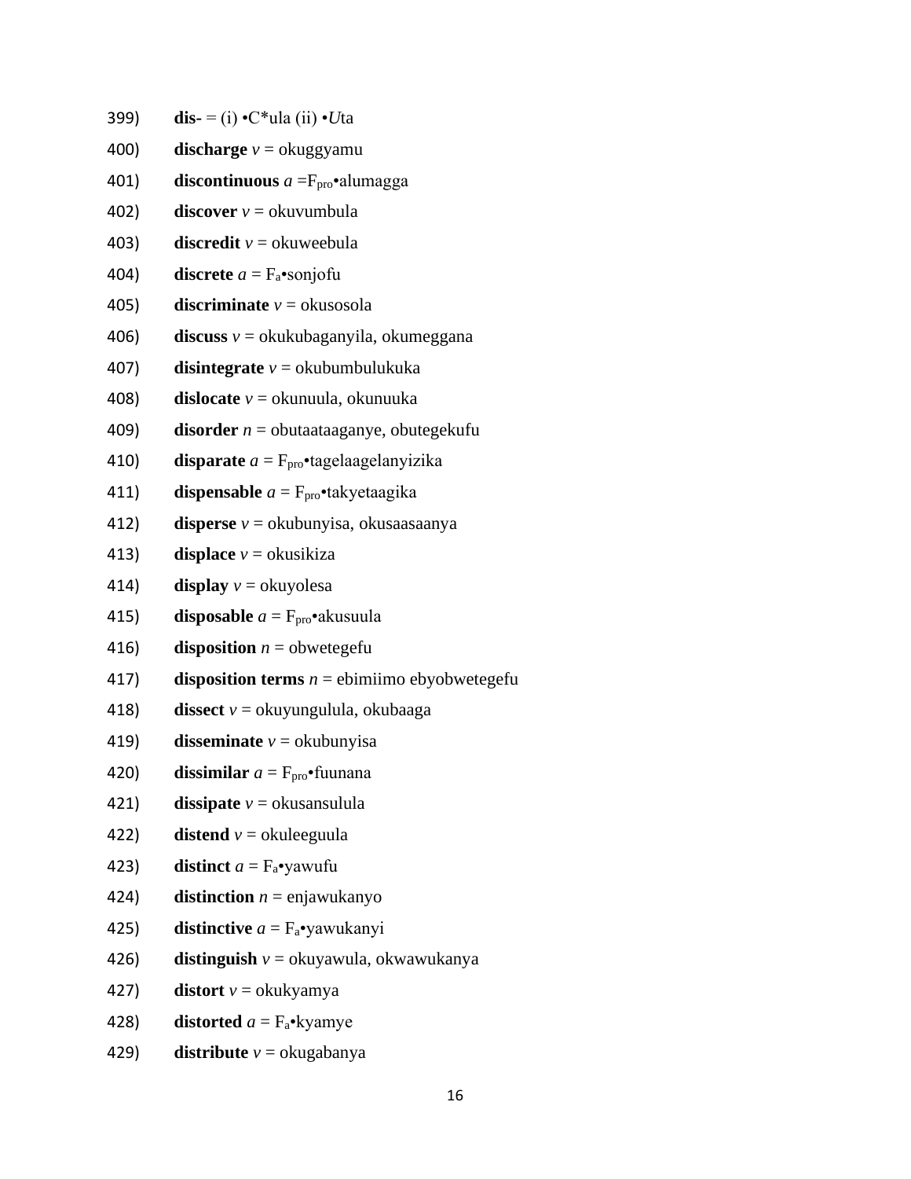399) **dis**- = (i) •C*ula (ii) •*U*ta

400) **discharge** *v* = okuggyamu

401) **discontinuous** *a* =$F_{pro}$•alumagga

402) **discover** *v* = okuvumbula

403) **discredit** *v* = okuweebula

404) **discrete** *a* = $F_a$•sonjofu

405) **discriminate** *v* = okusosola

406) **discuss** *v* = okukubaganyila, okumeggana

407) **disintegrate** *v* = okubumbulukuka

408) **dislocate** *v* = okunuula, okunuuka

409) **disorder** *n* = obutaataaganye, obutegekufu

410) **disparate** *a* = $F_{pro}$•tagelaagelanyizika

411) **dispensable** *a* = $F_{pro}$•takyetaagika

412) **disperse** *v* = okubunyisa, okusaasaanya

413) **displace** *v* = okusikiza

414) **display** *v* = okuyolesa

415) **disposable** *a* = $F_{pro}$•akusuula

416) **disposition** *n* = obwetegefu

417) **disposition terms** *n* = ebimiimo ebyobwetegefu

418) **dissect** *v* = okuyungulula, okubaaga

419) **disseminate** *v* = okubunyisa

420) **dissimilar** *a* = $F_{pro}$•fuunana

421) **dissipate** *v* = okusansulula

422) **distend** *v* = okuleeguula

423) **distinct** *a* = $F_a$•yawufu

424) **distinction** *n* = enjawukanyo

425) **distinctive** *a* = $F_a$•yawukanyi

426) **distinguish** *v* = okuyawula, okwawukanya

427) **distort** *v* = okukyamya

428) **distorted** *a* = $F_a$•kyamye

429) **distribute** *v* = okugabanya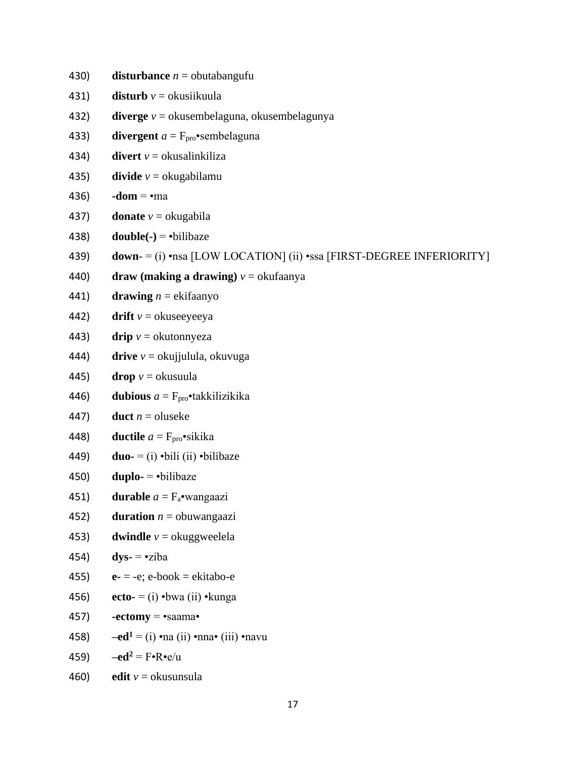430) **disturbance** *n* = obutabangufu

431) **disturb** *v* = okusiikuula

432) **diverge** *v* = okusembelaguna, okusembelagunya

433) **divergent** *a* = $F_{pro}$•sembelaguna

434) **divert** *v* = okusalinkiliza

435) **divide** *v* = okugabilamu

436) **-dom** = •ma

437) **donate** *v* = okugabila

438) **double(-)** = •bilibaze

439) **down**- = (i) •nsa [LOW LOCATION] (ii) •ssa [FIRST-DEGREE INFERIORITY]

440) **draw (making a drawing)** *v* = okufaanya

441) **drawing** *n* = ekifaanyo

442) **drift** *v* = okuseeyeeya

443) **drip** *v* = okutonnyeza

444) **drive** *v* = okujjulula, okuvuga

445) **drop** *v* = okusuula

446) **dubious** *a* = $F_{pro}$•takkilizikika

447) **duct** *n* = oluseke

448) **ductile** *a* = $F_{pro}$•sikika

449) **duo**- = (i) •bili (ii) •bilibaze

450) **duplo**- = •bilibaze

451) **durable** *a* = $F_{a}$•wangaazi

452) **duration** *n* = obuwangaazi

453) **dwindle** *v* = okuggweelela

454) **dys-** = •ziba

455) **e-** = -e; e-book = ekitabo-e

456) **ecto**- = (i) •bwa (ii) •kunga

457) **-ectomy** = •saama•

458) **–ed**[1] = (i) •na (ii) •nna• (iii) •navu

459) **–ed**[2] = F•R•e/u

460) **edit** *v* = okusunsula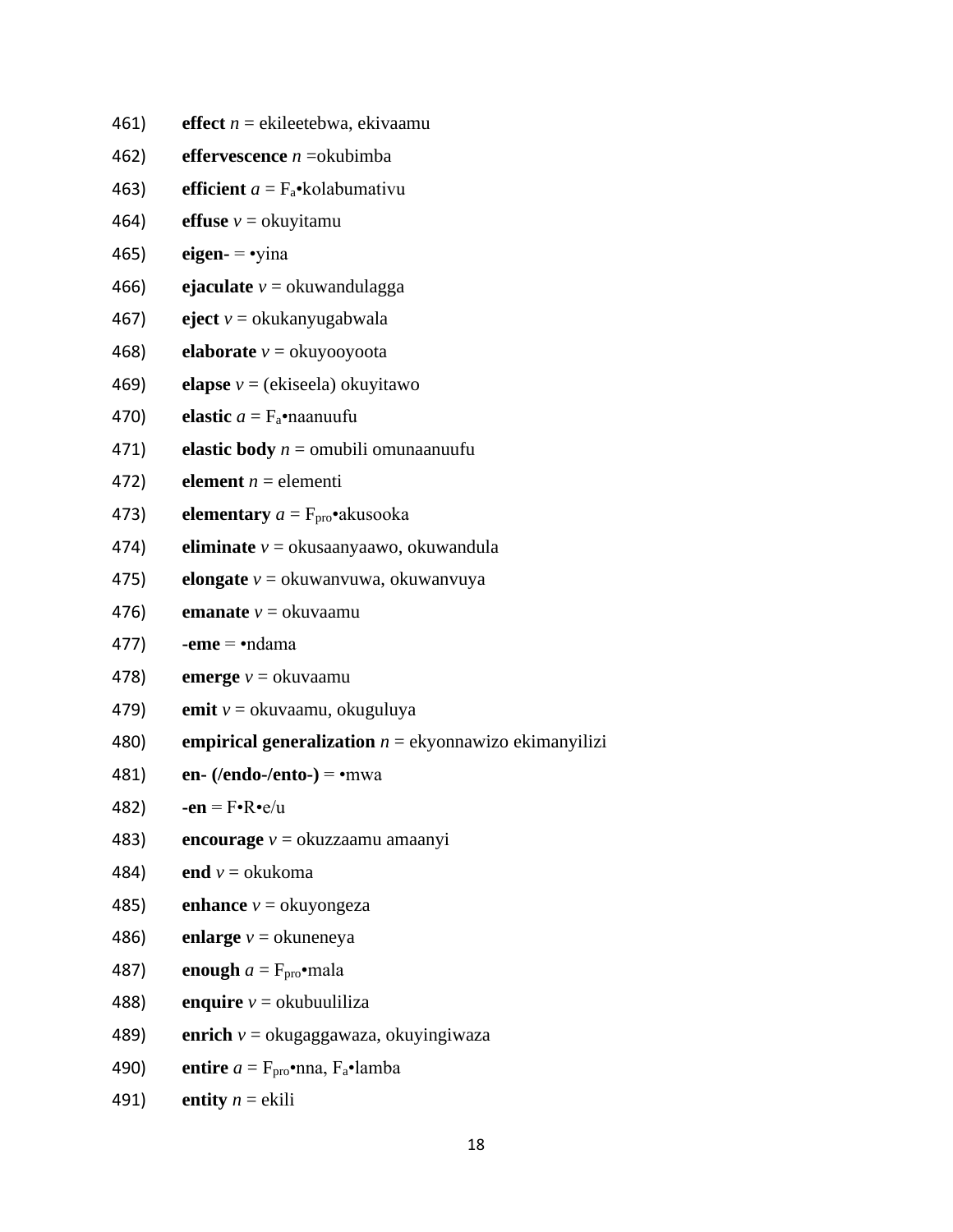461) **effect** *n* = ekileetebwa, ekivaamu

462) **effervescence** *n* =okubimba

463) **efficient** *a* = $F_a$•kolabumativu

464) **effuse** *v* = okuyitamu

465) **eigen-** = •yina

466) **ejaculate** *v* = okuwandulagga

467) **eject** *v* = okukanyugabwala

468) **elaborate** *v* = okuyooyoota

469) **elapse** *v* = (ekiseela) okuyitawo

470) **elastic** *a* = $F_a$•naanuufu

471) **elastic body** *n* = omubili omunaanuufu

472) **element** *n* = elementi

473) **elementary** *a* = $F_{pro}$•akusooka

474) **eliminate** *v* = okusaanyaawo, okuwandula

475) **elongate** *v* = okuwanvuwa, okuwanvuya

476) **emanate** *v* = okuvaamu

477) **-eme** = •ndama

478) **emerge** *v* = okuvaamu

479) **emit** *v* = okuvaamu, okuguluya

480) **empirical generalization** *n* = ekyonnawizo ekimanyilizi

481) **en- (/endo-/ento-)** = •mwa

482) **-en** = F•R•e/u

483) **encourage** *v* = okuzzaamu amaanyi

484) **end** *v* = okukoma

485) **enhance** *v* = okuyongeza

486) **enlarge** *v* = okuneneya

487) **enough** *a* = $F_{pro}$•mala

488) **enquire** *v* = okubuuliliza

489) **enrich** *v* = okugaggawaza, okuyingiwaza

490) **entire** *a* = $F_{pro}$•nna, $F_a$•lamba

491) **entity** *n* = ekili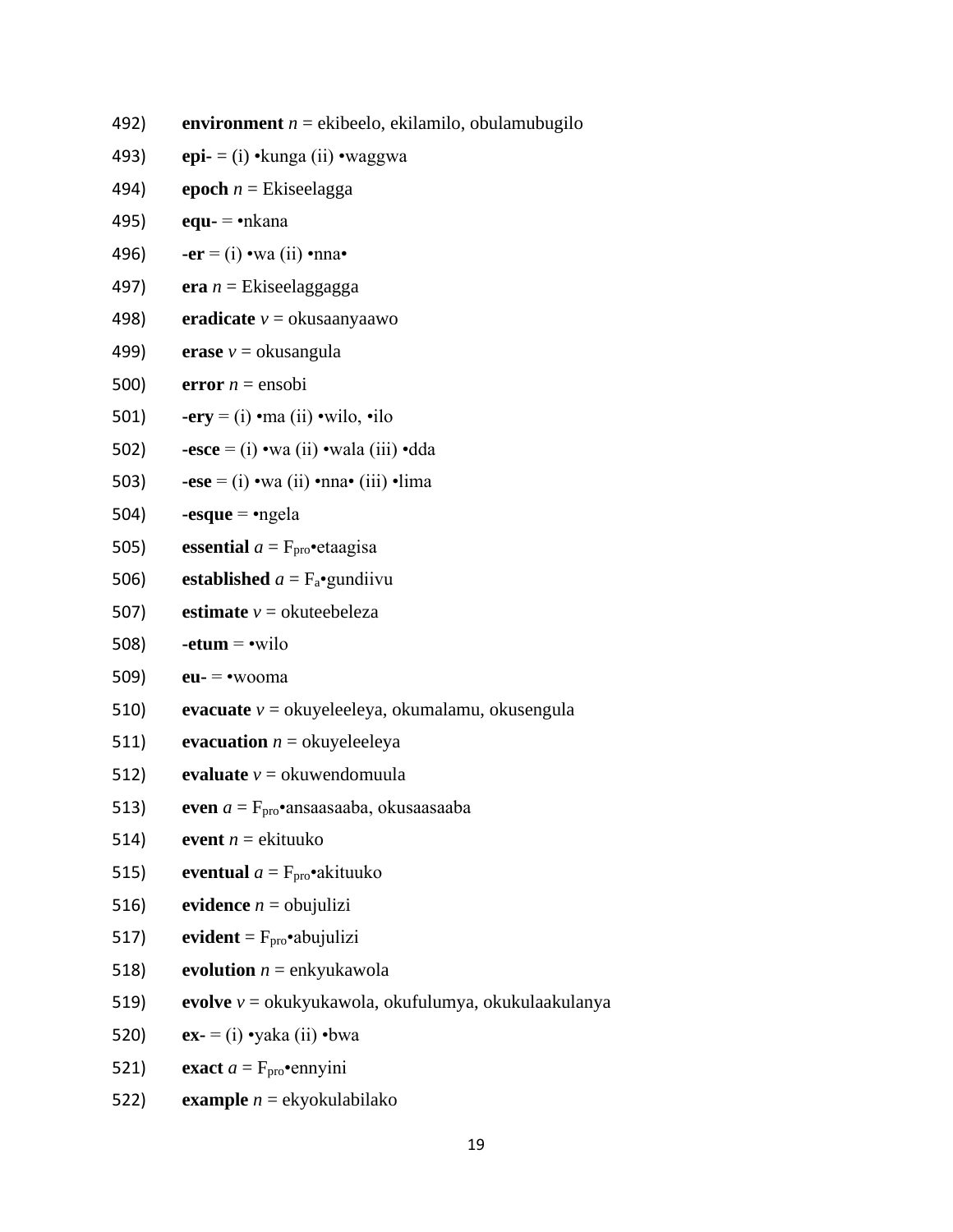492) **environment** *n* = ekibeelo, ekilamilo, obulamubugilo

493) **epi-** = (i) •kunga (ii) •waggwa

494) **epoch** *n* = Ekiseelagga

495) **equ-** = •nkana

496) **-er** = (i) •wa (ii) •nna•

497) **era** *n* = Ekiseelaggagga

498) **eradicate** *v* = okusaanyaawo

499) **erase** *v* = okusangula

500) **error** *n* = ensobi

501) **-ery** = (i) •ma (ii) •wilo, •ilo

502) **-esce** = (i) •wa (ii) •wala (iii) •dda

503) **-ese** = (i) •wa (ii) •nna• (iii) •lima

504) **-esque** = •ngela

505) **essential** *a* = $F_{pro}$•etaagisa

506) **established** *a* = $F_{a}$•gundiivu

507) **estimate** *v* = okuteebeleza

508) **-etum** = •wilo

509) **eu-** = •wooma

510) **evacuate** *v* = okuyeleeleya, okumalamu, okusengula

511) **evacuation** *n* = okuyeleeleya

512) **evaluate** *v* = okuwendomuula

513) **even** *a* = $F_{pro}$•ansaasaaba, okusaasaaba

514) **event** *n* = ekituuko

515) **eventual** *a* = $F_{pro}$•akituuko

516) **evidence** *n* = obujulizi

517) **evident** = $F_{pro}$•abujulizi

518) **evolution** *n* = enkyukawola

519) **evolve** *v* = okukyukawola, okufulumya, okukulaakulanya

520) **ex-** = (i) •yaka (ii) •bwa

521) **exact** *a* = $F_{pro}$•ennyini

522) **example** *n* = ekyokulabilako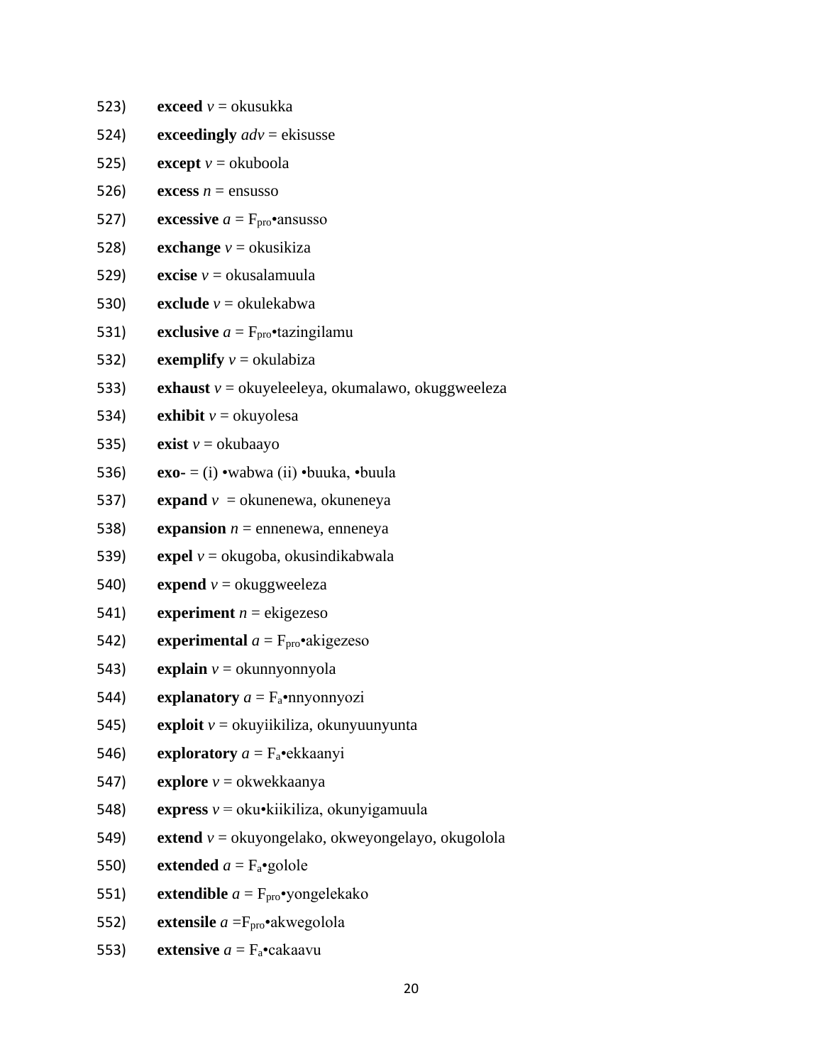523) **exceed** *v* = okusukka

524) **exceedingly** *adv* = ekisusse

525) **except** *v* = okuboola

526) **excess** *n* = ensusso

527) **excessive** *a* = $F_{pro}$•ansusso

528) **exchange** *v* = okusikiza

529) **excise** *v* = okusalamuula

530) **exclude** *v* = okulekabwa

531) **exclusive** *a* = $F_{pro}$•tazingilamu

532) **exemplify** *v* = okulabiza

533) **exhaust** *v* = okuyeleeleya, okumalawo, okuggweeleza

534) **exhibit** *v* = okuyolesa

535) **exist** *v* = okubaayo

536) **exo-** = (i) •wabwa (ii) •buuka, •buula

537) **expand** *v* = okunenewa, okuneneya

538) **expansion** *n* = ennenewa, enneneya

539) **expel** *v* = okugoba, okusindikabwala

540) **expend** *v* = okuggweeleza

541) **experiment** *n* = ekigezeso

542) **experimental** *a* = $F_{pro}$•akigezeso

543) **explain** *v* = okunnyonnyola

544) **explanatory** *a* = $F_{a}$•nnyonnyozi

545) **exploit** *v* = okuyiikiliza, okunyuunyunta

546) **exploratory** *a* = $F_{a}$•ekkaanyi

547) **explore** *v* = okwekkaanya

548) **express** *v* = oku•kiikiliza, okunyigamuula

549) **extend** *v* = okuyongelako, okweyongelayo, okugolola

550) **extended** *a* = $F_{a}$•golole

551) **extendible** *a* = $F_{pro}$•yongelekako

552) **extensile** *a* =$F_{pro}$•akwegolola

553) **extensive** *a* = $F_{a}$•cakaavu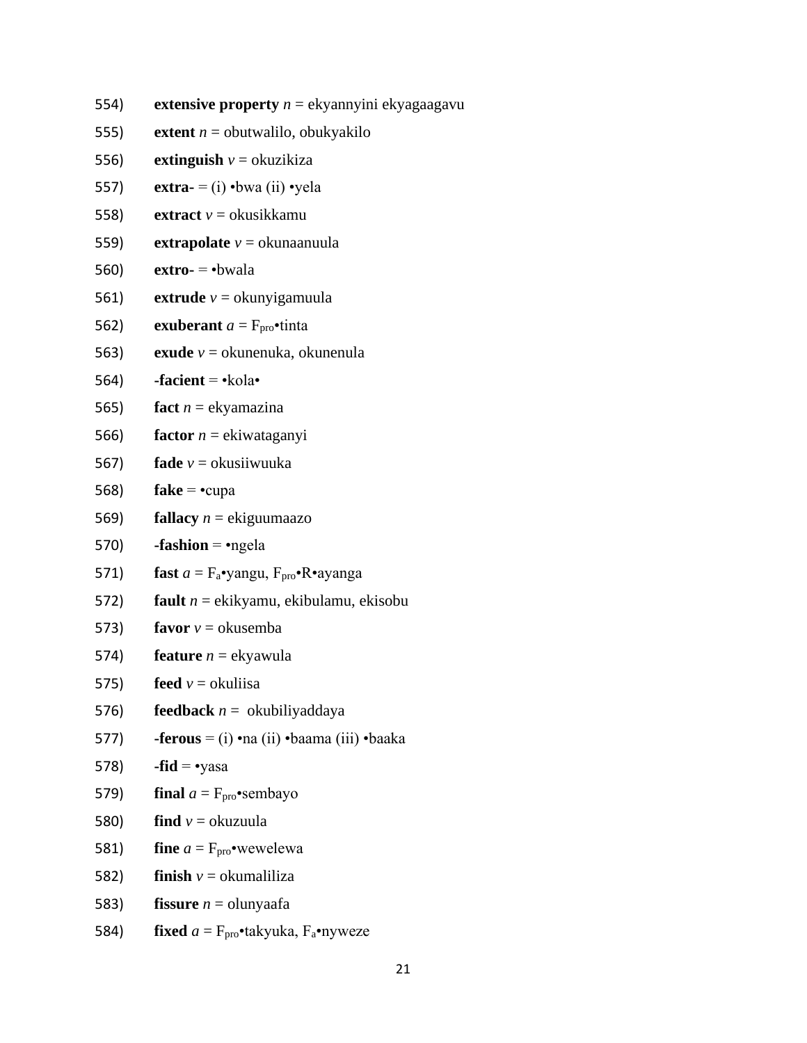554) **extensive property** *n* = ekyannyini ekyagaagavu

555) **extent** *n* = obutwalilo, obukyakilo

556) **extinguish** *v* = okuzikiza

557) **extra-** = (i) •bwa (ii) •yela

558) **extract** *v* = okusikkamu

559) **extrapolate** *v* = okunaanuula

560) **extro-** = •bwala

561) **extrude** *v* = okunyigamuula

562) **exuberant** *a* = $F_{pro}$•tinta

563) **exude** *v* = okunenuka, okunenula

564) **-facient** = •kola•

565) **fact** *n* = ekyamazina

566) **factor** *n* = ekiwataganyi

567) **fade** *v* = okusiiwuuka

568) **fake** = •cupa

569) **fallacy** *n* = ekiguumaazo

570) **-fashion** = •ngela

571) **fast** *a* = $F_a$•yangu, $F_{pro}$•R•ayanga

572) **fault** *n* = ekikyamu, ekibulamu, ekisobu

573) **favor** *v* = okusemba

574) **feature** *n* = ekyawula

575) **feed** *v* = okuliisa

576) **feedback** *n* = okubiliyaddaya

577) **-ferous** = (i) •na (ii) •baama (iii) •baaka

578) **-fid** = •yasa

579) **final** *a* = $F_{pro}$•sembayo

580) **find** *v* = okuzuula

581) **fine** *a* = $F_{pro}$•wewelewa

582) **finish** *v* = okumaliliza

583) **fissure** *n* = olunyaafa

584) **fixed** *a* = $F_{pro}$•takyuka, $F_a$•nyweze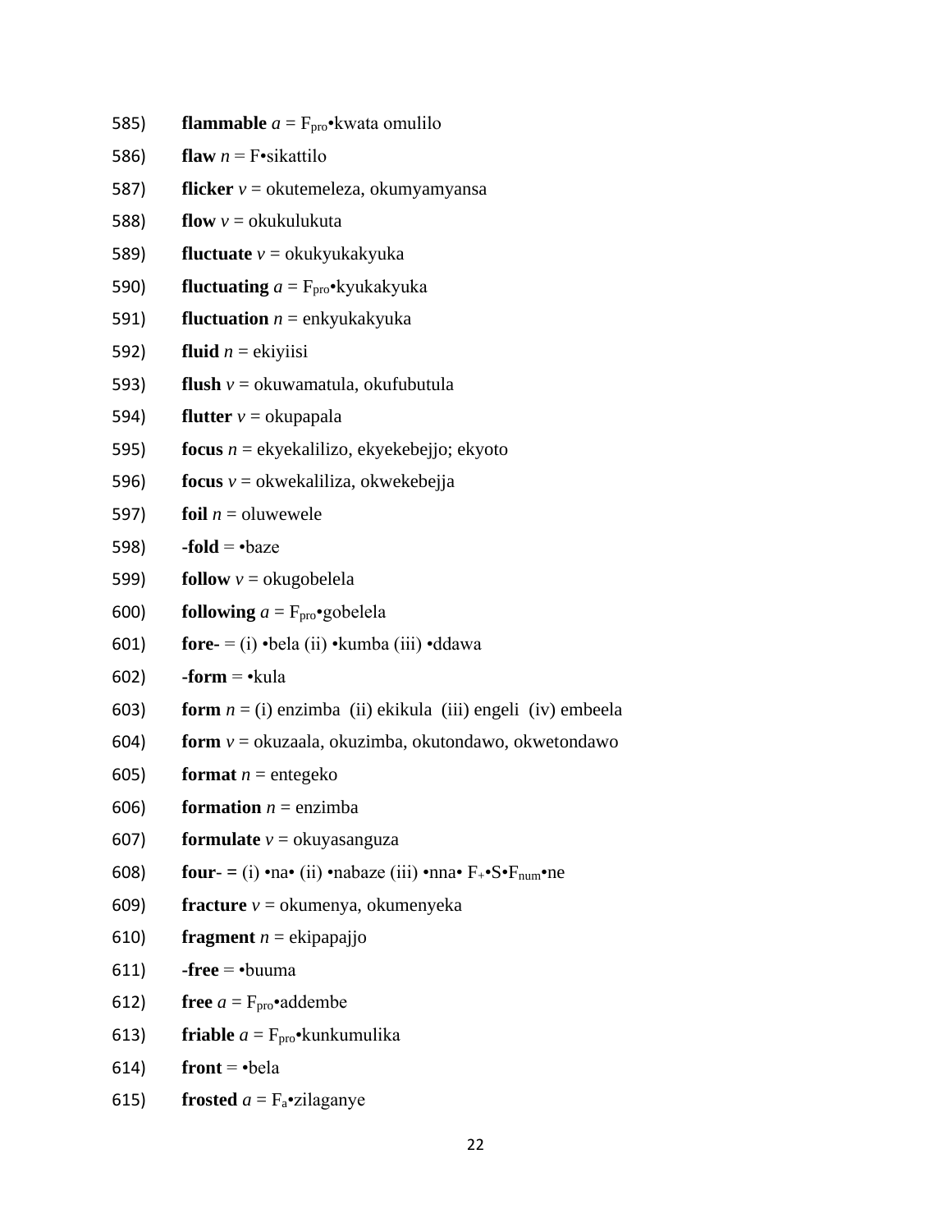585) **flammable** *a* = $F_{pro}$•kwata omulilo

586) **flaw** *n* = F•sikattilo

587) **flicker** *v* = okutemeleza, okumyamyansa

588) **flow** *v* = okukulukuta

589) **fluctuate** *v* = okukyukakyuka

590) **fluctuating** *a* = $F_{pro}$•kyukakyuka

591) **fluctuation** *n* = enkyukakyuka

592) **fluid** *n* = ekiyiisi

593) **flush** *v* = okuwamatula, okufubutula

594) **flutter** *v* = okupapala

595) **focus** *n* = ekyekalilizo, ekyekebejjo; ekyoto

596) **focus** *v* = okwekaliliza, okwekebejja

597) **foil** *n* = oluwewele

598) **-fold** = •baze

599) **follow** *v* = okugobelela

600) **following** *a* = $F_{pro}$•gobelela

601) **fore-** = (i) •bela (ii) •kumba (iii) •ddawa

602) **-form** = •kula

603) **form** *n* = (i) enzimba (ii) ekikula (iii) engeli (iv) embeela

604) **form** *v* = okuzaala, okuzimba, okutondawo, okwetondawo

605) **format** *n* = entegeko

606) **formation** *n* = enzimba

607) **formulate** *v* = okuyasanguza

608) **four-** = (i) •na• (ii) •nabaze (iii) •nna• $F_{+}$•S•$F_{num}$•ne

609) **fracture** *v* = okumenya, okumenyeka

610) **fragment** *n* = ekipapajjo

611) **-free** = •buuma

612) **free** *a* = $F_{pro}$•addembe

613) **friable** *a* = $F_{pro}$•kunkumulika

614) **front** = •bela

615) **frosted** *a* = $F_{a}$•zilaganye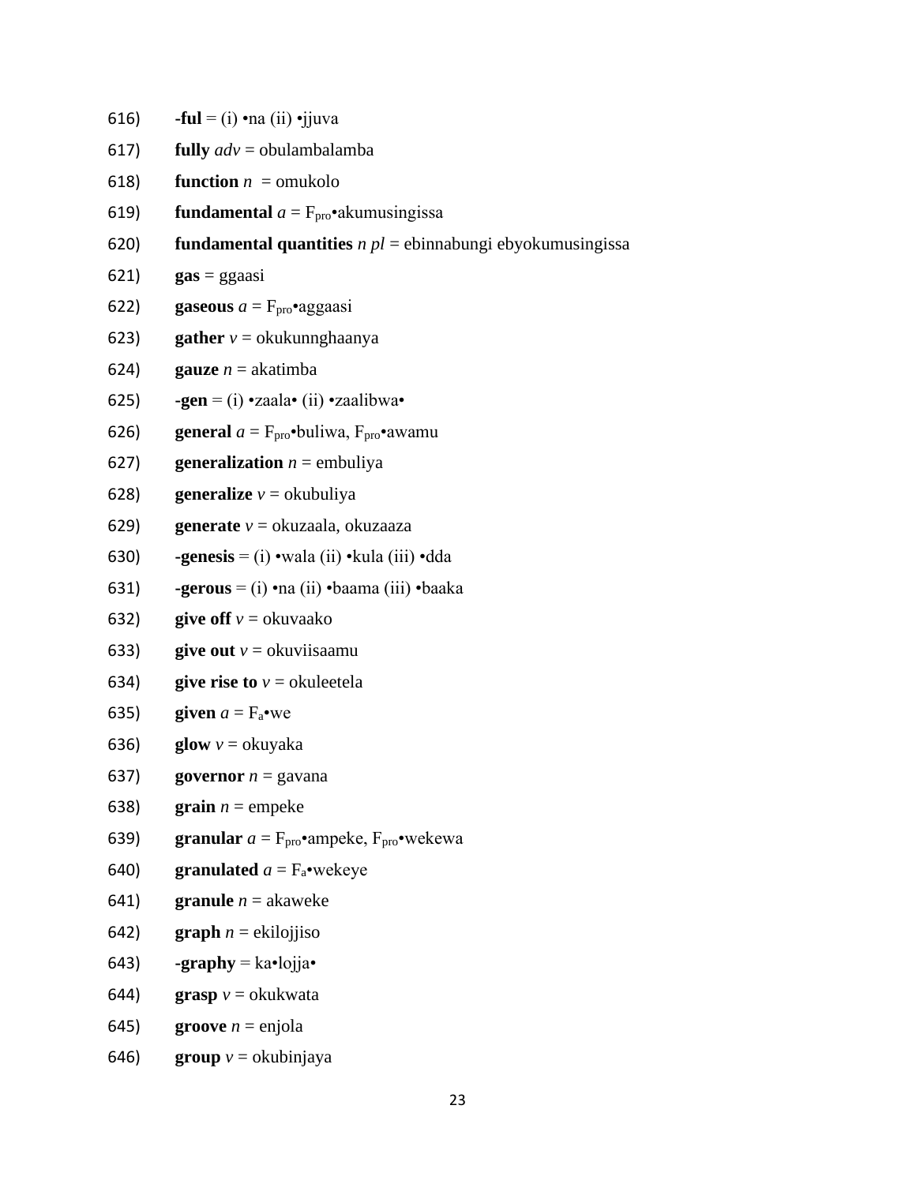616) **-ful** = (i) •na (ii) •jjuva

617) **fully** *adv* = obulambalamba

618) **function** *n* = omukolo

619) **fundamental** *a* = $F_{pro}$•akumusingissa

620) **fundamental quantities** *n pl* = ebinnabungi ebyokumusingissa

621) **gas** = ggaasi

622) **gaseous** *a* = $F_{pro}$•aggaasi

623) **gather** *v* = okukunnghaanya

624) **gauze** *n* = akatimba

625) **-gen** = (i) •zaala• (ii) •zaalibwa•

626) **general** *a* = $F_{pro}$•buliwa, $F_{pro}$•awamu

627) **generalization** *n* = embuliya

628) **generalize** *v* = okubuliya

629) **generate** *v* = okuzaala, okuzaaza

630) **-genesis** = (i) •wala (ii) •kula (iii) •dda

631) **-gerous** = (i) •na (ii) •baama (iii) •baaka

632) **give off** *v* = okuvaako

633) **give out** *v* = okuviisaamu

634) **give rise to** *v* = okuleetela

635) **given** *a* = $F_a$•we

636) **glow** *v* = okuyaka

637) **governor** *n* = gavana

638) **grain** *n* = empeke

639) **granular** *a* = $F_{pro}$•ampeke, $F_{pro}$•wekewa

640) **granulated** *a* = $F_a$•wekeye

641) **granule** *n* = akaweke

642) **graph** *n* = ekilojjiso

643) **-graphy** = ka•lojja•

644) **grasp** *v* = okukwata

645) **groove** *n* = enjola

646) **group** *v* = okubinjaya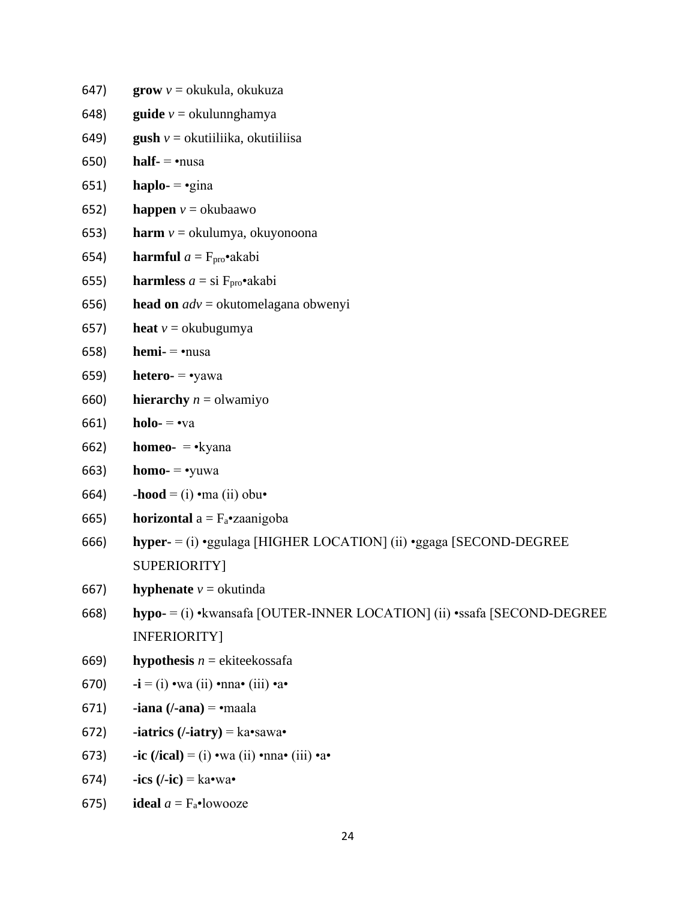647) **grow** *v* = okukula, okukuza

648) **guide** *v* = okulunnghamya

649) **gush** *v* = okutiiliika, okutiiliisa

650) **half-** = •nusa

651) **haplo-** = •gina

652) **happen** *v* = okubaawo

653) **harm** *v* = okulumya, okuyonoona

654) **harmful** *a* = $F_{pro}$•akabi

655) **harmless** *a* = si $F_{pro}$•akabi

656) **head on** *adv* = okutomelagana obwenyi

657) **heat** *v* = okubugumya

658) **hemi-** = •nusa

659) **hetero-** = •yawa

660) **hierarchy** *n* = olwamiyo

661) **holo-** = •va

662) **homeo-** = •kyana

663) **homo-** = •yuwa

664) **-hood** = (i) •ma (ii) obu•

665) **horizontal** a = $F_a$•zaanigoba

666) **hyper-** = (i) •ggulaga [HIGHER LOCATION] (ii) •ggaga [SECOND-DEGREE SUPERIORITY]

667) **hyphenate** *v* = okutinda

668) **hypo-** = (i) •kwansafa [OUTER-INNER LOCATION] (ii) •ssafa [SECOND-DEGREE INFERIORITY]

669) **hypothesis** *n* = ekiteekossafa

670) **-i** = (i) •wa (ii) •nna• (iii) •a•

671) **-iana (/-ana)** = •maala

672) **-iatrics (/-iatry)** = ka•sawa•

673) **-ic (/ical)** = (i) •wa (ii) •nna• (iii) •a•

674) **-ics (/-ic)** = ka•wa•

675) **ideal** *a* = $F_a$•lowooze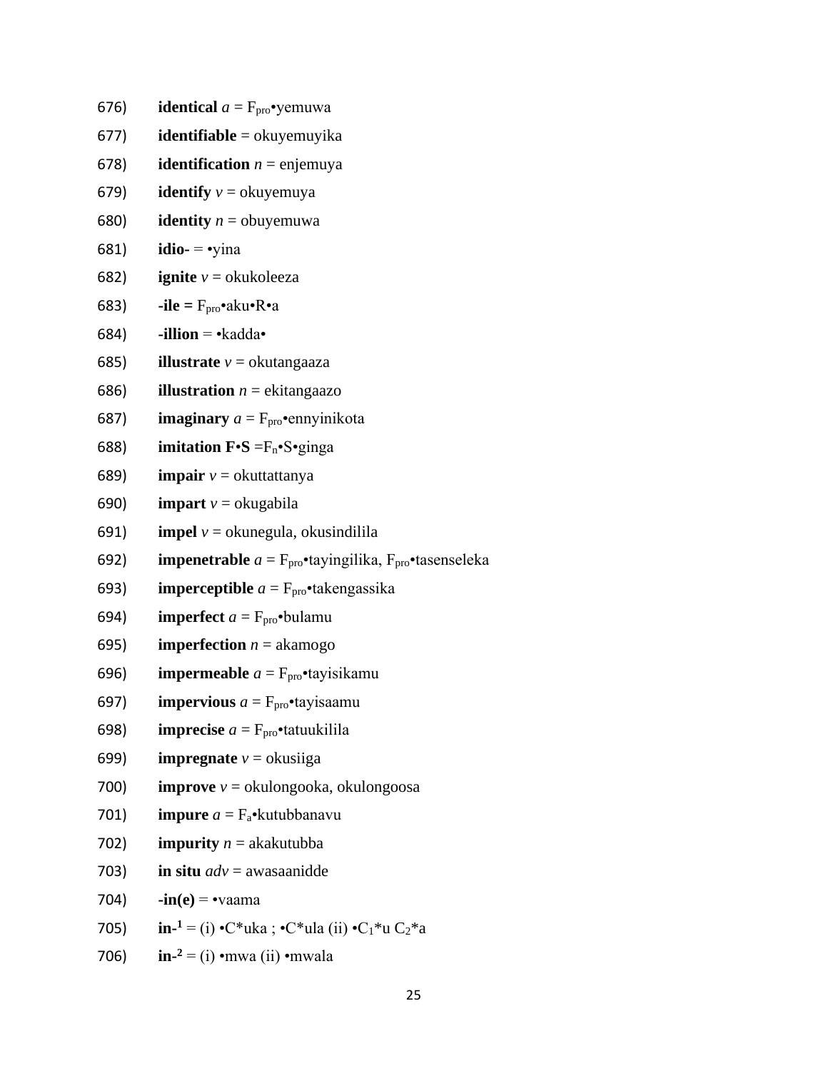676) **identical** *a* = $F_{pro}$•yemuwa

677) **identifiable** = okuyemuyika

678) **identification** *n* = enjemuya

679) **identify** *v* = okuyemuya

680) **identity** *n* = obuyemuwa

681) **idio-** = •yina

682) **ignite** *v* = okukoleeza

683) **-ile =** $F_{pro}$•aku•R•a

684) **-illion** = •kadda•

685) **illustrate** *v* = okutangaaza

686) **illustration** *n* = ekitangaazo

687) **imaginary** *a* = $F_{pro}$•ennyinikota

688) **imitation F•S** =$F_n$•S•ginga

689) **impair** *v* = okuttattanya

690) **impart** *v* = okugabila

691) **impel** *v* = okunegula, okusindilila

692) **impenetrable** *a* = $F_{pro}$•tayingilika, $F_{pro}$•tasenseleka

693) **imperceptible** *a* = $F_{pro}$•takengassika

694) **imperfect** *a* = $F_{pro}$•bulamu

695) **imperfection** *n* = akamogo

696) **impermeable** *a* = $F_{pro}$•tayisikamu

697) **impervious** *a* = $F_{pro}$•tayisaamu

698) **imprecise** *a* = $F_{pro}$•tatuukilila

699) **impregnate** *v* = okusiiga

700) **improve** *v* = okulongooka, okulongoosa

701) **impure** *a* = $F_a$•kutubbanavu

702) **impurity** *n* = akakutubba

703) **in situ** *adv* = awasaanidde

704) **-in(e)** = •vaama

705) **in-**[1] = (i) •C*uka ; •C*ula (ii) •$C_1$*u $C_2$*a

706) **in-**[2] = (i) •mwa (ii) •mwala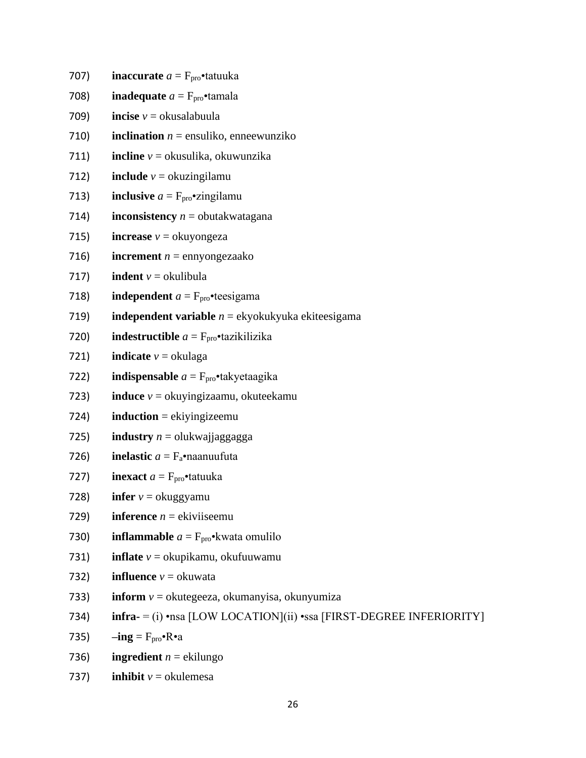707) **inaccurate** *a* = $F_{pro}$•tatuuka

708) **inadequate** *a* = $F_{pro}$•tamala

709) **incise** *v* = okusalabuula

710) **inclination** *n* = ensuliko, enneewunziko

711) **incline** *v* = okusulika, okuwunzika

712) **include** *v* = okuzingilamu

713) **inclusive** *a* = $F_{pro}$•zingilamu

714) **inconsistency** *n* = obutakwatagana

715) **increase** *v* = okuyongeza

716) **increment** *n* = ennyongezaako

717) **indent** *v* = okulibula

718) **independent** *a* = $F_{pro}$•teesigama

719) **independent variable** *n* = ekyokukyuka ekiteesigama

720) **indestructible** *a* = $F_{pro}$•tazikilizika

721) **indicate** *v* = okulaga

722) **indispensable** *a* = $F_{pro}$•takyetaagika

723) **induce** *v* = okuyingizaamu, okuteekamu

724) **induction** = ekiyingizeemu

725) **industry** *n* = olukwajjaggagga

726) **inelastic** *a* = $F_a$•naanuufuta

727) **inexact** *a* = $F_{pro}$•tatuuka

728) **infer** *v* = okuggyamu

729) **inference** *n* = ekiviiseemu

730) **inflammable** *a* = $F_{pro}$•kwata omulilo

731) **inflate** *v* = okupikamu, okufuuwamu

732) **influence** *v* = okuwata

733) **inform** *v* = okutegeeza, okumanyisa, okunyumiza

734) **infra-** = (i) •nsa [LOW LOCATION](ii) •ssa [FIRST-DEGREE INFERIORITY]

735) **–ing** = $F_{pro}$•R•a

736) **ingredient** *n* = ekilungo

737) **inhibit** *v* = okulemesa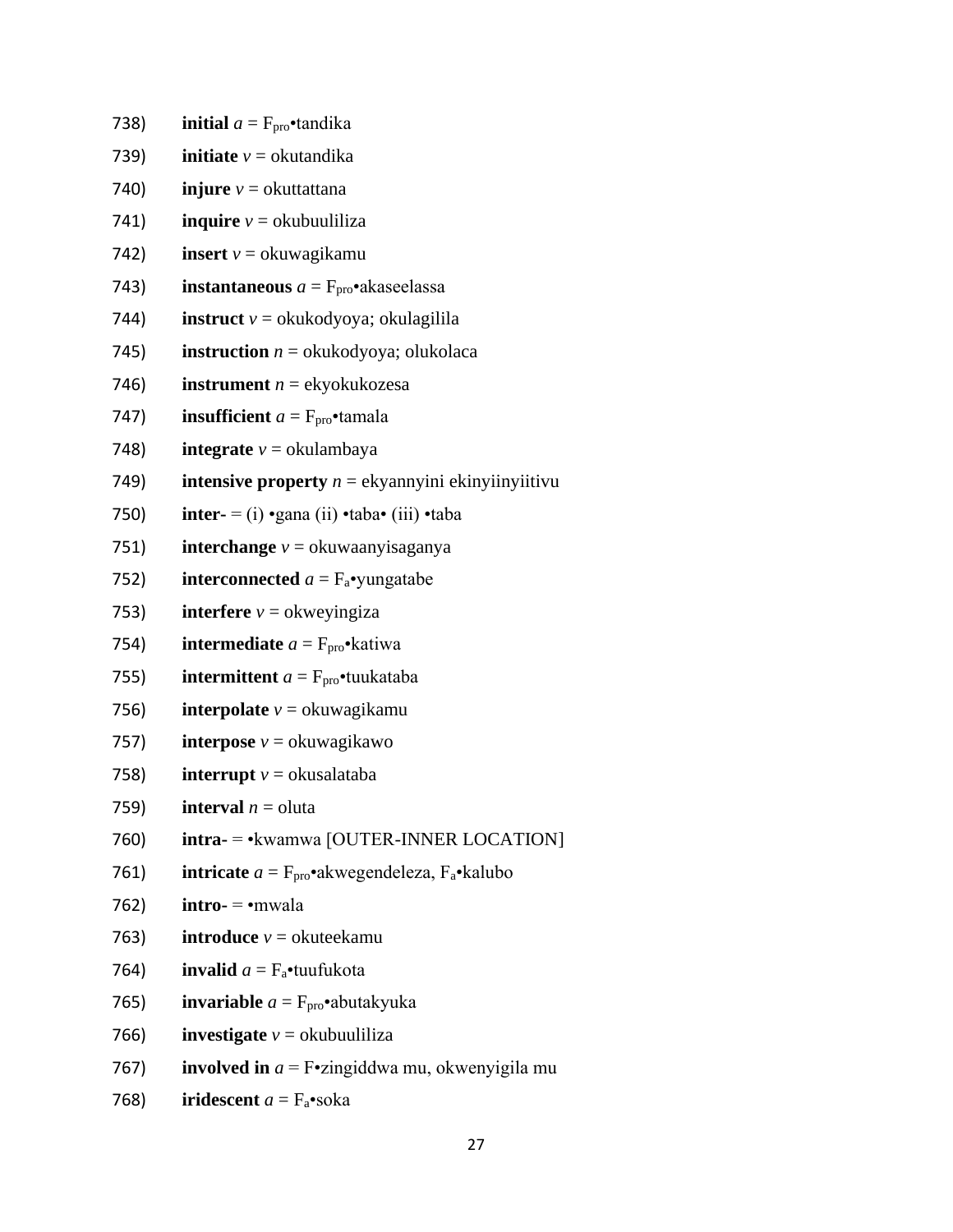738) **initial** *a* = $F_{pro}$•tandika

739) **initiate** *v* = okutandika

740) **injure** *v* = okuttattana

741) **inquire** *v* = okubuuliliza

742) **insert** *v* = okuwagikamu

743) **instantaneous** *a* = $F_{pro}$•akaseelassa

744) **instruct** *v* = okukodyoya; okulagilila

745) **instruction** *n* = okukodyoya; olukolaca

746) **instrument** *n* = ekyokukozesa

747) **insufficient** *a* = $F_{pro}$•tamala

748) **integrate** *v* = okulambaya

749) **intensive property** *n* = ekyannyini ekinyiinyiitivu

750) **inter-** = (i) •gana (ii) •taba• (iii) •taba

751) **interchange** *v* = okuwaanyisaganya

752) **interconnected** *a* = $F_{a}$•yungatabe

753) **interfere** *v* = okweyingiza

754) **intermediate** *a* = $F_{pro}$•katiwa

755) **intermittent** *a* = $F_{pro}$•tuukataba

756) **interpolate** *v* = okuwagikamu

757) **interpose** *v* = okuwagikawo

758) **interrupt** *v* = okusalataba

759) **interval** *n* = oluta

760) **intra-** = •kwamwa [OUTER-INNER LOCATION]

761) **intricate** *a* = $F_{pro}$•akwegendeleza, $F_{a}$•kalubo

762) **intro-** = •mwala

763) **introduce** *v* = okuteekamu

764) **invalid** *a* = $F_{a}$•tuufukota

765) **invariable** *a* = $F_{pro}$•abutakyuka

766) **investigate** *v* = okubuuliliza

767) **involved in** *a* = F•zingiddwa mu, okwenyigila mu

768) **iridescent** *a* = $F_{a}$•soka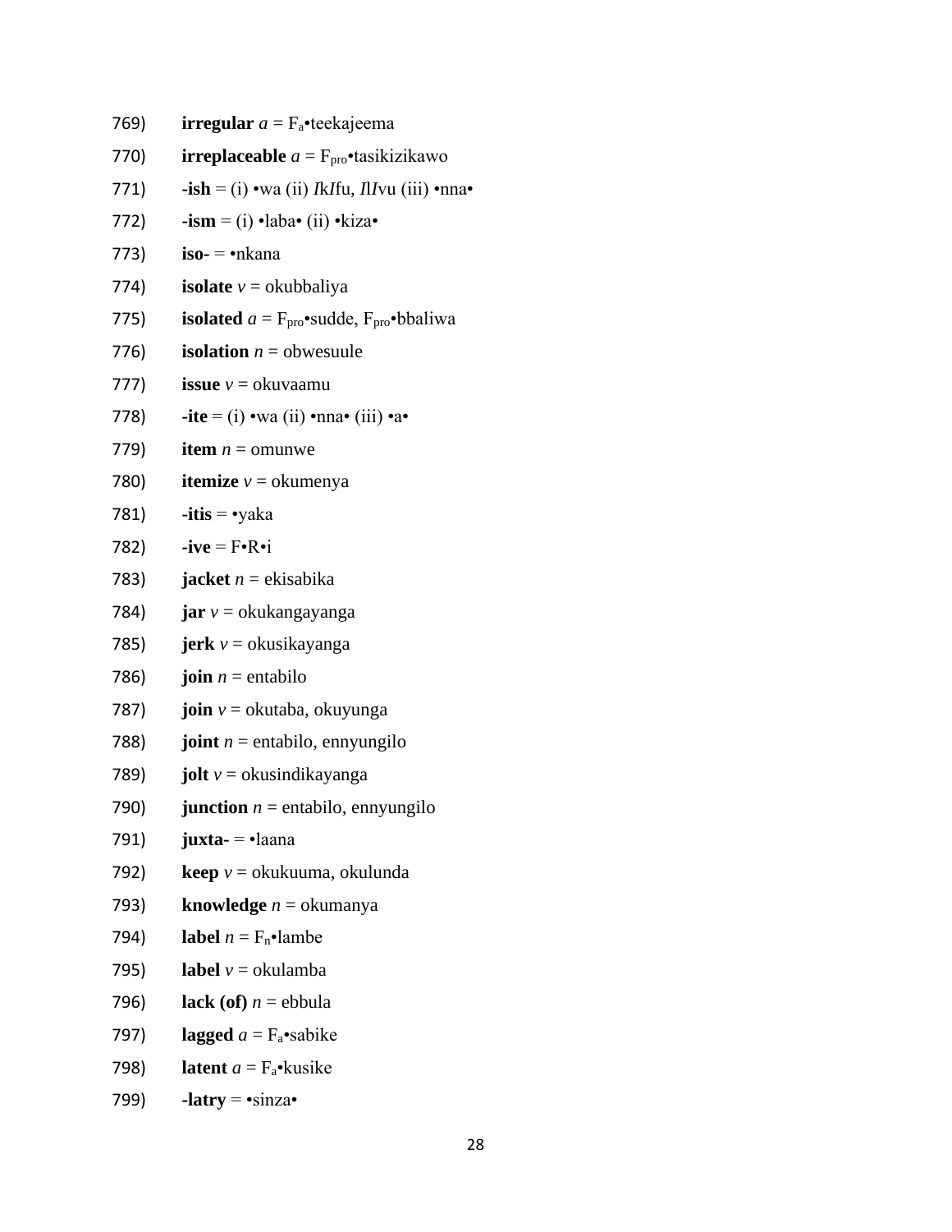769) **irregular** *a* = $F_a$•teekajeema

770) **irreplaceable** *a* = $F_{pro}$•tasikizikawo

771) **-ish** = (i) •wa (ii) *I*k*I*fu, *I*l*I*vu (iii) •nna•

772) **-ism** = (i) •laba• (ii) •kiza•

773) **iso-** = •nkana

774) **isolate** *v* = okubbaliya

775) **isolated** *a* = $F_{pro}$•sudde, $F_{pro}$•bbaliwa

776) **isolation** *n* = obwesuule

777) **issue** *v* = okuvaamu

778) **-ite** = (i) •wa (ii) •nna• (iii) •a•

779) **item** *n* = omunwe

780) **itemize** *v* = okumenya

781) **-itis** = •yaka

782) **-ive** = F•R•i

783) **jacket** *n* = ekisabika

784) **jar** *v* = okukangayanga

785) **jerk** *v* = okusikayanga

786) **join** *n* = entabilo

787) **join** *v* = okutaba, okuyunga

788) **joint** *n* = entabilo, ennyungilo

789) **jolt** *v* = okusindikayanga

790) **junction** *n* = entabilo, ennyungilo

791) **juxta-** = •laana

792) **keep** *v* = okukuuma, okulunda

793) **knowledge** *n* = okumanya

794) **label** *n* = $F_n$•lambe

795) **label** *v* = okulamba

796) **lack (of)** *n* = ebbula

797) **lagged** *a* = $F_a$•sabike

798) **latent** *a* = $F_a$•kusike

799) **-latry** = •sinza•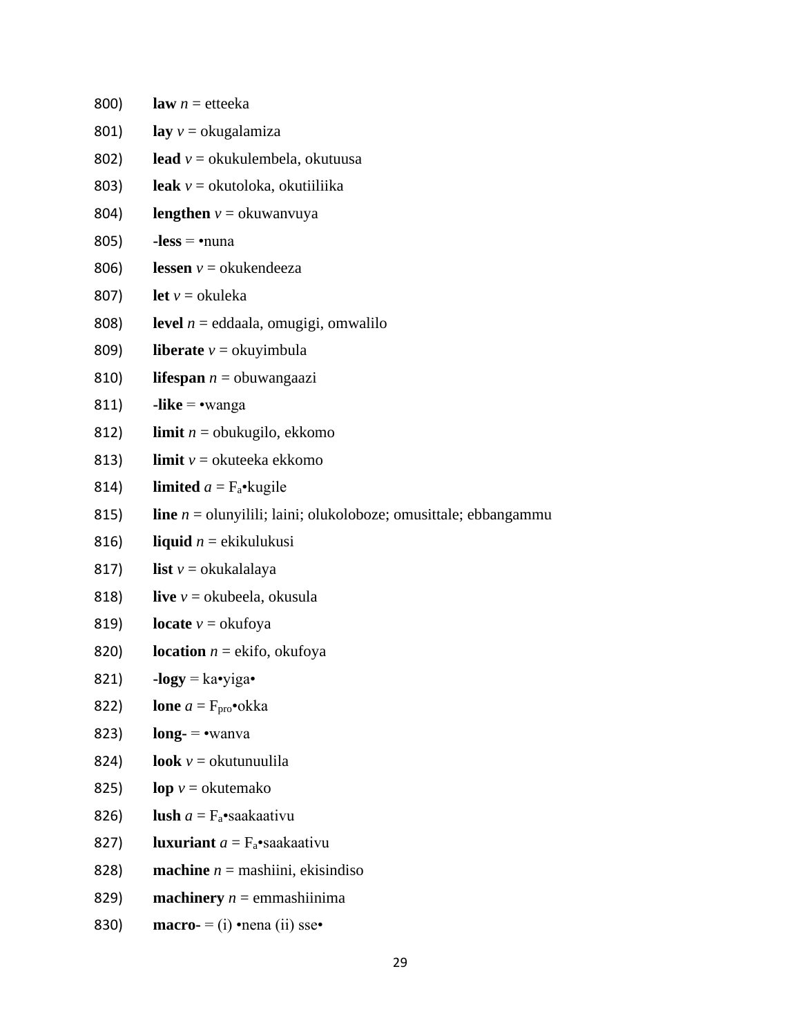800) **law** *n* = etteeka

801) **lay** *v* = okugalamiza

802) **lead** *v* = okukulembela, okutuusa

803) **leak** *v* = okutoloka, okutiiliika

804) **lengthen** *v* = okuwanvuya

805) **-less** = •nuna

806) **lessen** *v* = okukendeeza

807) **let** *v* = okuleka

808) **level** *n* = eddaala, omugigi, omwalilo

809) **liberate** *v* = okuyimbula

810) **lifespan** *n* = obuwangaazi

811) **-like** = •wanga

812) **limit** *n* = obukugilo, ekkomo

813) **limit** *v* = okuteeka ekkomo

814) **limited** *a* = $F_a$•kugile

815) **line** *n* = olunyilili; laini; olukoloboze; omusittale; ebbangammu

816) **liquid** *n* = ekikulukusi

817) **list** *v* = okukalalaya

818) **live** *v* = okubeela, okusula

819) **locate** *v* = okufoya

820) **location** *n* = ekifo, okufoya

821) **-logy** = ka•yiga•

822) **lone** *a* = $F_{pro}$•okka

823) **long-** = •wanva

824) **look** *v* = okutunuulila

825) **lop** *v* = okutemako

826) **lush** *a* = $F_a$•saakaativu

827) **luxuriant** *a* = $F_a$•saakaativu

828) **machine** *n* = mashiini, ekisindiso

829) **machinery** *n* = emmashiinima

830) **macro-** = (i) •nena (ii) sse•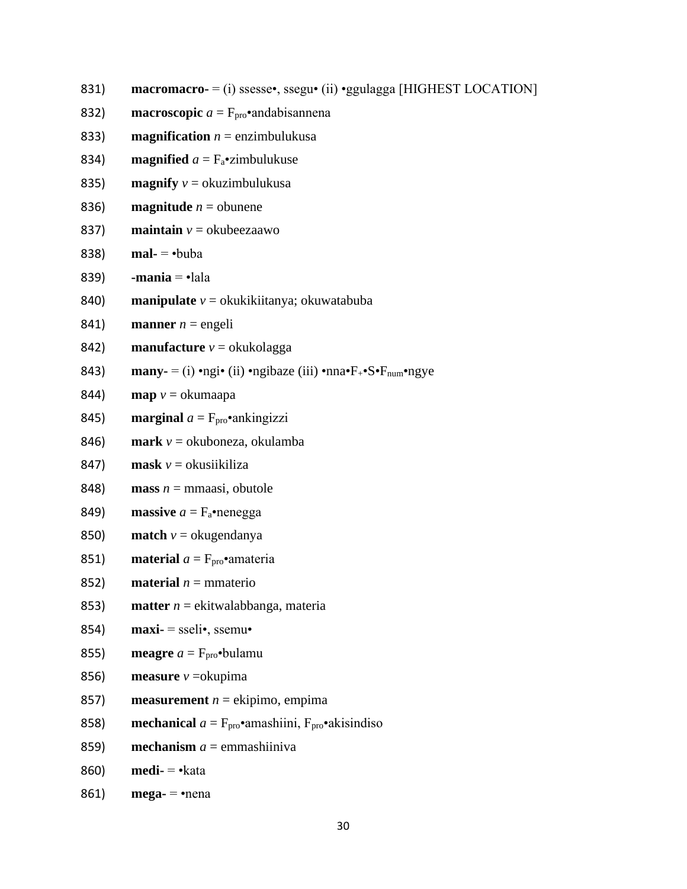831) **macromacro-** = (i) ssesse•, ssegu• (ii) •ggulagga [HIGHEST LOCATION]

832) **macroscopic** *a* = $F_{pro}$•andabisannena

833) **magnification** *n* = enzimbulukusa

834) **magnified** *a* = $F_a$•zimbulukuse

835) **magnify** *v* = okuzimbulukusa

836) **magnitude** *n* = obunene

837) **maintain** *v* = okubeezaawo

838) **mal-** = •buba

839) **-mania** = •lala

840) **manipulate** *v* = okukikiitanya; okuwatabuba

841) **manner** *n* = engeli

842) **manufacture** *v* = okukolagga

843) **many-** = (i) •ngi• (ii) •ngibaze (iii) •nna•$F_+$•S•$F_{num}$•ngye

844) **map** *v* = okumaapa

845) **marginal** *a* = $F_{pro}$•ankingizzi

846) **mark** *v* = okuboneza, okulamba

847) **mask** *v* = okusiikiliza

848) **mass** *n* = mmaasi, obutole

849) **massive** *a* = $F_a$•nenegga

850) **match** *v* = okugendanya

851) **material** *a* = $F_{pro}$•amateria

852) **material** *n* = mmaterio

853) **matter** *n* = ekitwalabbanga, materia

854) **maxi-** = sseli•, ssemu•

855) **meagre** *a* = $F_{pro}$•bulamu

856) **measure** *v* =okupima

857) **measurement** *n* = ekipimo, empima

858) **mechanical** *a* = $F_{pro}$•amashiini, $F_{pro}$•akisindiso

859) **mechanism** *a* = emmashiiniva

860) **medi-** = •kata

861) **mega-** = •nena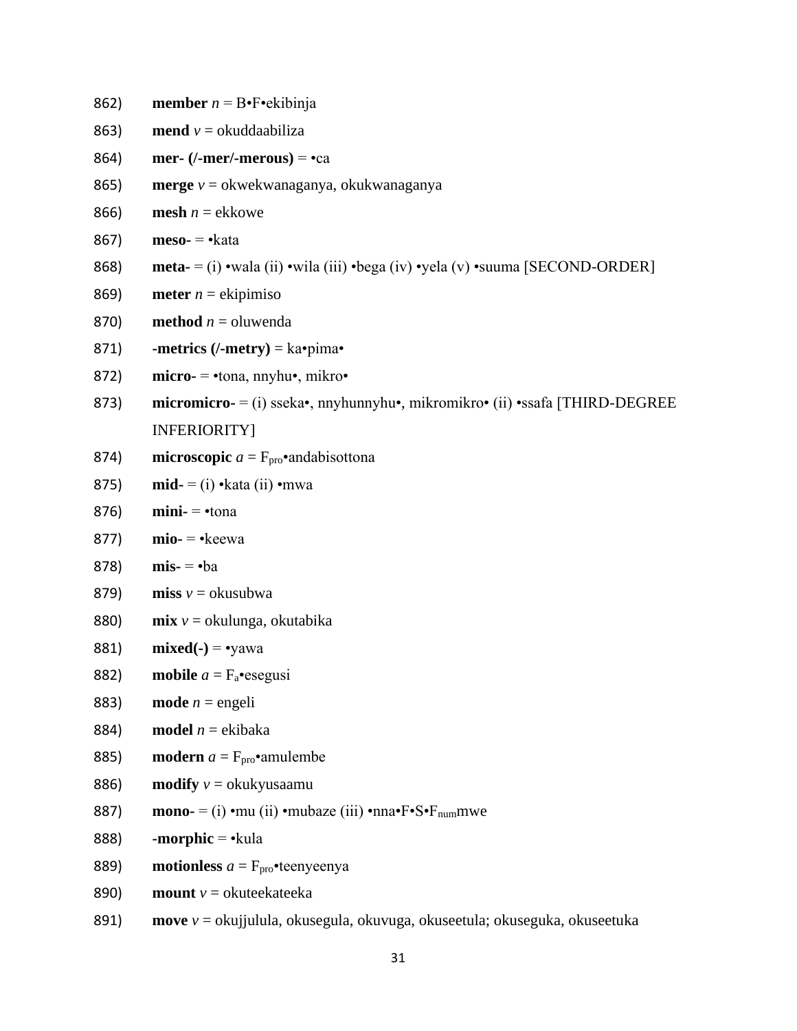862) **member** *n* = B•F•ekibinja

863) **mend** *v* = okuddaabiliza

864) **mer- (/-mer/-merous)** = •ca

865) **merge** *v* = okwekwanaganya, okukwanaganya

866) **mesh** *n* = ekkowe

867) **meso-** = •kata

868) **meta-** = (i) •wala (ii) •wila (iii) •bega (iv) •yela (v) •suuma [SECOND-ORDER]

869) **meter** *n* = ekipimiso

870) **method** *n* = oluwenda

871) **-metrics (/-metry)** = ka•pima•

872) **micro-** = •tona, nnyhu•, mikro•

873) **micromicro-** = (i) sseka•, nnyhunnyhu•, mikromikro• (ii) •ssafa [THIRD-DEGREE INFERIORITY]

874) **microscopic** *a* = $F_{pro}$•andabisottona

875) **mid-** = (i) •kata (ii) •mwa

876) **mini-** = •tona

877) **mio-** = •keewa

878) **mis-** = •ba

879) **miss** *v* = okusubwa

880) **mix** *v* = okulunga, okutabika

881) **mixed(-)** = •yawa

882) **mobile** *a* = $F_a$•esegusi

883) **mode** *n* = engeli

884) **model** *n* = ekibaka

885) **modern** *a* = $F_{pro}$•amulembe

886) **modify** *v* = okukyusaamu

887) **mono-** = (i) •mu (ii) •mubaze (iii) •nna•F•S•$F_{num}$mwe

888) **-morphic** = •kula

889) **motionless** *a* = $F_{pro}$•teenyeenya

890) **mount** *v* = okuteekateeka

891) **move** *v* = okujjulula, okusegula, okuvuga, okuseetula; okuseguka, okuseetuka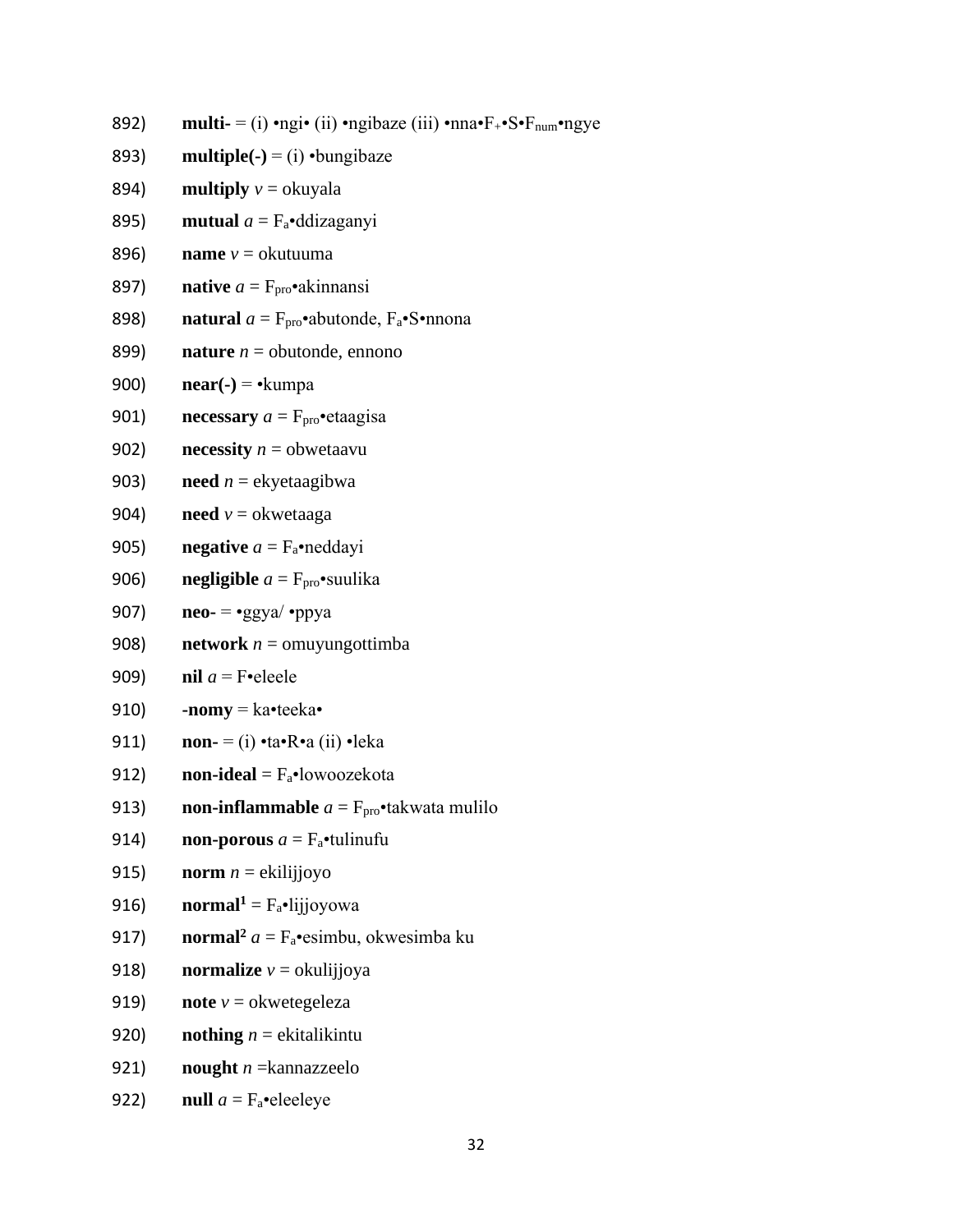892) **multi-** = (i) •ngi• (ii) •ngibaze (iii) •nna•$F_+$•S•$F_{num}$•ngye

893) **multiple(-)** = (i) •bungibaze

894) **multiply** *v* = okuyala

895) **mutual** *a* = $F_a$•ddizaganyi

896) **name** *v* = okutuuma

897) **native** *a* = $F_{pro}$•akinnansi

898) **natural** *a* = $F_{pro}$•abutonde, $F_a$•S•nnona

899) **nature** *n* = obutonde, ennono

900) **near(-)** = •kumpa

901) **necessary** *a* = $F_{pro}$•etaagisa

902) **necessity** *n* = obwetaavu

903) **need** *n* = ekyetaagibwa

904) **need** *v* = okwetaaga

905) **negative** *a* = $F_a$•neddayi

906) **negligible** *a* = $F_{pro}$•suulika

907) **neo-** = •ggya/ •ppya

908) **network** *n* = omuyungottimba

909) **nil** *a* = F•eleele

910) **-nomy** = ka•teeka•

911) **non-** = (i) •ta•R•a (ii) •leka

912) **non-ideal** = $F_a$•lowoozekota

913) **non-inflammable** *a* = $F_{pro}$•takwata mulilo

914) **non-porous** *a* = $F_a$•tulinufu

915) **norm** *n* = ekilijjoyo

916) **normal[1]** = $F_a$•lijjoyowa

917) **normal[2]** *a* = $F_a$•esimbu, okwesimba ku

918) **normalize** *v* = okulijjoya

919) **note** *v* = okwetegeleza

920) **nothing** *n* = ekitalikintu

921) **nought** *n* =kannazzeelo

922) **null** *a* = $F_a$•eleeleye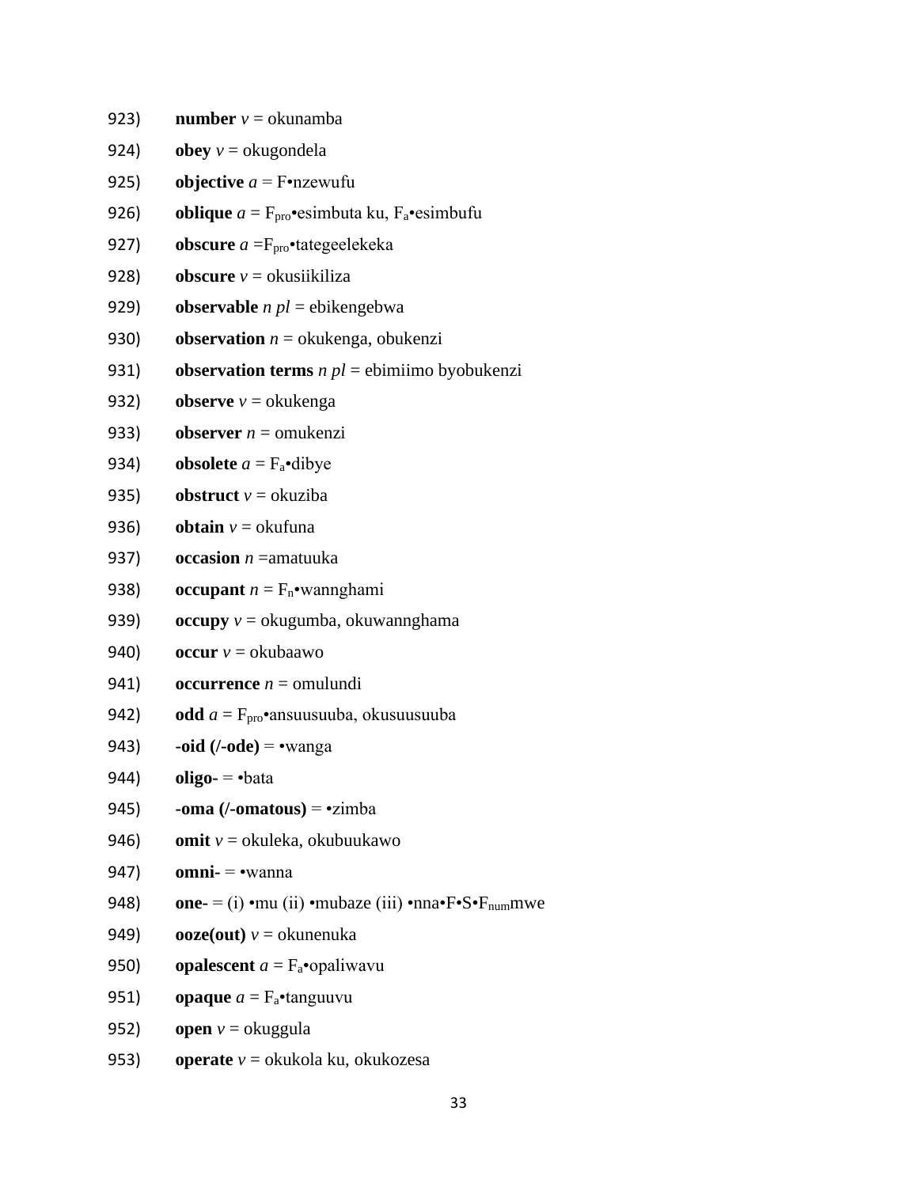923) **number** *v* = okunamba

924) **obey** *v* = okugondela

925) **objective** *a* = F•nzewufu

926) **oblique** *a* = $F_{pro}$•esimbuta ku, $F_a$•esimbufu

927) **obscure** *a* =$F_{pro}$•tategeelekeka

928) **obscure** *v* = okusiikiliza

929) **observable** *n pl* = ebikengebwa

930) **observation** *n* = okukenga, obukenzi

931) **observation terms** *n pl* = ebimiimo byobukenzi

932) **observe** *v* = okukenga

933) **observer** *n* = omukenzi

934) **obsolete** *a* = $F_a$•dibye

935) **obstruct** *v* = okuziba

936) **obtain** *v* = okufuna

937) **occasion** *n* =amatuuka

938) **occupant** *n* = $F_n$•wannghami

939) **occupy** *v* = okugumba, okuwannghama

940) **occur** *v* = okubaawo

941) **occurrence** *n* = omulundi

942) **odd** *a* = $F_{pro}$•ansuusuuba, okusuusuuba

943) **-oid (/-ode)** = •wanga

944) **oligo-** = •bata

945) **-oma (/-omatous)** = •zimba

946) **omit** *v* = okuleka, okubuukawo

947) **omni-** = •wanna

948) **one-** = (i) •mu (ii) •mubaze (iii) •nna•F•S•$F_{num}$mwe

949) **ooze(out)** *v* = okunenuka

950) **opalescent** *a* = $F_a$•opaliwavu

951) **opaque** *a* = $F_a$•tanguuvu

952) **open** *v* = okuggula

953) **operate** *v* = okukola ku, okukozesa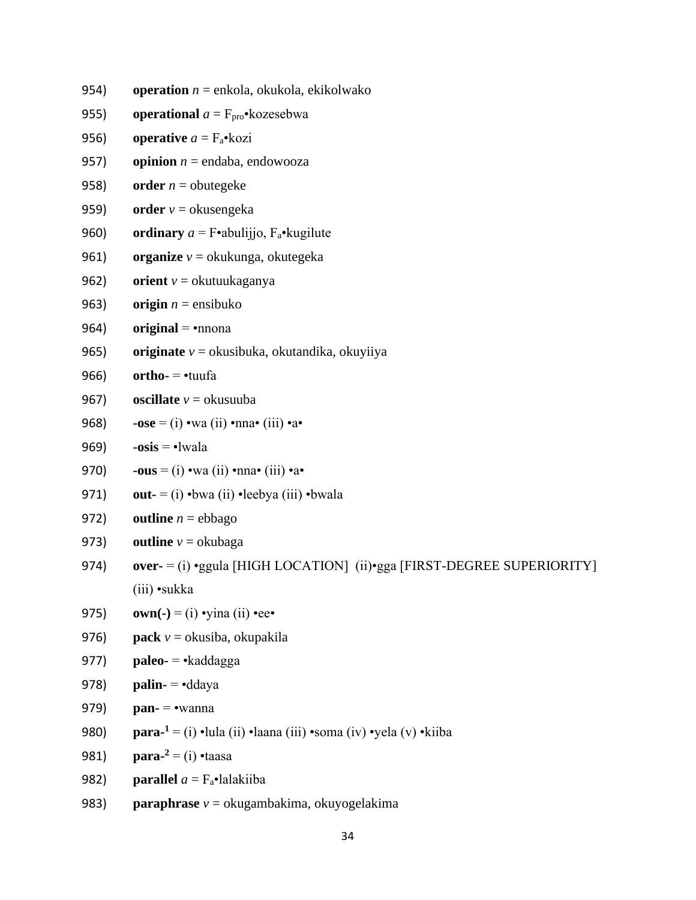954) **operation** *n* = enkola, okukola, ekikolwako

955) **operational** *a* = $F_{pro}$•kozesebwa

956) **operative** *a* = $F_a$•kozi

957) **opinion** *n* = endaba, endowooza

958) **order** *n* = obutegeke

959) **order** *v* = okusengeka

960) **ordinary** *a* = F•abulijjo, $F_a$•kugilute

961) **organize** *v* = okukunga, okutegeka

962) **orient** *v* = okutuukaganya

963) **origin** *n* = ensibuko

964) **original** = •nnona

965) **originate** *v* = okusibuka, okutandika, okuyiiya

966) **ortho-** = •tuufa

967) **oscillate** *v* = okusuuba

968) **-ose** = (i) •wa (ii) •nna• (iii) •a•

969) **-osis** = •lwala

970) **-ous** = (i) •wa (ii) •nna• (iii) •a•

971) **out-** = (i) •bwa (ii) •leebya (iii) •bwala

972) **outline** *n* = ebbago

973) **outline** *v* = okubaga

974) **over-** = (i) •ggula [HIGH LOCATION] (ii)•gga [FIRST-DEGREE SUPERIORITY] (iii) •sukka

975) **own(-)** = (i) •yina (ii) •ee•

976) **pack** *v* = okusiba, okupakila

977) **paleo-** = •kaddagga

978) **palin-** = •ddaya

979) **pan-** = •wanna

980) **para-[1]** = (i) •lula (ii) •laana (iii) •soma (iv) •yela (v) •kiiba

981) **para-[2]** = (i) •taasa

982) **parallel** *a* = $F_a$•lalakiiba

983) **paraphrase** *v* = okugambakima, okuyogelakima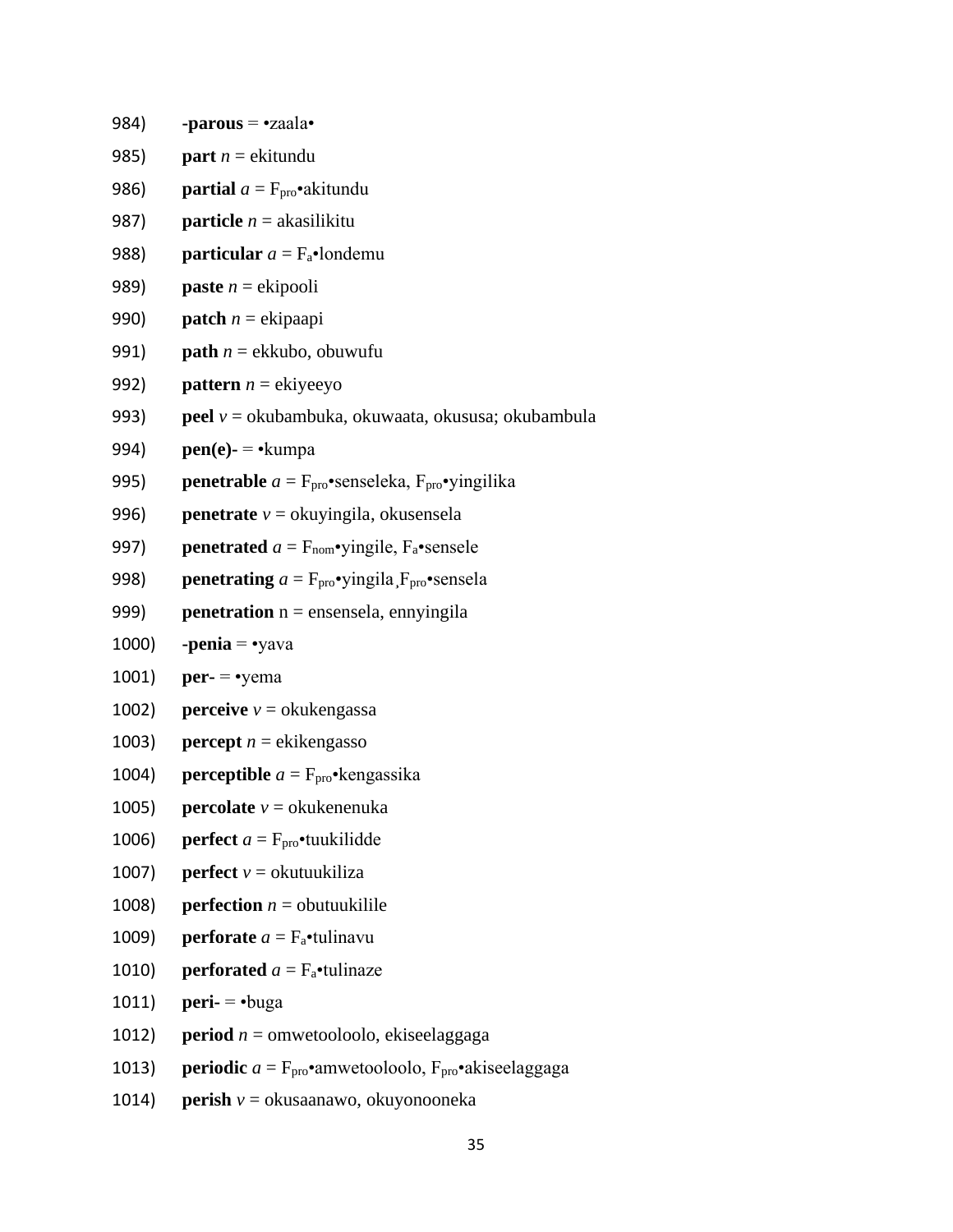984) **-parous** = •zaala•

985) **part** *n* = ekitundu

986) **partial** *a* = $F_{pro}$•akitundu

987) **particle** *n* = akasilikitu

988) **particular** *a* = $F_{a}$•londemu

989) **paste** *n* = ekipooli

990) **patch** *n* = ekipaapi

991) **path** *n* = ekkubo, obuwufu

992) **pattern** *n* = ekiyeeyo

993) **peel** *v* = okubambuka, okuwaata, okususa; okubambula

994) **pen(e)-** = •kumpa

995) **penetrable** *a* = $F_{pro}$•senseleka, $F_{pro}$•yingilika

996) **penetrate** *v* = okuyingila, okusensela

997) **penetrated** *a* = $F_{nom}$•yingile, $F_{a}$•sensele

998) **penetrating** *a* = $F_{pro}$•yingila¸$F_{pro}$•sensela

999) **penetration** n = ensensela, ennyingila

1000) **-penia** = •yava

1001) **per-** = •yema

1002) **perceive** *v* = okukengassa

1003) **percept** *n* = ekikengasso

1004) **perceptible** *a* = $F_{pro}$•kengassika

1005) **percolate** *v* = okukenenuka

1006) **perfect** *a* = $F_{pro}$•tuukilidde

1007) **perfect** *v* = okutuukiliza

1008) **perfection** *n* = obutuukilile

1009) **perforate** *a* = $F_{a}$•tulinavu

1010) **perforated** *a* = $F_{a}$•tulinaze

1011) **peri-** = •buga

1012) **period** *n* = omwetooloolo, ekiseelaggaga

1013) **periodic** *a* = $F_{pro}$•amwetooloolo, $F_{pro}$•akiseelaggaga

1014) **perish** *v* = okusaanawo, okuyonooneka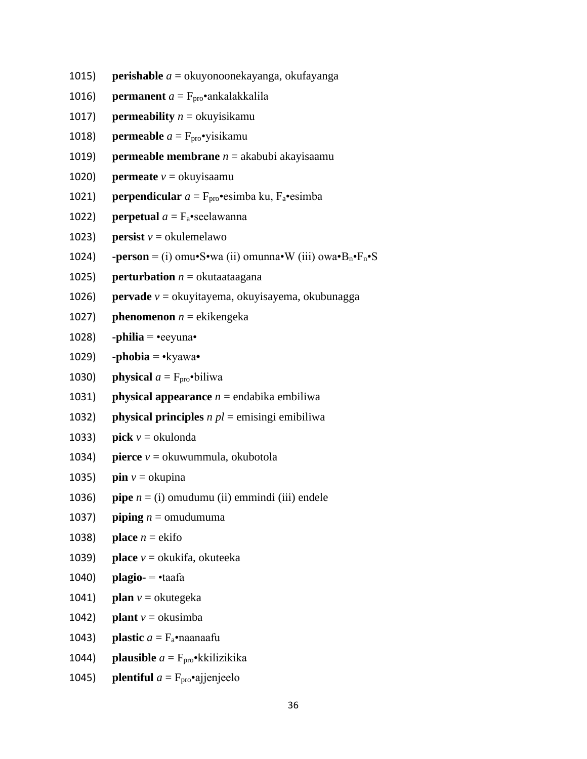1015) **perishable** *a* = okuyonoonekayanga, okufayanga

1016) **permanent** *a* = $F_{pro}$•ankalakkalila

1017) **permeability** *n* = okuyisikamu

1018) **permeable** *a* = $F_{pro}$•yisikamu

1019) **permeable membrane** *n* = akabubi akayisaamu

1020) **permeate** *v* = okuyisaamu

1021) **perpendicular** *a* = $F_{pro}$•esimba ku, $F_a$•esimba

1022) **perpetual** *a* = $F_a$•seelawanna

1023) **persist** *v* = okulemelawo

1024) **-person** = (i) omu•S•wa (ii) omunna•W (iii) owa•$B_n$•$F_n$•S

1025) **perturbation** *n* = okutaataagana

1026) **pervade** *v* = okuyitayema, okuyisayema, okubunagga

1027) **phenomenon** *n* = ekikengeka

1028) **-philia** = •eeyuna•

1029) **-phobia** = •kyawa•

1030) **physical** *a* = $F_{pro}$•biliwa

1031) **physical appearance** *n* = endabika embiliwa

1032) **physical principles** *n pl* = emisingi emibiliwa

1033) **pick** *v* = okulonda

1034) **pierce** *v* = okuwummula, okubotola

1035) **pin** *v* = okupina

1036) **pipe** *n* = (i) omudumu (ii) emmindi (iii) endele

1037) **piping** *n* = omudumuma

1038) **place** *n* = ekifo

1039) **place** *v* = okukifa, okuteeka

1040) **plagio-** = •taafa

1041) **plan** *v* = okutegeka

1042) **plant** *v* = okusimba

1043) **plastic** *a* = $F_a$•naanaafu

1044) **plausible** *a* = $F_{pro}$•kkilizikika

1045) **plentiful** *a* = $F_{pro}$•ajjenjeelo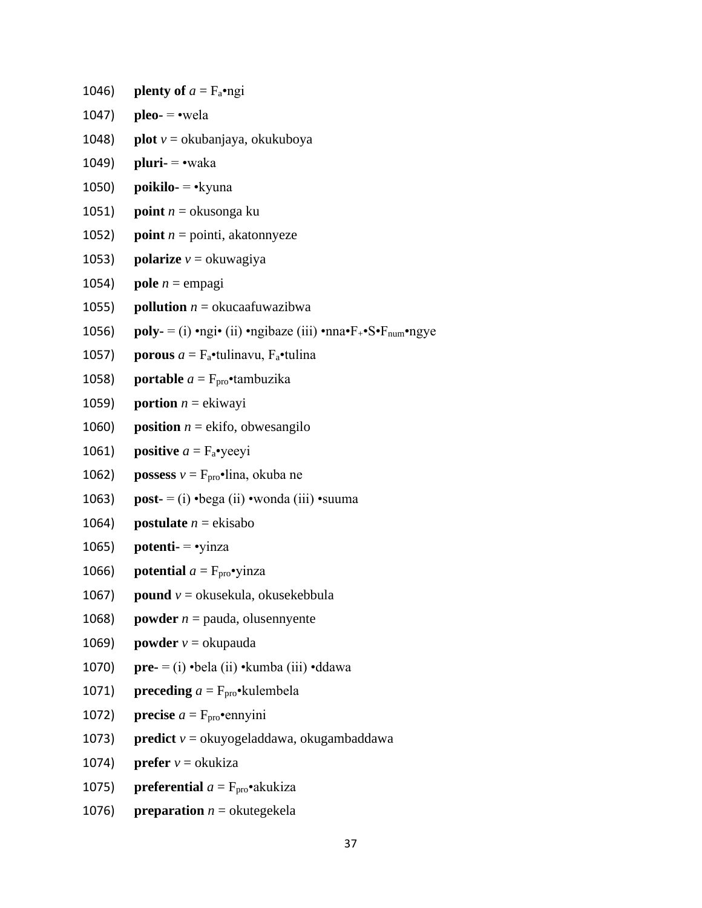1046) **plenty of** *a* = $F_a$•ngi

1047) **pleo-** = •wela

1048) **plot** *v* = okubanjaya, okukuboya

1049) **pluri-** = •waka

1050) **poikilo-** = •kyuna

1051) **point** *n* = okusonga ku

1052) **point** *n* = pointi, akatonnyeze

1053) **polarize** *v* = okuwagiya

1054) **pole** *n* = empagi

1055) **pollution** *n* = okucaafuwazibwa

1056) **poly-** = (i) •ngi• (ii) •ngibaze (iii) •nna•$F_+$•S•$F_{num}$•ngye

1057) **porous** *a* = $F_a$•tulinavu, $F_a$•tulina

1058) **portable** *a* = $F_{pro}$•tambuzika

1059) **portion** *n* = ekiwayi

1060) **position** *n* = ekifo, obwesangilo

1061) **positive** *a* = $F_a$•yeeyi

1062) **possess** *v* = $F_{pro}$•lina, okuba ne

1063) **post-** = (i) •bega (ii) •wonda (iii) •suuma

1064) **postulate** *n* = ekisabo

1065) **potenti-** = •yinza

1066) **potential** *a* = $F_{pro}$•yinza

1067) **pound** *v* = okusekula, okusekebbula

1068) **powder** *n* = pauda, olusennyente

1069) **powder** *v* = okupauda

1070) **pre-** = (i) •bela (ii) •kumba (iii) •ddawa

1071) **preceding** *a* = $F_{pro}$•kulembela

1072) **precise** *a* = $F_{pro}$•ennyini

1073) **predict** *v* = okuyogeladdawa, okugambaddawa

1074) **prefer** *v* = okukiza

1075) **preferential** *a* = $F_{pro}$•akukiza

1076) **preparation** *n* = okutegekela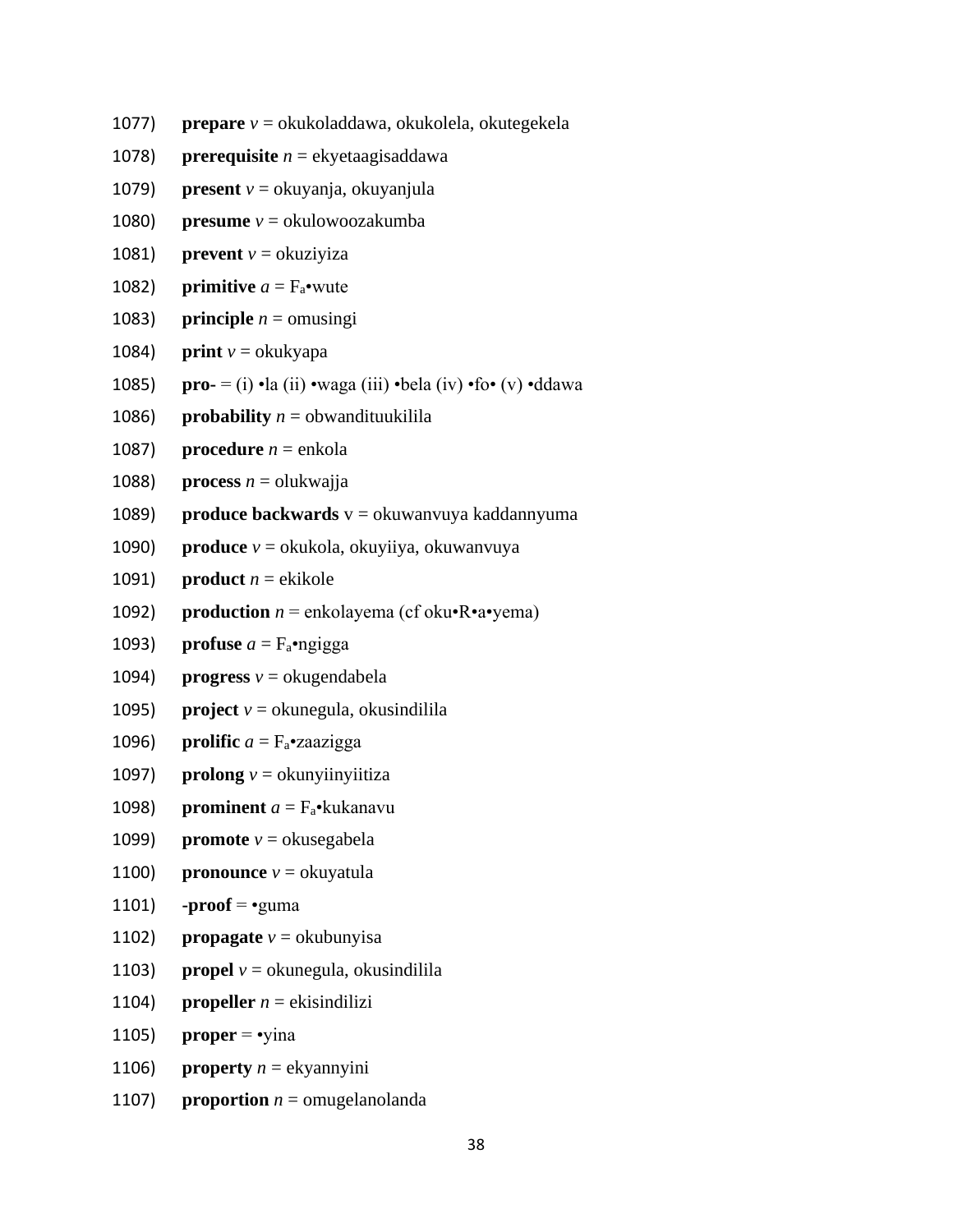1077) **prepare** *v* = okukoladdawa, okukolela, okutegekela

1078) **prerequisite** *n* = ekyetaagisaddawa

1079) **present** *v* = okuyanja, okuyanjula

1080) **presume** *v* = okulowoozakumba

1081) **prevent** *v* = okuziyiza

1082) **primitive** *a* = $F_a$•wute

1083) **principle** *n* = omusingi

1084) **print** *v* = okukyapa

1085) **pro-** = (i) •la (ii) •waga (iii) •bela (iv) •fo• (v) •ddawa

1086) **probability** *n* = obwandituukilila

1087) **procedure** *n* = enkola

1088) **process** *n* = olukwajja

1089) **produce backwards** v = okuwanvuya kaddannyuma

1090) **produce** *v* = okukola, okuyiiya, okuwanvuya

1091) **product** *n* = ekikole

1092) **production** *n* = enkolayema (cf oku•R•a•yema)

1093) **profuse** *a* = $F_a$•ngigga

1094) **progress** *v* = okugendabela

1095) **project** *v* = okunegula, okusindilila

1096) **prolific** *a* = $F_a$•zaazigga

1097) **prolong** *v* = okunyiinyiitiza

1098) **prominent** *a* = $F_a$•kukanavu

1099) **promote** *v* = okusegabela

1100) **pronounce** *v* = okuyatula

1101) **-proof** = •guma

1102) **propagate** *v* = okubunyisa

1103) **propel** *v* = okunegula, okusindilila

1104) **propeller** *n* = ekisindilizi

1105) **proper** = •yina

1106) **property** *n* = ekyannyini

1107) **proportion** *n* = omugelanolanda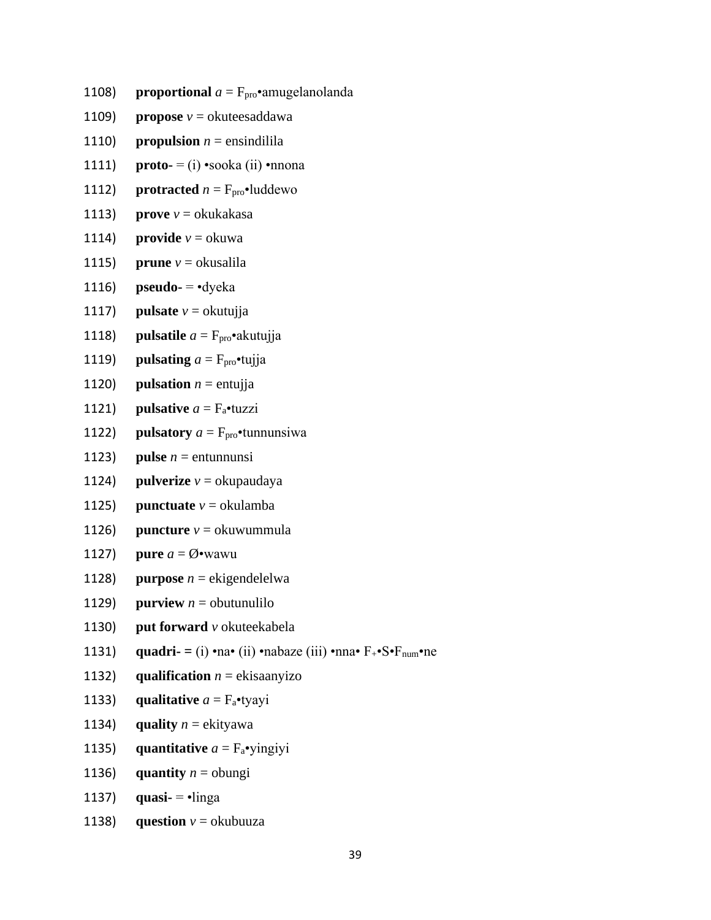1108) **proportional** *a* = $F_{pro}$•amugelanolanda

1109) **propose** *v* = okuteesaddawa

1110) **propulsion** *n* = ensindilila

1111) **proto-** = (i) •sooka (ii) •nnona

1112) **protracted** *n* = $F_{pro}$•luddewo

1113) **prove** *v* = okukakasa

1114) **provide** *v* = okuwa

1115) **prune** *v* = okusalila

1116) **pseudo-** = •dyeka

1117) **pulsate** *v* = okutujja

1118) **pulsatile** *a* = $F_{pro}$•akutujja

1119) **pulsating** *a* = $F_{pro}$•tujja

1120) **pulsation** *n* = entujja

1121) **pulsative** *a* = $F_a$•tuzzi

1122) **pulsatory** *a* = $F_{pro}$•tunnunsiwa

1123) **pulse** *n* = entunnunsi

1124) **pulverize** *v* = okupaudaya

1125) **punctuate** *v* = okulamba

1126) **puncture** *v* = okuwummula

1127) **pure** *a* = Ø•wawu

1128) **purpose** *n* = ekigendelelwa

1129) **purview** *n* = obutunulilo

1130) **put forward** *v* okuteekabela

1131) **quadri-** **=** (i) •na• (ii) •nabaze (iii) •nna• $F_+$•S•$F_{num}$•ne

1132) **qualification** *n* = ekisaanyizo

1133) **qualitative** *a* = $F_a$•tyayi

1134) **quality** *n* = ekityawa

1135) **quantitative** *a* = $F_a$•yingiyi

1136) **quantity** *n* = obungi

1137) **quasi-** = •linga

1138) **question** *v* = okubuuza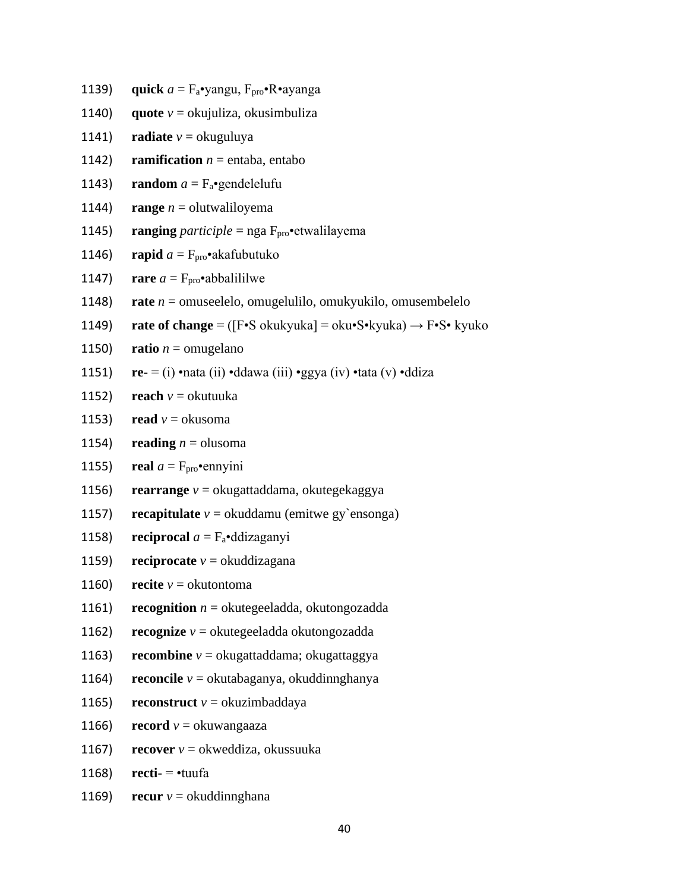1139) **quick** *a* = $F_a$•yangu, $F_{pro}$•R•ayanga

1140) **quote** *v* = okujuliza, okusimbuliza

1141) **radiate** *v* = okuguluya

1142) **ramification** *n* = entaba, entabo

1143) **random** *a* = $F_a$•gendelelufu

1144) **range** *n* = olutwaliloyema

1145) **ranging** *participle* = nga $F_{pro}$•etwalilayema

1146) **rapid** *a* = $F_{pro}$•akafubutuko

1147) **rare** *a* = $F_{pro}$•abbalililwe

1148) **rate** *n* = omuseelelo, omugelulilo, omukyukilo, omusembelelo

1149) **rate of change** = ([F•S okukyuka] = oku•S•kyuka) → F•S• kyuko

1150) **ratio** *n* = omugelano

1151) **re-** = (i) •nata (ii) •ddawa (iii) •ggya (iv) •tata (v) •ddiza

1152) **reach** *v* = okutuuka

1153) **read** *v* = okusoma

1154) **reading** *n* = olusoma

1155) **real** *a* = $F_{pro}$•ennyini

1156) **rearrange** *v* = okugattaddama, okutegekaggya

1157) **recapitulate** *v* = okuddamu (emitwe gy`ensonga)

1158) **reciprocal** *a* = $F_a$•ddizaganyi

1159) **reciprocate** *v* = okuddizagana

1160) **recite** *v* = okutontoma

1161) **recognition** *n* = okutegeeladda, okutongozadda

1162) **recognize** *v* = okutegeeladda okutongozadda

1163) **recombine** *v* = okugattaddama; okugattaggya

1164) **reconcile** *v* = okutabaganya, okuddinnghanya

1165) **reconstruct** *v* = okuzimbaddaya

1166) **record** *v* = okuwangaaza

1167) **recover** *v* = okweddiza, okussuuka

1168) **recti-** = •tuufa

1169) **recur** *v* = okuddinnghana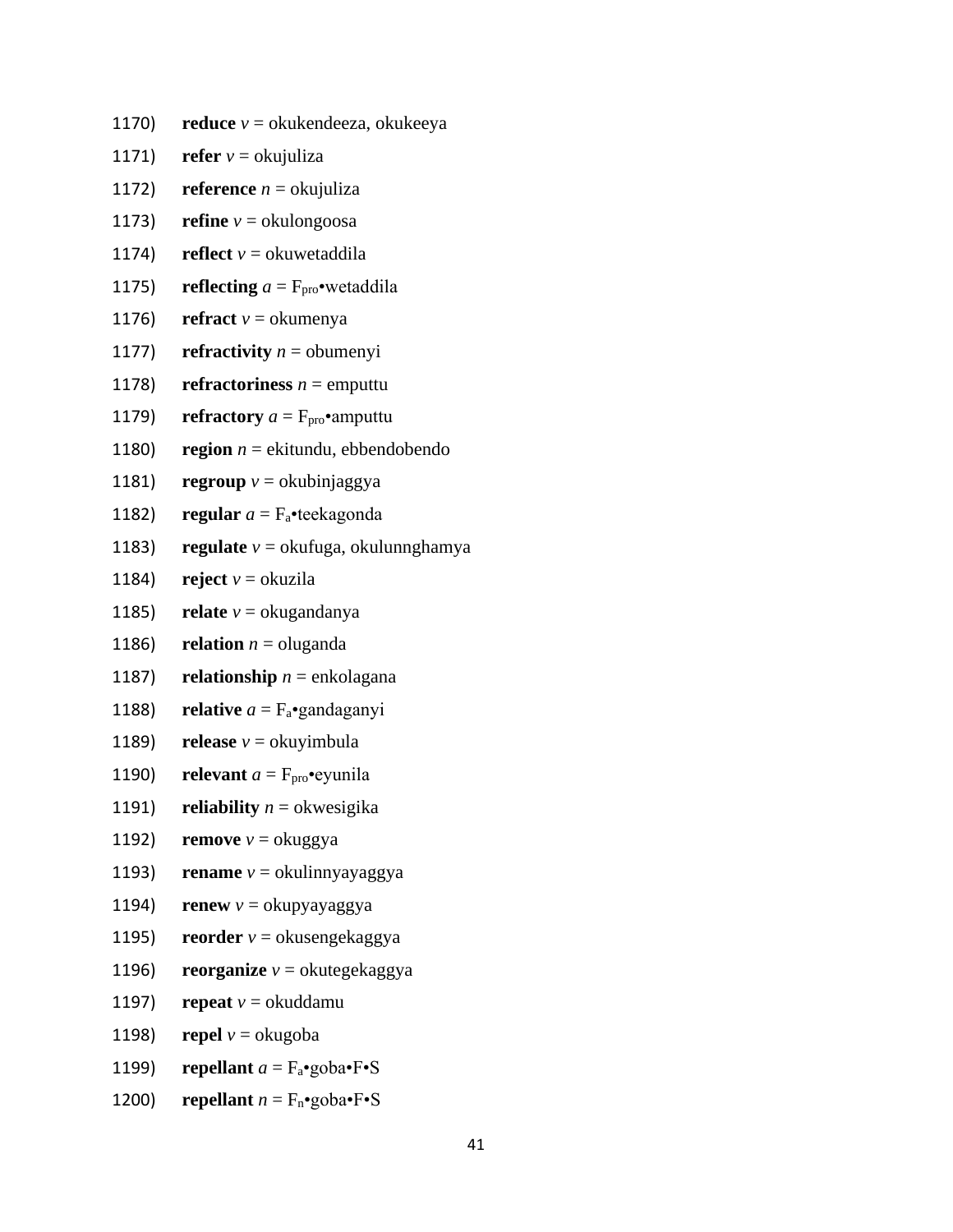1170) **reduce** *v* = okukendeeza, okukeeya

1171) **refer** *v* = okujuliza

1172) **reference** *n* = okujuliza

1173) **refine** *v* = okulongoosa

1174) **reflect** *v* = okuwetaddila

1175) **reflecting** *a* = $F_{pro}$•wetaddila

1176) **refract** *v* = okumenya

1177) **refractivity** *n* = obumenyi

1178) **refractoriness** *n* = emputtu

1179) **refractory** *a* = $F_{pro}$•amputtu

1180) **region** *n* = ekitundu, ebbendobendo

1181) **regroup** *v* = okubinjaggya

1182) **regular** *a* = $F_a$•teekagonda

1183) **regulate** *v* = okufuga, okulunnghamya

1184) **reject** *v* = okuzila

1185) **relate** *v* = okugandanya

1186) **relation** *n* = oluganda

1187) **relationship** *n* = enkolagana

1188) **relative** *a* = $F_a$•gandaganyi

1189) **release** *v* = okuyimbula

1190) **relevant** *a* = $F_{pro}$•eyunila

1191) **reliability** *n* = okwesigika

1192) **remove** *v* = okuggya

1193) **rename** *v* = okulinnyayaggya

1194) **renew** *v* = okupyayaggya

1195) **reorder** *v* = okusengekaggya

1196) **reorganize** *v* = okutegekaggya

1197) **repeat** *v* = okuddamu

1198) **repel** *v* = okugoba

1199) **repellant** *a* = $F_a$•goba•F•S

1200) **repellant** *n* = $F_n$•goba•F•S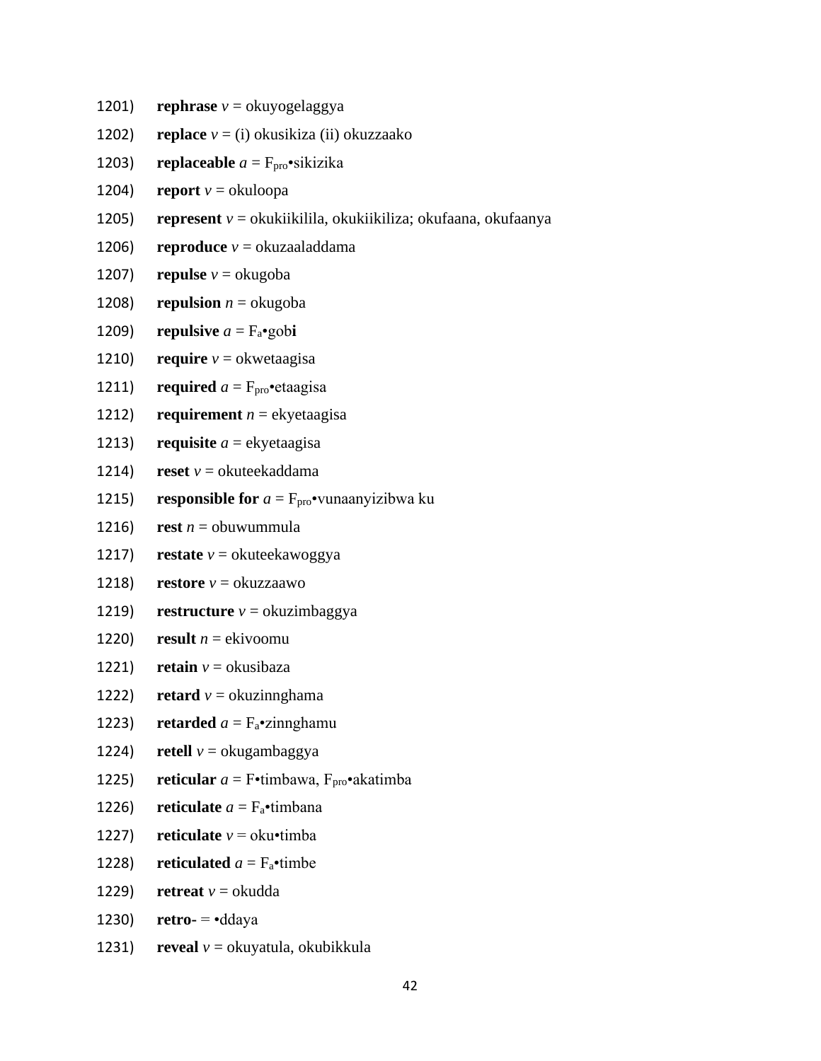1201) **rephrase** *v* = okuyogelaggya

1202) **replace** *v* = (i) okusikiza (ii) okuzzaako

1203) **replaceable** *a* = $F_{pro}$•sikizika

1204) **report** *v* = okuloopa

1205) **represent** *v* = okukiikilila, okukiikiliza; okufaana, okufaanya

1206) **reproduce** *v* = okuzaaladdama

1207) **repulse** *v* = okugoba

1208) **repulsion** *n* = okugoba

1209) **repulsive** *a* = $F_a$•gob**i**

1210) **require** *v* = okwetaagisa

1211) **required** *a* = $F_{pro}$•etaagisa

1212) **requirement** *n* = ekyetaagisa

1213) **requisite** *a* = ekyetaagisa

1214) **reset** *v* = okuteekaddama

1215) **responsible for** *a* = $F_{pro}$•vunaanyizibwa ku

1216) **rest** *n* = obuwummula

1217) **restate** *v* = okuteekawoggya

1218) **restore** *v* = okuzzaawo

1219) **restructure** *v* = okuzimbaggya

1220) **result** *n* = ekivoomu

1221) **retain** *v* = okusibaza

1222) **retard** *v* = okuzinnghama

1223) **retarded** *a* = $F_a$•zinnghamu

1224) **retell** *v* = okugambaggya

1225) **reticular** *a* = F•timbawa, $F_{pro}$•akatimba

1226) **reticulate** *a* = $F_a$•timbana

1227) **reticulate** *v* = oku•timba

1228) **reticulated** *a* = $F_a$•timbe

1229) **retreat** *v* = okudda

1230) **retro-** = •ddaya

1231) **reveal** *v* = okuyatula, okubikkula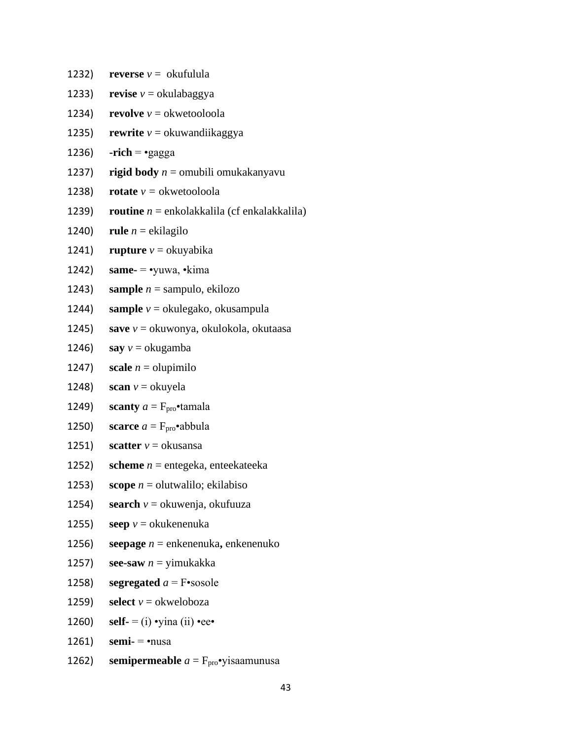1232) **reverse** *v* = okufulula

1233) **revise** *v* = okulabaggya

1234) **revolve** *v* = okwetooloola

1235) **rewrite** *v* = okuwandiikaggya

1236) -**rich** = •gagga

1237) **rigid body** *n* = omubili omukakanyavu

1238) **rotate** *v* = okwetooloola

1239) **routine** *n* = enkolakkalila (cf enkalakkalila)

1240) **rule** *n* = ekilagilo

1241) **rupture** *v* = okuyabika

1242) **same-** = •yuwa, •kima

1243) **sample** *n* = sampulo, ekilozo

1244) **sample** *v* = okulegako, okusampula

1245) **save** *v* = okuwonya, okulokola, okutaasa

1246) **say** *v* = okugamba

1247) **scale** *n* = olupimilo

1248) **scan** *v* = okuyela

1249) **scanty** *a* = $F_{pro}$•tamala

1250) **scarce** *a* = $F_{pro}$•abbula

1251) **scatter** *v* = okusansa

1252) **scheme** *n* = entegeka, enteekateeka

1253) **scope** *n* = olutwalilo; ekilabiso

1254) **search** *v* = okuwenja, okufuuza

1255) **seep** *v* = okukenenuka

1256) **seepage** *n* = enkenenuka**,** enkenenuko

1257) **see-saw** *n* = yimukakka

1258) **segregated** *a* = F•sosole

1259) **select** *v* = okweloboza

1260) **self-** = (i) •yina (ii) •ee•

1261) **semi-** = •nusa

1262) **semipermeable** *a* = $F_{pro}$•yisaamunusa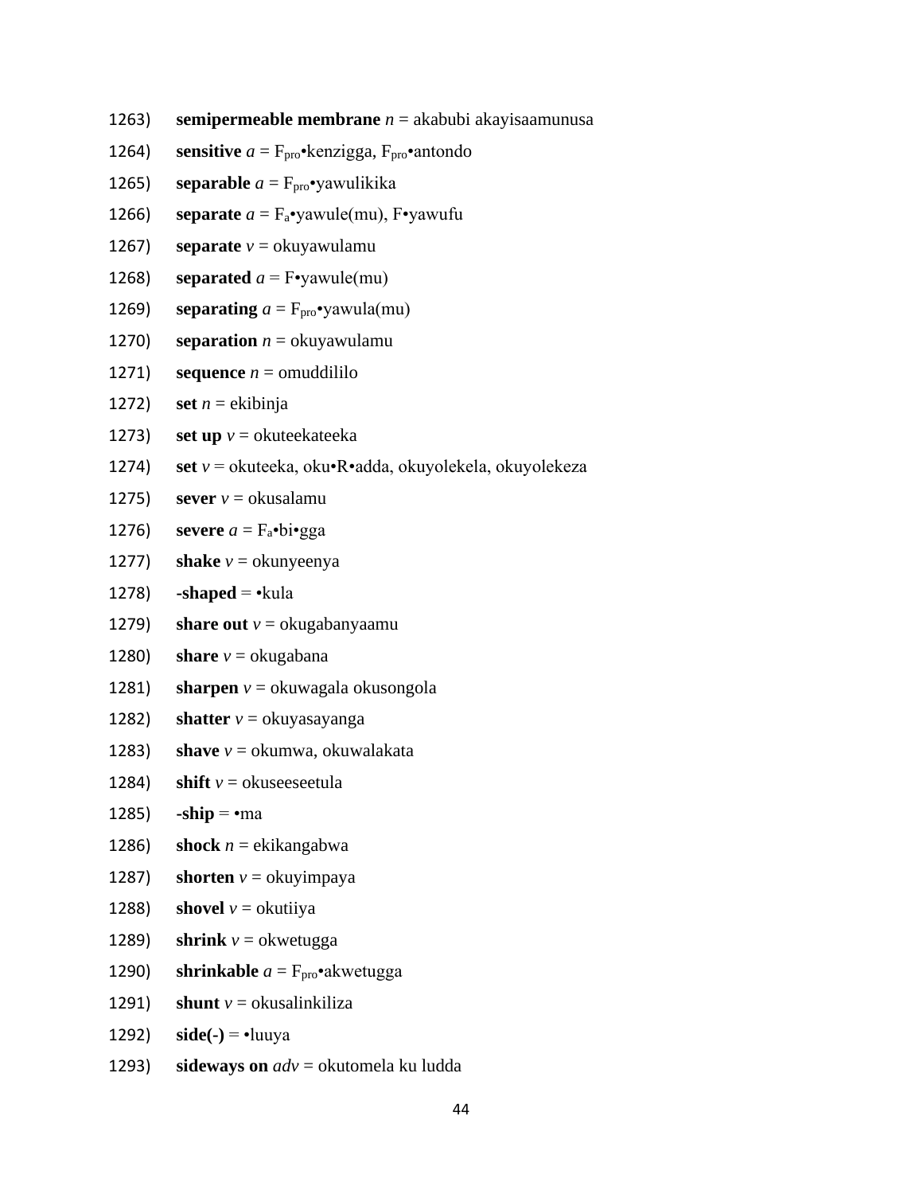1263) **semipermeable membrane** *n* = akabubi akayisaamunusa

1264) **sensitive** *a* = $F_{pro}$•kenzigga, $F_{pro}$•antondo

1265) **separable** *a* = $F_{pro}$•yawulikika

1266) **separate** *a* = $F_{a}$•yawule(mu), F•yawufu

1267) **separate** *v* = okuyawulamu

1268) **separated** *a* = F•yawule(mu)

1269) **separating** *a* = $F_{pro}$•yawula(mu)

1270) **separation** *n* = okuyawulamu

1271) **sequence** *n* = omuddililo

1272) **set** *n* = ekibinja

1273) **set up** *v* = okuteekateeka

1274) **set** *v* = okuteeka, oku•R•adda, okuyolekela, okuyolekeza

1275) **sever** *v* = okusalamu

1276) **severe** *a* = $F_{a}$•bi•gga

1277) **shake** *v* = okunyeenya

1278) **-shaped** = •kula

1279) **share out** *v* = okugabanyaamu

1280) **share** *v* = okugabana

1281) **sharpen** *v* = okuwagala okusongola

1282) **shatter** *v* = okuyasayanga

1283) **shave** *v* = okumwa, okuwalakata

1284) **shift** *v* = okuseeseetula

1285) **-ship** = •ma

1286) **shock** *n* = ekikangabwa

1287) **shorten** *v* = okuyimpaya

1288) **shovel** *v* = okutiiya

1289) **shrink** *v* = okwetugga

1290) **shrinkable** *a* = $F_{pro}$•akwetugga

1291) **shunt** *v* = okusalinkiliza

1292) **side(-)** = •luuya

1293) **sideways on** *adv* = okutomela ku ludda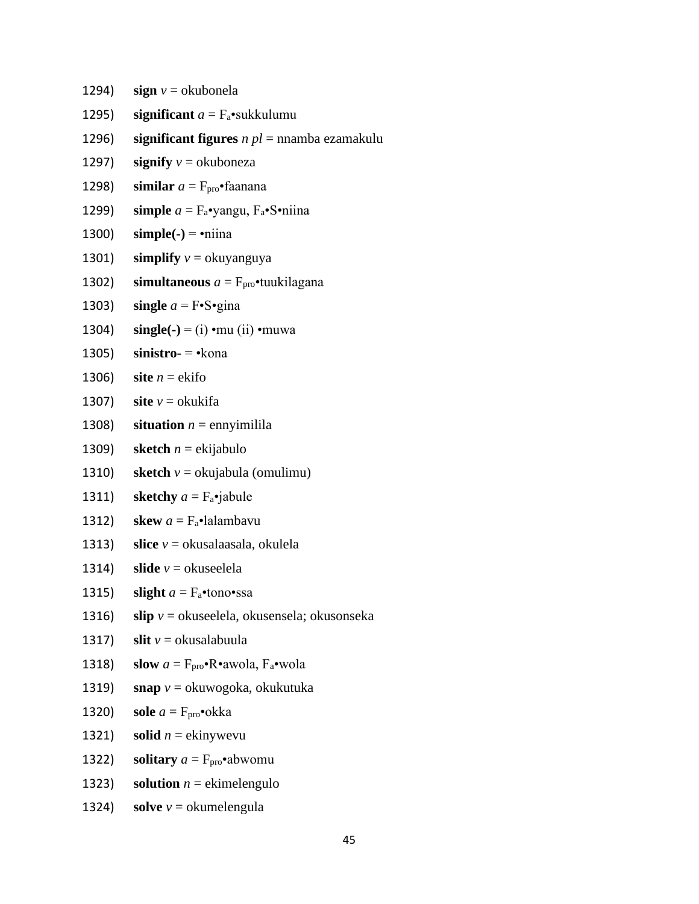1294) **sign** *v* = okubonela

1295) **significant** *a* = $F_a$•sukkulumu

1296) **significant figures** *n pl* = nnamba ezamakulu

1297) **signify** *v* = okuboneza

1298) **similar** *a* = $F_{pro}$•faanana

1299) **simple** *a* = $F_a$•yangu, $F_a$•S•niina

1300) **simple(-)** = •niina

1301) **simplify** *v* = okuyanguya

1302) **simultaneous** *a* = $F_{pro}$•tuukilagana

1303) **single** *a* = F•S•gina

1304) **single(-)** = (i) •mu (ii) •muwa

1305) **sinistro-** = •kona

1306) **site** *n* = ekifo

1307) **site** *v* = okukifa

1308) **situation** *n* = ennyimilila

1309) **sketch** *n* = ekijabulo

1310) **sketch** *v* = okujabula (omulimu)

1311) **sketchy** *a* = $F_a$•jabule

1312) **skew** *a* = $F_a$•lalambavu

1313) **slice** *v* = okusalaasala, okulela

1314) **slide** *v* = okuseelela

1315) **slight** *a* = $F_a$•tono•ssa

1316) **slip** *v* = okuseelela, okusensela; okusonseka

1317) **slit** *v* = okusalabuula

1318) **slow** *a* = $F_{pro}$•R•awola, $F_a$•wola

1319) **snap** *v* = okuwogoka, okukutuka

1320) **sole** *a* = $F_{pro}$•okka

1321) **solid** *n* = ekinywevu

1322) **solitary** *a* = $F_{pro}$•abwomu

1323) **solution** *n* = ekimelengulo

1324) **solve** *v* = okumelengula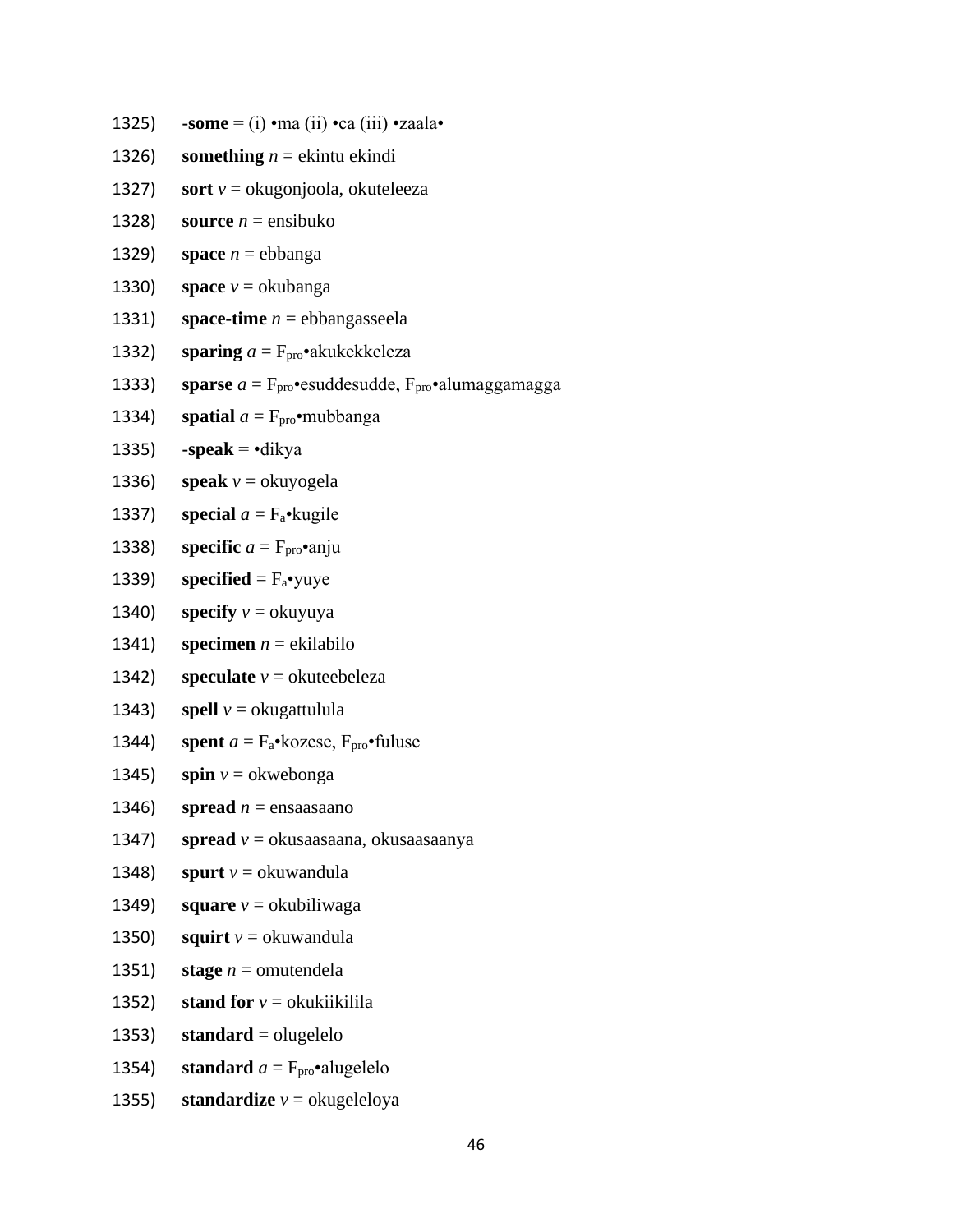1325) **-some** = (i) •ma (ii) •ca (iii) •zaala•

1326) **something** *n* = ekintu ekindi

1327) **sort** *v* = okugonjoola, okuteleeza

1328) **source** *n* = ensibuko

1329) **space** *n* = ebbanga

1330) **space** *v* = okubanga

1331) **space-time** *n* = ebbangasseela

1332) **sparing** *a* = $F_{pro}$•akukekkeleza

1333) **sparse** *a* = $F_{pro}$•esuddesudde, $F_{pro}$•alumaggamagga

1334) **spatial** *a* = $F_{pro}$•mubbanga

1335) **-speak** = •dikya

1336) **speak** *v* = okuyogela

1337) **special** *a* = $F_a$•kugile

1338) **specific** *a* = $F_{pro}$•anju

1339) **specified** = $F_a$•yuye

1340) **specify** *v* = okuyuya

1341) **specimen** *n* = ekilabilo

1342) **speculate** *v* = okuteebeleza

1343) **spell** *v* = okugattulula

1344) **spent** *a* = $F_a$•kozese, $F_{pro}$•fuluse

1345) **spin** *v* = okwebonga

1346) **spread** *n* = ensaasaano

1347) **spread** *v* = okusaasaana, okusaasaanya

1348) **spurt** *v* = okuwandula

1349) **square** *v* = okubiliwaga

1350) **squirt** *v* = okuwandula

1351) **stage** *n* = omutendela

1352) **stand for** *v* = okukiikilila

1353) **standard** = olugelelo

1354) **standard** *a* = $F_{pro}$•alugelelo

1355) **standardize** *v* = okugeleloya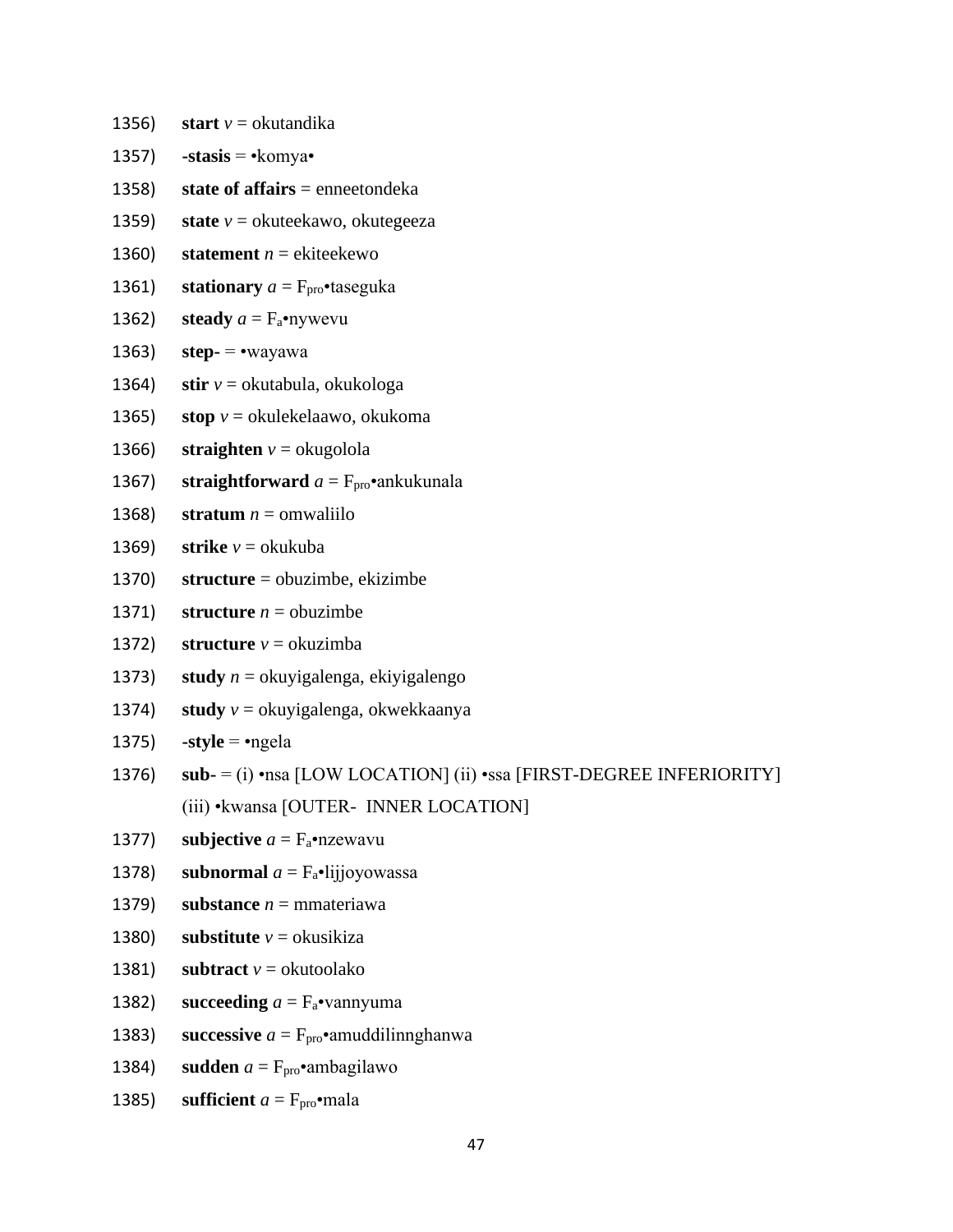1356) **start** *v* = okutandika

1357) **-stasis** = •komya•

1358) **state of affairs** = enneetondeka

1359) **state** *v* = okuteekawo, okutegeeza

1360) **statement** *n* = ekiteekewo

1361) **stationary** *a* = $F_{pro}$•taseguka

1362) **steady** *a* = $F_{a}$•nywevu

1363) **step-** = •wayawa

1364) **stir** *v* = okutabula, okukologa

1365) **stop** *v* = okulekelaawo, okukoma

1366) **straighten** *v* = okugolola

1367) **straightforward** *a* = $F_{pro}$•ankukunala

1368) **stratum** *n* = omwaliilo

1369) **strike** *v* = okukuba

1370) **structure** = obuzimbe, ekizimbe

1371) **structure** *n* = obuzimbe

1372) **structure** *v* = okuzimba

1373) **study** *n* = okuyigalenga, ekiyigalengo

1374) **study** *v* = okuyigalenga, okwekkaanya

1375) **-style** = •ngela

1376) **sub-** = (i) •nsa [LOW LOCATION] (ii) •ssa [FIRST-DEGREE INFERIORITY] (iii) •kwansa [OUTER- INNER LOCATION]

1377) **subjective** *a* = $F_{a}$•nzewavu

1378) **subnormal** *a* = $F_{a}$•lijjoyowassa

1379) **substance** *n* = mmateriawa

1380) **substitute** *v* = okusikiza

1381) **subtract** *v* = okutoolako

1382) **succeeding** *a* = $F_{a}$•vannyuma

1383) **successive** *a* = $F_{pro}$•amuddilinnghanwa

1384) **sudden** *a* = $F_{pro}$•ambagilawo

1385) **sufficient** *a* = $F_{pro}$•mala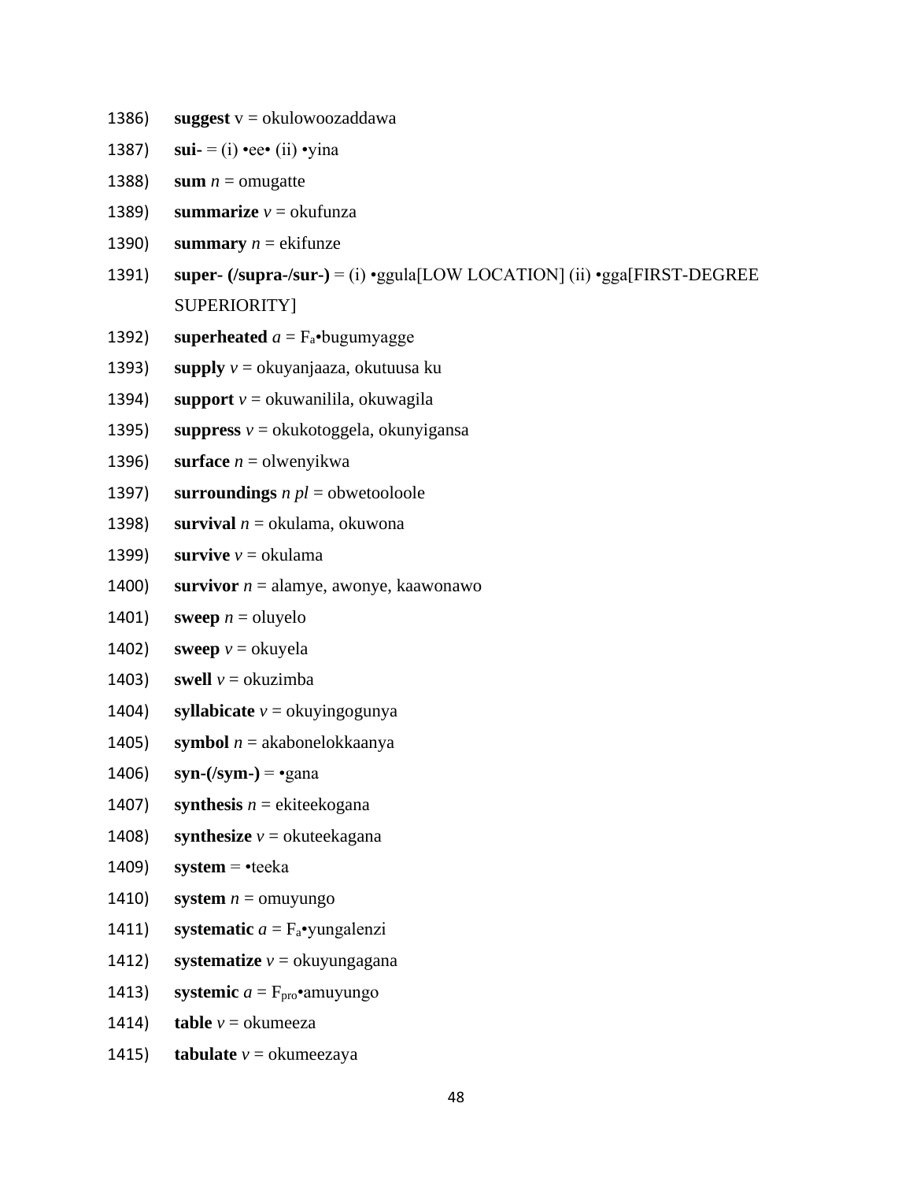1386) **suggest** v = okulowoozaddawa

1387) **sui-** = (i) •ee• (ii) •yina

1388) **sum** *n* = omugatte

1389) **summarize** *v* = okufunza

1390) **summary** *n* = ekifunze

1391) **super- (/supra-/sur-)** = (i) •ggula[LOW LOCATION] (ii) •gga[FIRST-DEGREE SUPERIORITY]

1392) **superheated** *a* = $F_a$•bugumyagge

1393) **supply** *v* = okuyanjaaza, okutuusa ku

1394) **support** *v* = okuwanilila, okuwagila

1395) **suppress** *v* = okukotoggela, okunyigansa

1396) **surface** *n* = olwenyikwa

1397) **surroundings** *n pl* = obwetooloole

1398) **survival** *n* = okulama, okuwona

1399) **survive** *v* = okulama

1400) **survivor** *n* = alamye, awonye, kaawonawo

1401) **sweep** *n* = oluyelo

1402) **sweep** *v* = okuyela

1403) **swell** *v* = okuzimba

1404) **syllabicate** *v* = okuyingogunya

1405) **symbol** *n* = akabonelokkaanya

1406) **syn-(/sym-)** = •gana

1407) **synthesis** *n* = ekiteekogana

1408) **synthesize** *v* = okuteekagana

1409) **system** = •teeka

1410) **system** *n* = omuyungo

1411) **systematic** *a* = $F_a$•yungalenzi

1412) **systematize** *v* = okuyungagana

1413) **systemic** *a* = $F_{pro}$•amuyungo

1414) **table** *v* = okumeeza

1415) **tabulate** *v* = okumeezaya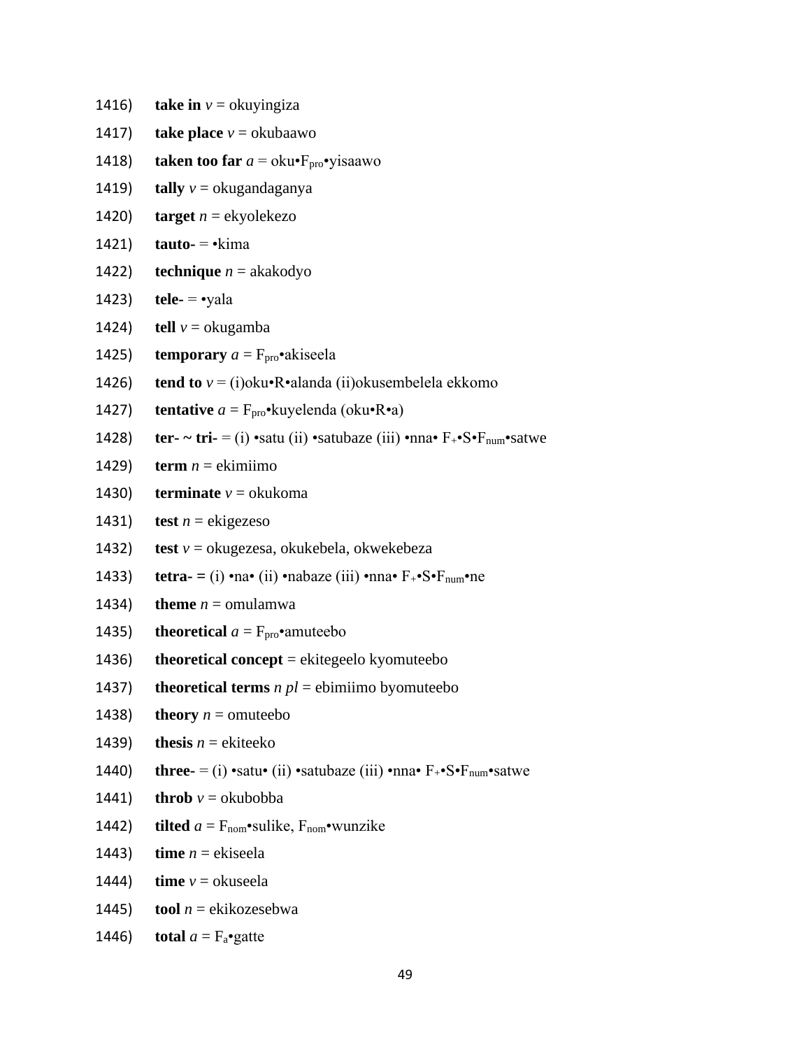1416) **take in** *v* = okuyingiza

1417) **take place** *v* = okubaawo

1418) **taken too far** *a* = oku•$F_{pro}$•yisaawo

1419) **tally** *v* = okugandaganya

1420) **target** *n* = ekyolekezo

1421) **tauto-** = •kima

1422) **technique** *n* = akakodyo

1423) **tele-** = •yala

1424) **tell** *v* = okugamba

1425) **temporary** *a* = $F_{pro}$•akiseela

1426) **tend to** *v* = (i)oku•R•alanda (ii)okusembelela ekkomo

1427) **tentative** *a* = $F_{pro}$•kuyelenda (oku•R•a)

1428) **ter- ~ tri-** = (i) •satu (ii) •satubaze (iii) •nna• $F_{+}$•S•$F_{num}$•satwe

1429) **term** *n* = ekimiimo

1430) **terminate** *v* = okukoma

1431) **test** *n* = ekigezeso

1432) **test** *v* = okugezesa, okukebela, okwekebeza

1433) **tetra- =** (i) •na• (ii) •nabaze (iii) •nna• $F_{+}$•S•$F_{num}$•ne

1434) **theme** *n* = omulamwa

1435) **theoretical** *a* = $F_{pro}$•amuteebo

1436) **theoretical concept** = ekitegeelo kyomuteebo

1437) **theoretical terms** *n pl* = ebimiimo byomuteebo

1438) **theory** *n* = omuteebo

1439) **thesis** *n* = ekiteeko

1440) **three-** = (i) •satu• (ii) •satubaze (iii) •nna• $F_{+}$•S•$F_{num}$•satwe

1441) **throb** *v* = okubobba

1442) **tilted** *a* = $F_{nom}$•sulike, $F_{nom}$•wunzike

1443) **time** *n* = ekiseela

1444) **time** *v* = okuseela

1445) **tool** *n* = ekikozesebwa

1446) **total** *a* = $F_{a}$•gatte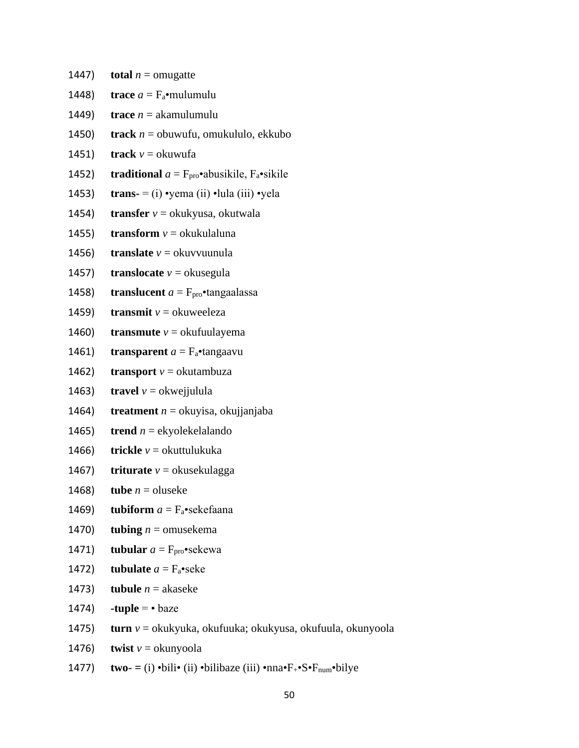1447) **total** *n* = omugatte

1448) **trace** *a* = $F_a$•mulumulu

1449) **trace** *n* = akamulumulu

1450) **track** *n* = obuwufu, omukululo, ekkubo

1451) **track** *v* = okuwufa

1452) **traditional** *a* = $F_{pro}$•abusikile, $F_a$•sikile

1453) **trans-** = (i) •yema (ii) •lula (iii) •yela

1454) **transfer** *v* = okukyusa, okutwala

1455) **transform** *v* = okukulaluna

1456) **translate** *v* = okuvvuunula

1457) **translocate** *v* = okusegula

1458) **translucent** *a* = $F_{pro}$•tangaalassa

1459) **transmit** *v* = okuweeleza

1460) **transmute** *v* = okufuulayema

1461) **transparent** *a* = $F_a$•tangaavu

1462) **transport** *v* = okutambuza

1463) **travel** *v* = okwejjulula

1464) **treatment** *n* = okuyisa, okujjanjaba

1465) **trend** *n* = ekyolekelalando

1466) **trickle** *v* = okuttulukuka

1467) **triturate** *v* = okusekulagga

1468) **tube** *n* = oluseke

1469) **tubiform** *a* = $F_a$•sekefaana

1470) **tubing** *n* = omusekema

1471) **tubular** *a* = $F_{pro}$•sekewa

1472) **tubulate** *a* = $F_a$•seke

1473) **tubule** *n* = akaseke

1474) **-tuple** = • baze

1475) **turn** *v* = okukyuka, okufuuka; okukyusa, okufuula, okunyoola

1476) **twist** *v* = okunyoola

1477) **two-** = (i) •bili• (ii) •bilibaze (iii) •nna•$F_+$•S•$F_{num}$•bilye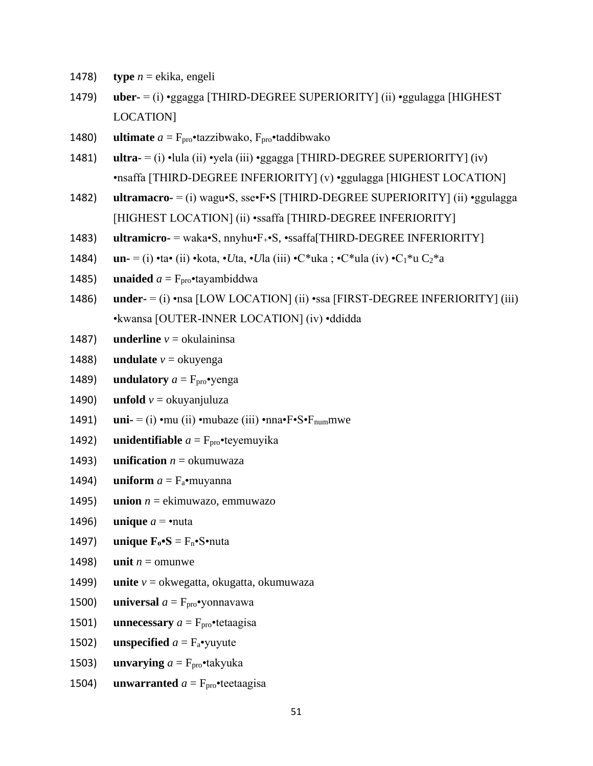1478) **type** *n* = ekika, engeli

1479) **uber-** = (i) •ggagga [THIRD-DEGREE SUPERIORITY] (ii) •ggulagga [HIGHEST LOCATION]

1480) **ultimate** *a* = $F_{pro}$•tazzibwako, $F_{pro}$•taddibwako

1481) **ultra-** = (i) •lula (ii) •yela (iii) •ggagga [THIRD-DEGREE SUPERIORITY] (iv) •nsaffa [THIRD-DEGREE INFERIORITY] (v) •ggulagga [HIGHEST LOCATION]

1482) **ultramacro-** = (i) wagu•S, sse•F•S [THIRD-DEGREE SUPERIORITY] (ii) •ggulagga [HIGHEST LOCATION] (ii) •ssaffa [THIRD-DEGREE INFERIORITY]

1483) **ultramicro-** = waka•S, nnyhu•$F_{+}$•S, •ssaffa[THIRD-DEGREE INFERIORITY]

1484) **un-** = (i) •ta• (ii) •kota, •*U*ta, •*U*la (iii) •C*uka ; •C*ula (iv) •$C_1$*u $C_2$*a

1485) **unaided** *a* = $F_{pro}$•tayambiddwa

1486) **under-** = (i) •nsa [LOW LOCATION] (ii) •ssa [FIRST-DEGREE INFERIORITY] (iii) •kwansa [OUTER-INNER LOCATION] (iv) •ddidda

1487) **underline** *v* = okulaininsa

1488) **undulate** *v* = okuyenga

1489) **undulatory** *a* = $F_{pro}$•yenga

1490) **unfold** *v* = okuyanjuluza

1491) **uni-** = (i) •mu (ii) •mubaze (iii) •nna•F•S•$F_{num}$mwe

1492) **unidentifiable** *a* = $F_{pro}$•teyemuyika

1493) **unification** *n* = okumuwaza

1494) **uniform** *a* = $F_a$•muyanna

1495) **union** *n* = ekimuwazo, emmuwazo

1496) **unique** *a* = •nuta

1497) **unique $F_o$•S** = $F_n$•S•nuta

1498) **unit** *n* = omunwe

1499) **unite** *v* = okwegatta, okugatta, okumuwaza

1500) **universal** *a* = $F_{pro}$•yonnavawa

1501) **unnecessary** *a* = $F_{pro}$•tetaagisa

1502) **unspecified** *a* = $F_a$•yuyute

1503) **unvarying** *a* = $F_{pro}$•takyuka

1504) **unwarranted** *a* = $F_{pro}$•teetaagisa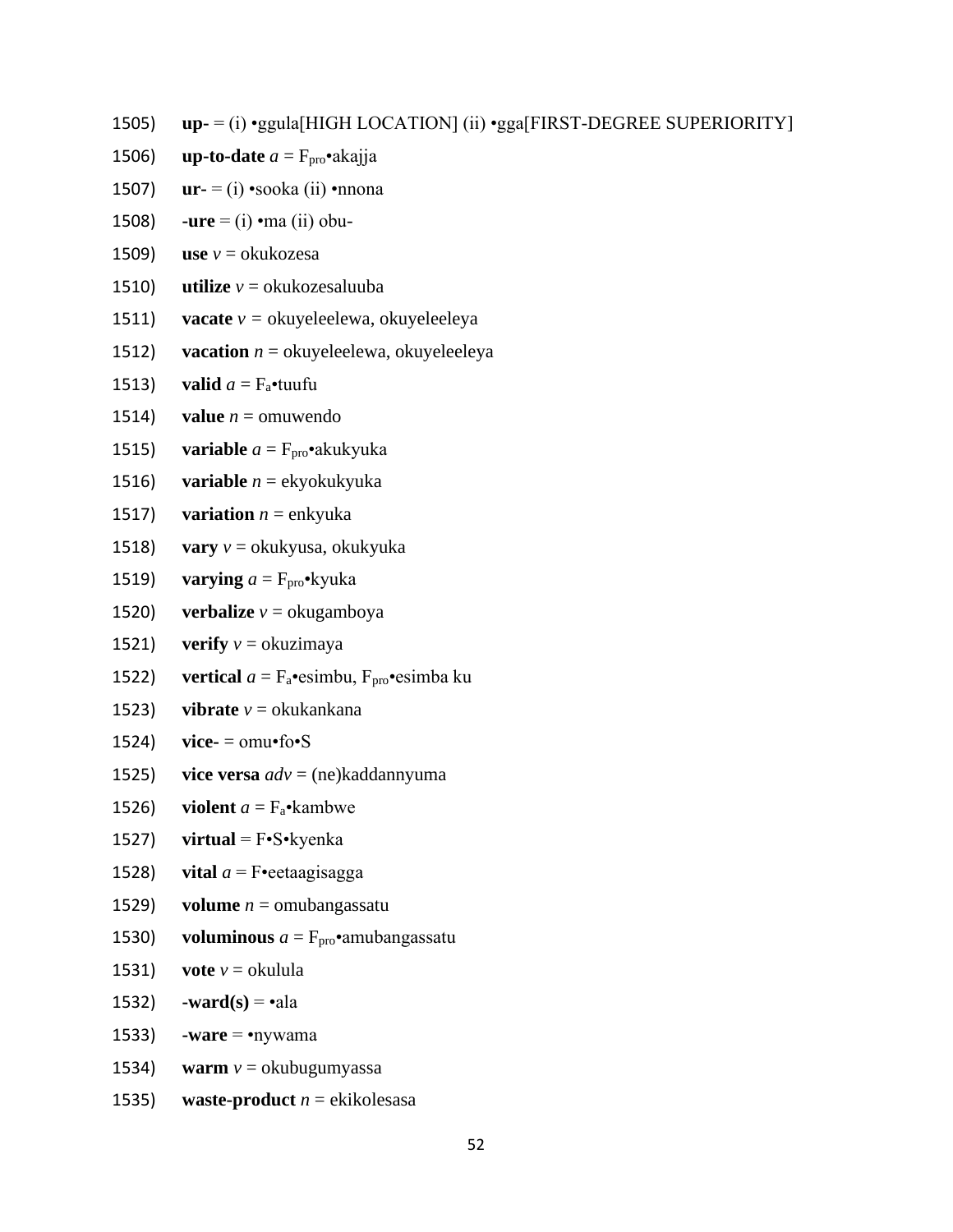1505) **up-** = (i) •ggula[HIGH LOCATION] (ii) •gga[FIRST-DEGREE SUPERIORITY]

1506) **up-to-date** *a* = $F_{pro}$•akajja

1507) **ur-** = (i) •sooka (ii) •nnona

1508) **-ure** = (i) •ma (ii) obu-

1509) **use** *v* = okukozesa

1510) **utilize** *v* = okukozesaluuba

1511) **vacate** *v* = okuyeleelewa, okuyeleeleya

1512) **vacation** *n* = okuyeleelewa, okuyeleeleya

1513) **valid** *a* = $F_a$•tuufu

1514) **value** *n* = omuwendo

1515) **variable** *a* = $F_{pro}$•akukyuka

1516) **variable** *n* = ekyokukyuka

1517) **variation** *n* = enkyuka

1518) **vary** *v* = okukyusa, okukyuka

1519) **varying** *a* = $F_{pro}$•kyuka

1520) **verbalize** *v* = okugamboya

1521) **verify** *v* = okuzimaya

1522) **vertical** *a* = $F_a$•esimbu, $F_{pro}$•esimba ku

1523) **vibrate** *v* = okukankana

1524) **vice-** = omu•fo•S

1525) **vice versa** *adv* = (ne)kaddannyuma

1526) **violent** *a* = $F_a$•kambwe

1527) **virtual** = F•S•kyenka

1528) **vital** *a* = F•eetaagisagga

1529) **volume** *n* = omubangassatu

1530) **voluminous** *a* = $F_{pro}$•amubangassatu

1531) **vote** *v* = okulula

1532) **-ward(s)** = •ala

1533) **-ware** = •nywama

1534) **warm** *v* = okubugumyassa

1535) **waste-product** *n* = ekikolesasa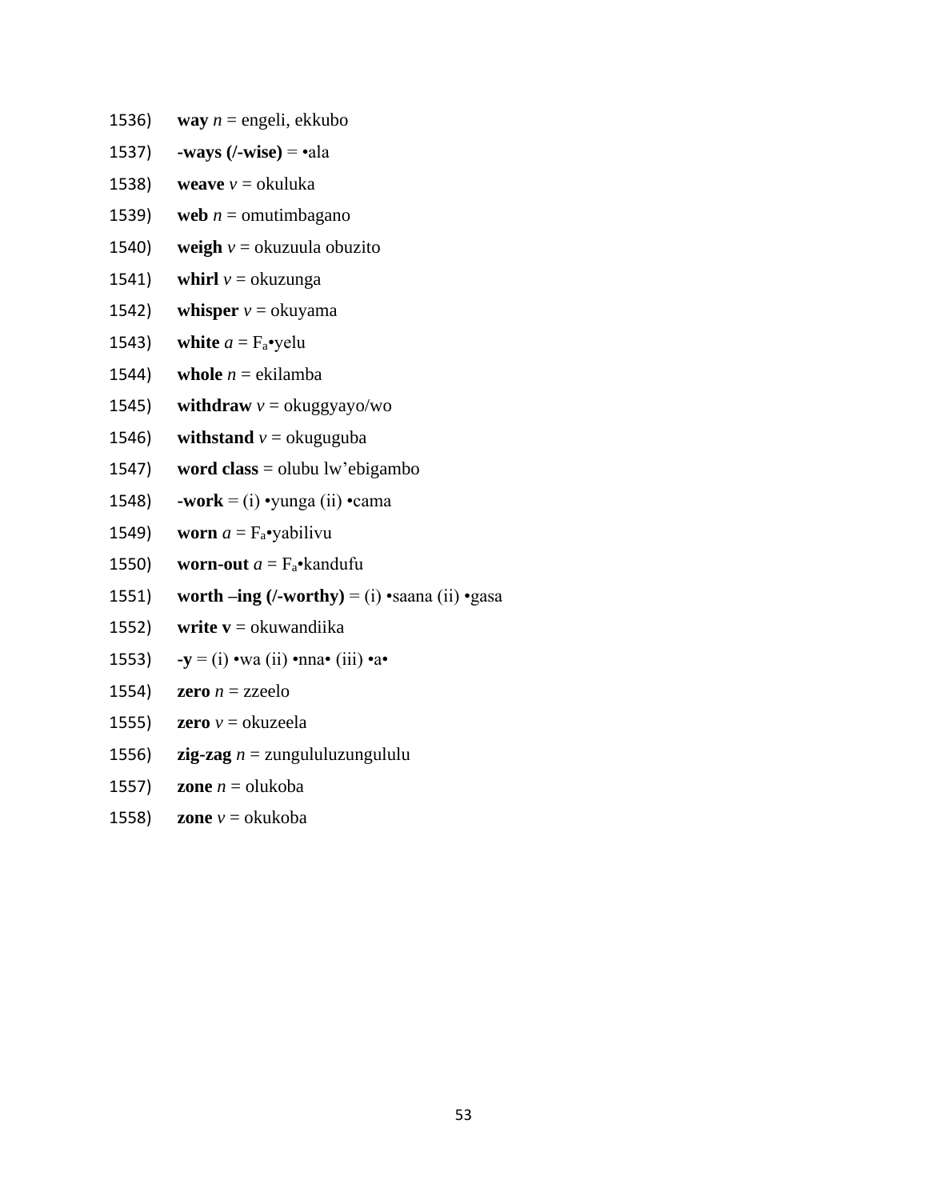1536) **way** *n* = engeli, ekkubo

1537) **-ways (/-wise)** = •ala

1538) **weave** *v* = okuluka

1539) **web** *n* = omutimbagano

1540) **weigh** *v* = okuzuula obuzito

1541) **whirl** *v* = okuzunga

1542) **whisper** *v* = okuyama

1543) **white** *a* = $F_a$•yelu

1544) **whole** *n* = ekilamba

1545) **withdraw** *v* = okuggyayo/wo

1546) **withstand** *v* = okuguguba

1547) **word class** = olubu lw'ebigambo

1548) **-work** = (i) •yunga (ii) •cama

1549) **worn** *a* = $F_a$•yabilivu

1550) **worn-out** *a* = $F_a$•kandufu

1551) **worth –ing (/-worthy)** = (i) •saana (ii) •gasa

1552) **write v** = okuwandiika

1553) **-y** = (i) •wa (ii) •nna• (iii) •a•

1554) **zero** *n* = zzeelo

1555) **zero** *v* = okuzeela

1556) **zig-zag** *n* = zungululuzungululu

1557) **zone** *n* = olukoba

1558) **zone** *v* = okukoba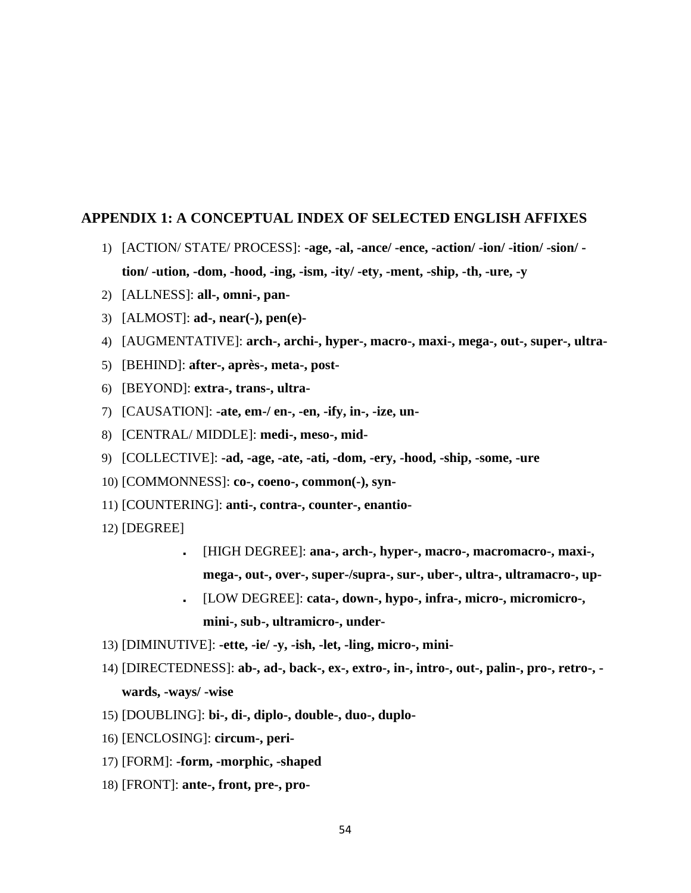## APPENDIX 1: A CONCEPTUAL INDEX OF SELECTED ENGLISH AFFIXES

1) [ACTION/ STATE/ PROCESS]: **-age, -al, -ance/ -ence, -action/ -ion/ -ition/ -sion/ -tion/ -ution, -dom, -hood, -ing, -ism, -ity/ -ety, -ment, -ship, -th, -ure, -y**
2) [ALLNESS]: **all-, omni-, pan-**
3) [ALMOST]: **ad-, near(-), pen(e)-**
4) [AUGMENTATIVE]: **arch-, archi-, hyper-, macro-, maxi-, mega-, out-, super-, ultra-**
5) [BEHIND]: **after-, après-, meta-, post-**
6) [BEYOND]: **extra-, trans-, ultra-**
7) [CAUSATION]: **-ate, em-/ en-, -en, -ify, in-, -ize, un-**
8) [CENTRAL/ MIDDLE]: **medi-, meso-, mid-**
9) [COLLECTIVE]: **-ad, -age, -ate, -ati, -dom, -ery, -hood, -ship, -some, -ure**
10) [COMMONNESS]: **co-, coeno-, common(-), syn-**
11) [COUNTERING]: **anti-, contra-, counter-, enantio-**
12) [DEGREE]
    - [HIGH DEGREE]: **ana-, arch-, hyper-, macro-, macromacro-, maxi-, mega-, out-, over-, super-/supra-, sur-, uber-, ultra-, ultramacro-, up-**
    - [LOW DEGREE]: **cata-, down-, hypo-, infra-, micro-, micromicro-, mini-, sub-, ultramicro-, under-**
13) [DIMINUTIVE]: **-ette, -ie/ -y, -ish, -let, -ling, micro-, mini-**
14) [DIRECTEDNESS]: **ab-, ad-, back-, ex-, extro-, in-, intro-, out-, palin-, pro-, retro-, -wards, -ways/ -wise**
15) [DOUBLING]: **bi-, di-, diplo-, double-, duo-, duplo-**
16) [ENCLOSING]: **circum-, peri-**
17) [FORM]: **-form, -morphic, -shaped**
18) [FRONT]: **ante-, front, pre-, pro-**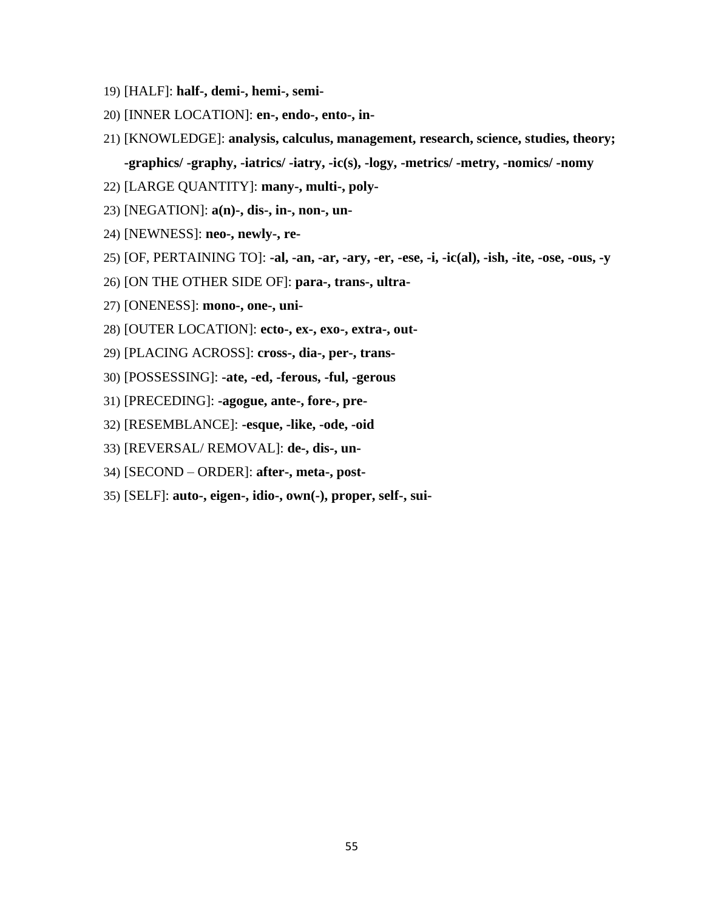19) [HALF]: **half-, demi-, hemi-, semi-**

20) [INNER LOCATION]: **en-, endo-, ento-, in-**

21) [KNOWLEDGE]: **analysis, calculus, management, research, science, studies, theory; -graphics/ -graphy, -iatrics/ -iatry, -ic(s), -logy, -metrics/ -metry, -nomics/ -nomy**

22) [LARGE QUANTITY]: **many-, multi-, poly-**

23) [NEGATION]: **a(n)-, dis-, in-, non-, un-**

24) [NEWNESS]: **neo-, newly-, re-**

25) [OF, PERTAINING TO]: **-al, -an, -ar, -ary, -er, -ese, -i, -ic(al), -ish, -ite, -ose, -ous, -y**

26) [ON THE OTHER SIDE OF]: **para-, trans-, ultra-**

27) [ONENESS]: **mono-, one-, uni-**

28) [OUTER LOCATION]: **ecto-, ex-, exo-, extra-, out-**

29) [PLACING ACROSS]: **cross-, dia-, per-, trans-**

30) [POSSESSING]: **-ate, -ed, -ferous, -ful, -gerous**

31) [PRECEDING]: **-agogue, ante-, fore-, pre-**

32) [RESEMBLANCE]: **-esque, -like, -ode, -oid**

33) [REVERSAL/ REMOVAL]: **de-, dis-, un-**

34) [SECOND – ORDER]: **after-, meta-, post-**

35) [SELF]: **auto-, eigen-, idio-, own(-), proper, self-, sui-**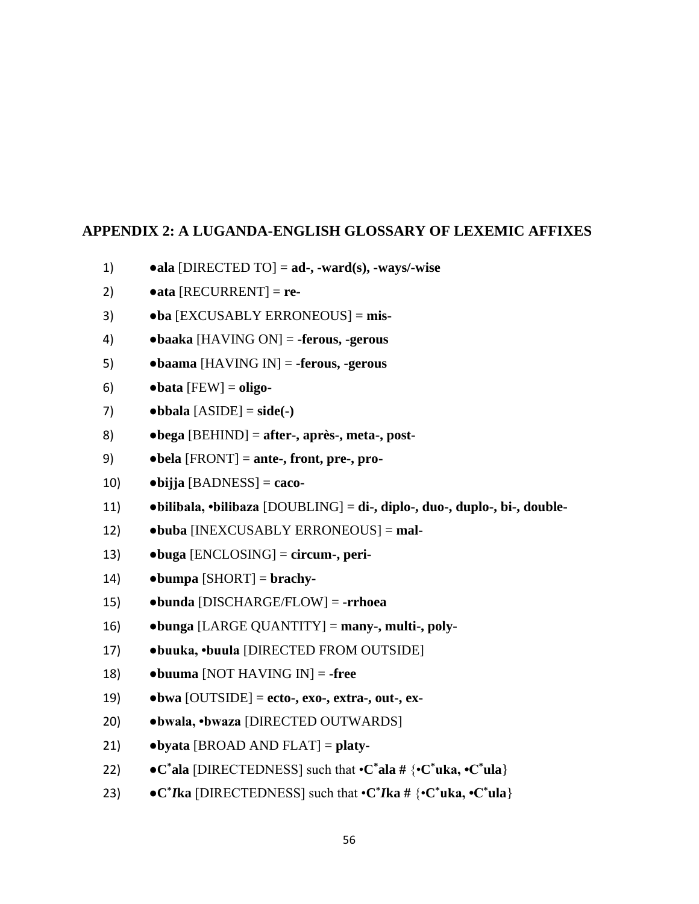## APPENDIX 2: A LUGANDA-ENGLISH GLOSSARY OF LEXEMIC AFFIXES

1) **●ala** [DIRECTED TO] = **ad-, -ward(s), -ways/-wise**
2) **●ata** [RECURRENT] = **re-**
3) **●ba** [EXCUSABLY ERRONEOUS] = **mis-**
4) **●baaka** [HAVING ON] = **-ferous, -gerous**
5) **●baama** [HAVING IN] = **-ferous, -gerous**
6) **●bata** [FEW] = **oligo-**
7) **●bbala** [ASIDE] = **side(-)**
8) **●bega** [BEHIND] = **after-, après-, meta-, post-**
9) **●bela** [FRONT] = **ante-, front, pre-, pro-**
10) **●bijja** [BADNESS] = **caco-**
11) **●bilibala, •bilibaza** [DOUBLING] = **di-, diplo-, duo-, duplo-, bi-, double-**
12) **●buba** [INEXCUSABLY ERRONEOUS] = **mal-**
13) **●buga** [ENCLOSING] = **circum-, peri-**
14) **●bumpa** [SHORT] = **brachy-**
15) **●bunda** [DISCHARGE/FLOW] = **-rrhoea**
16) **●bunga** [LARGE QUANTITY] = **many-, multi-, poly-**
17) **●buuka, •buula** [DIRECTED FROM OUTSIDE]
18) **●buuma** [NOT HAVING IN] = **-free**
19) **●bwa** [OUTSIDE] = **ecto-, exo-, extra-, out-, ex-**
20) **●bwala, •bwaza** [DIRECTED OUTWARDS]
21) **●byata** [BROAD AND FLAT] = **platy-**
22) **●C\*ala** [DIRECTEDNESS] such that **•C\*ala #** {**•C\*uka, •C\*ula**}
23) **●C\****I***ka** [DIRECTEDNESS] such that **•C\****I***ka #** {**•C\*uka, •C\*ula**}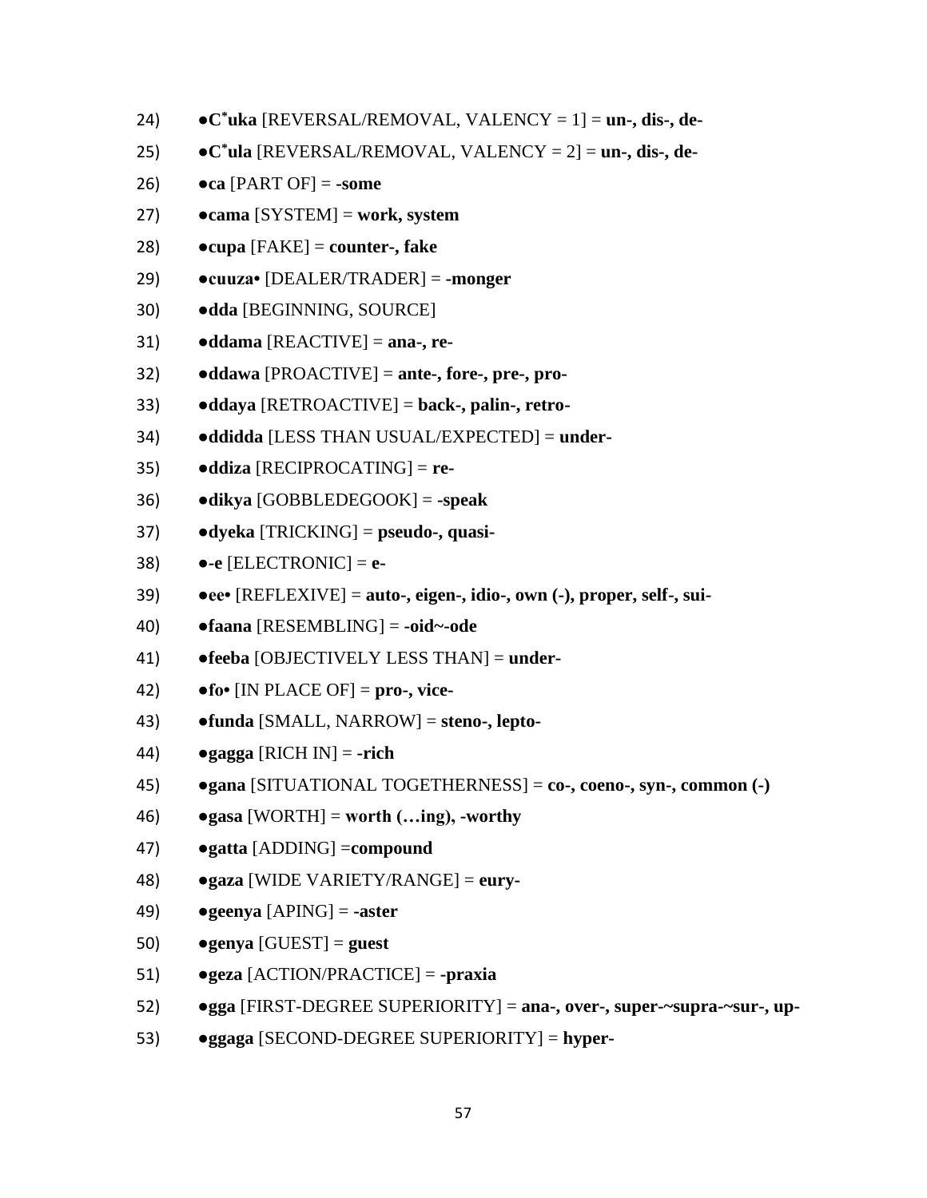24) ●C*uka [REVERSAL/REMOVAL, VALENCY = 1] = **un-, dis-, de-**

25) ●C*ula [REVERSAL/REMOVAL, VALENCY = 2] = **un-, dis-, de-**

26) ●**ca** [PART OF] = **-some**

27) ●**cama** [SYSTEM] = **work, system**

28) ●**cupa** [FAKE] = **counter-, fake**

29) ●**cuuza•** [DEALER/TRADER] = **-monger**

30) ●**dda** [BEGINNING, SOURCE]

31) ●**ddama** [REACTIVE] = **ana-, re-**

32) ●**ddawa** [PROACTIVE] = **ante-, fore-, pre-, pro-**

33) ●**ddaya** [RETROACTIVE] = **back-, palin-, retro-**

34) ●**ddidda** [LESS THAN USUAL/EXPECTED] = **under-**

35) ●**ddiza** [RECIPROCATING] = **re-**

36) ●**dikya** [GOBBLEDEGOOK] = **-speak**

37) ●**dyeka** [TRICKING] = **pseudo-, quasi-**

38) ●**-e** [ELECTRONIC] = **e-**

39) ●**ee•** [REFLEXIVE] = **auto-, eigen-, idio-, own (-), proper, self-, sui-**

40) ●**faana** [RESEMBLING] = **-oid~-ode**

41) ●**feeba** [OBJECTIVELY LESS THAN] = **under-**

42) ●**fo•** [IN PLACE OF] = **pro-, vice-**

43) ●**funda** [SMALL, NARROW] = **steno-, lepto-**

44) ●**gagga** [RICH IN] = **-rich**

45) ●**gana** [SITUATIONAL TOGETHERNESS] = **co-, coeno-, syn-, common (-)**

46) ●**gasa** [WORTH] = **worth (…ing), -worthy**

47) ●**gatta** [ADDING] =**compound**

48) ●**gaza** [WIDE VARIETY/RANGE] = **eury-**

49) ●**geenya** [APING] = **-aster**

50) ●**genya** [GUEST] = **guest**

51) ●**geza** [ACTION/PRACTICE] = **-praxia**

52) ●**gga** [FIRST-DEGREE SUPERIORITY] = **ana-, over-, super-~supra-~sur-, up-**

53) ●**ggaga** [SECOND-DEGREE SUPERIORITY] = **hyper-**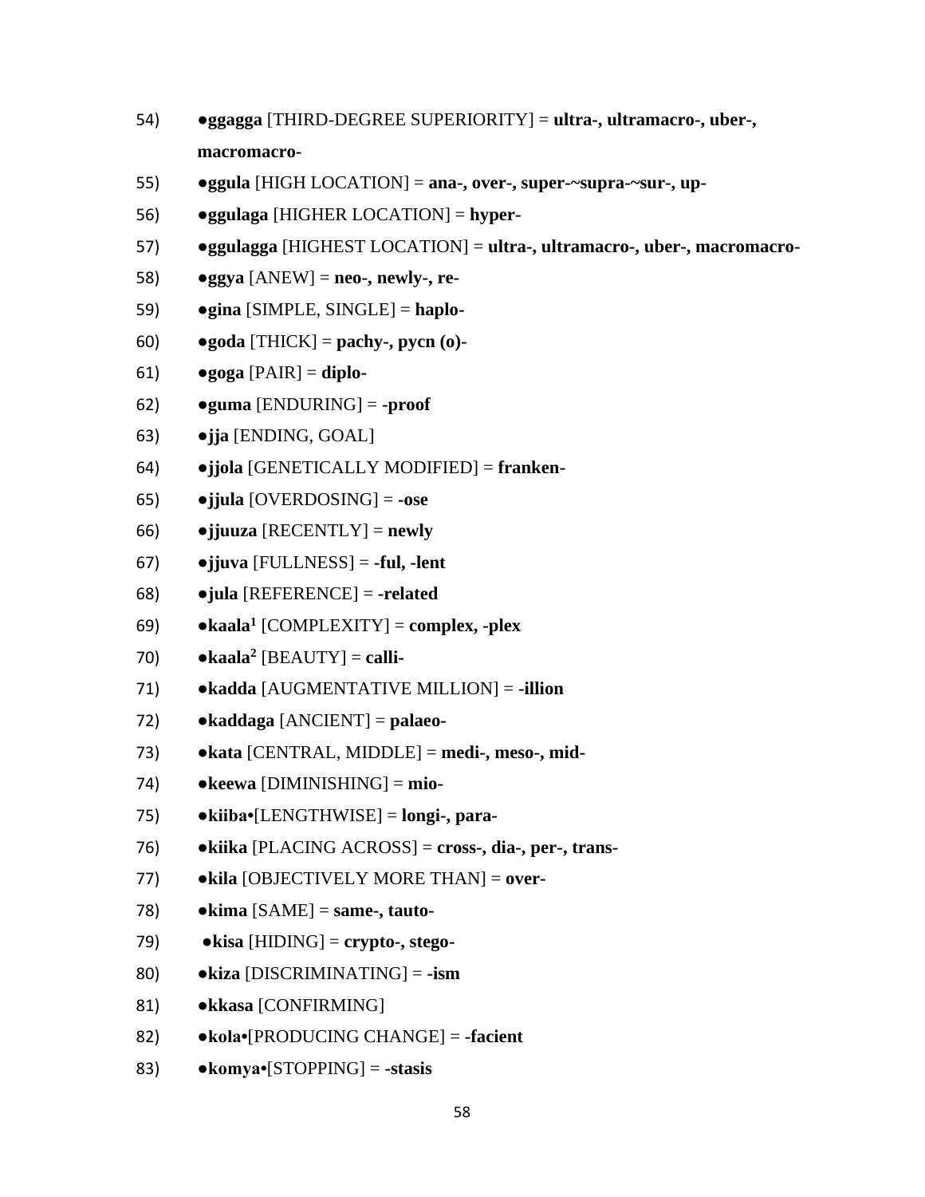54) ●**ggagga** [THIRD-DEGREE SUPERIORITY] = **ultra-, ultramacro-, uber-, macromacro-**

55) ●**ggula** [HIGH LOCATION] = **ana-, over-, super-~supra-~sur-, up-**

56) ●**ggulaga** [HIGHER LOCATION] = **hyper-**

57) ●**ggulagga** [HIGHEST LOCATION] = **ultra-, ultramacro-, uber-, macromacro-**

58) ●**ggya** [ANEW] = **neo-, newly-, re-**

59) ●**gina** [SIMPLE, SINGLE] = **haplo-**

60) ●**goda** [THICK] = **pachy-, pycn (o)-**

61) ●**goga** [PAIR] = **diplo-**

62) ●**guma** [ENDURING] = **-proof**

63) ●**jja** [ENDING, GOAL]

64) ●**jjola** [GENETICALLY MODIFIED] = **franken-**

65) ●**jjula** [OVERDOSING] = **-ose**

66) ●**jjuuza** [RECENTLY] = **newly**

67) ●**jjuva** [FULLNESS] = **-ful, -lent**

68) ●**jula** [REFERENCE] = **-related**

69) ●**kaala**[1] [COMPLEXITY] = **complex, -plex**

70) ●**kaala**[2] [BEAUTY] = **calli-**

71) ●**kadda** [AUGMENTATIVE MILLION] = **-illion**

72) ●**kaddaga** [ANCIENT] = **palaeo-**

73) ●**kata** [CENTRAL, MIDDLE] = **medi-, meso-, mid-**

74) ●**keewa** [DIMINISHING] = **mio-**

75) ●**kiiba**•[LENGTHWISE] = **longi-, para-**

76) ●**kiika** [PLACING ACROSS] = **cross-, dia-, per-, trans-**

77) ●**kila** [OBJECTIVELY MORE THAN] = **over-**

78) ●**kima** [SAME] = **same-, tauto-**

79) ●**kisa** [HIDING] = **crypto-, stego-**

80) ●**kiza** [DISCRIMINATING] = **-ism**

81) ●**kkasa** [CONFIRMING]

82) ●**kola**•[PRODUCING CHANGE] = **-facient**

83) ●**komya**•[STOPPING] = **-stasis**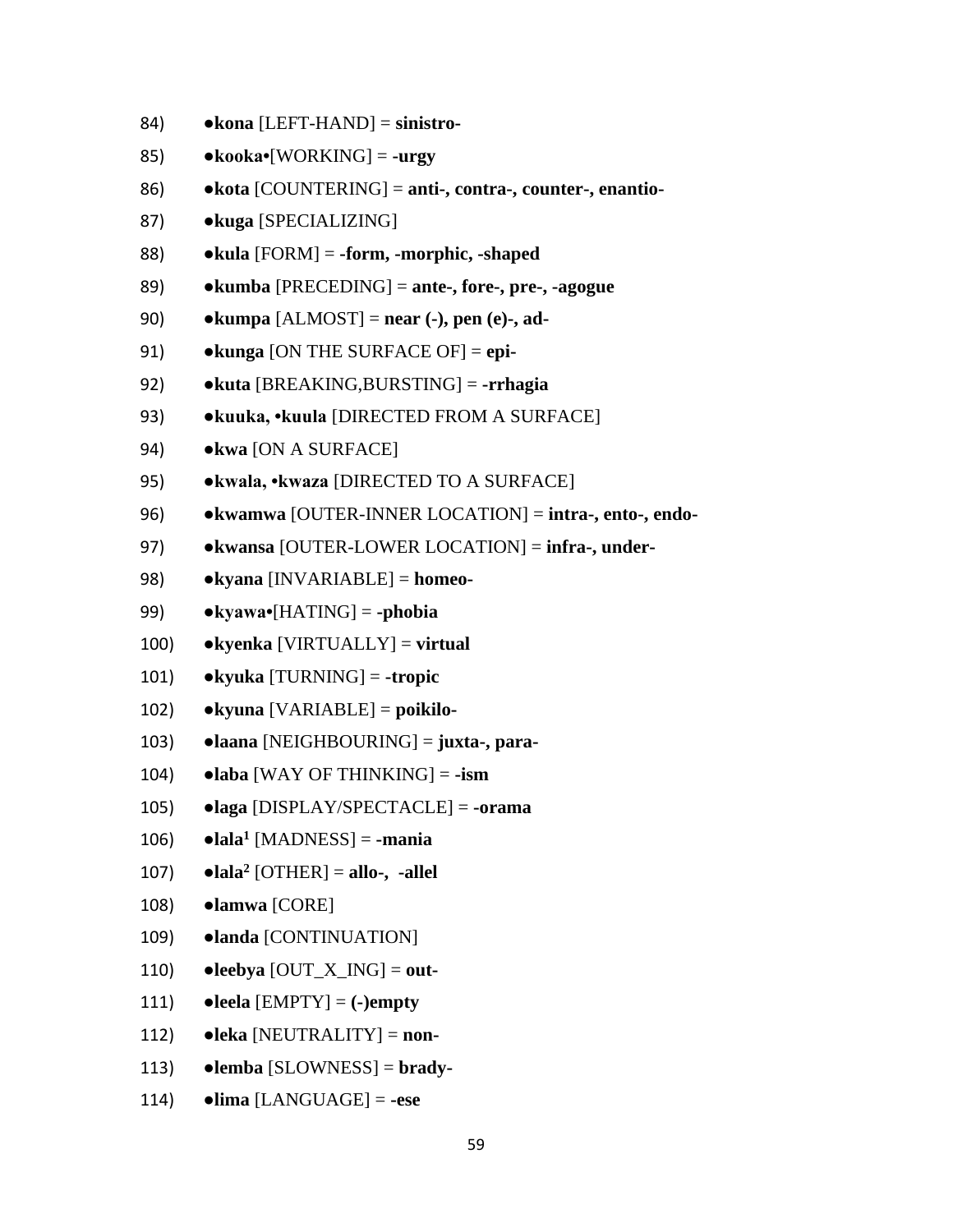84) ●**kona** [LEFT-HAND] = **sinistro-**

85) ●**kooka•**[WORKING] = **-urgy**

86) ●**kota** [COUNTERING] = **anti-, contra-, counter-, enantio-**

87) ●**kuga** [SPECIALIZING]

88) ●**kula** [FORM] = **-form, -morphic, -shaped**

89) ●**kumba** [PRECEDING] = **ante-, fore-, pre-, -agogue**

90) ●**kumpa** [ALMOST] = **near (-), pen (e)-, ad-**

91) ●**kunga** [ON THE SURFACE OF] = **epi-**

92) ●**kuta** [BREAKING,BURSTING] = **-rrhagia**

93) ●**kuuka, •kuula** [DIRECTED FROM A SURFACE]

94) ●**kwa** [ON A SURFACE]

95) ●**kwala, •kwaza** [DIRECTED TO A SURFACE]

96) ●**kwamwa** [OUTER-INNER LOCATION] = **intra-, ento-, endo-**

97) ●**kwansa** [OUTER-LOWER LOCATION] = **infra-, under-**

98) ●**kyana** [INVARIABLE] = **homeo-**

99) ●**kyawa•**[HATING] = **-phobia**

100) ●**kyenka** [VIRTUALLY] = **virtual**

101) ●**kyuka** [TURNING] = **-tropic**

102) ●**kyuna** [VARIABLE] = **poikilo-**

103) ●**laana** [NEIGHBOURING] = **juxta-, para-**

104) ●**laba** [WAY OF THINKING] = **-ism**

105) ●**laga** [DISPLAY/SPECTACLE] = **-orama**

106) ●**lala**[1] [MADNESS] = **-mania**

107) ●**lala**[2] [OTHER] = **allo-, -allel**

108) ●**lamwa** [CORE]

109) ●**landa** [CONTINUATION]

110) ●**leebya** [OUT_X_ING] = **out-**

111) ●**leela** [EMPTY] = **(-)empty**

112) ●**leka** [NEUTRALITY] = **non-**

113) ●**lemba** [SLOWNESS] = **brady-**

114) ●**lima** [LANGUAGE] = **-ese**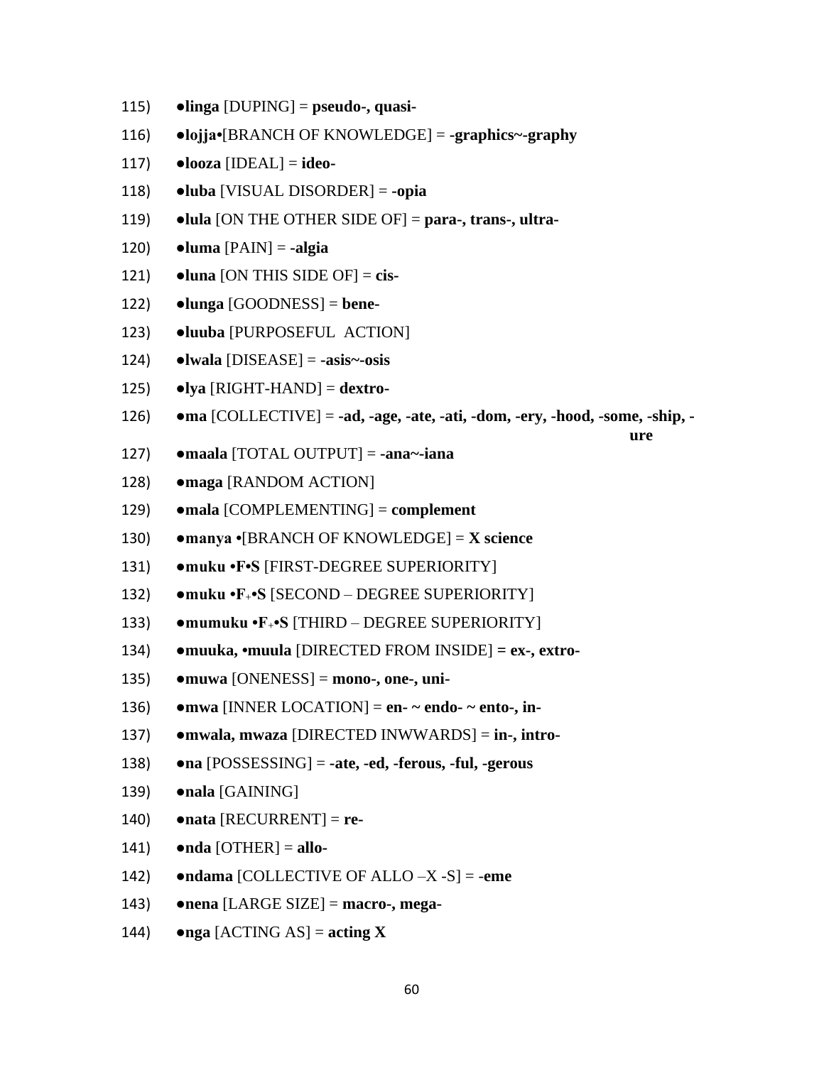115) ●**linga** [DUPING] = **pseudo-, quasi-**

116) ●**lojja•**[BRANCH OF KNOWLEDGE] = **-graphics~-graphy**

117) ●**looza** [IDEAL] = **ideo-**

118) ●**luba** [VISUAL DISORDER] = **-opia**

119) ●**lula** [ON THE OTHER SIDE OF] = **para-, trans-, ultra-**

120) ●**luma** [PAIN] = **-algia**

121) ●**luna** [ON THIS SIDE OF] = **cis-**

122) ●**lunga** [GOODNESS] = **bene-**

123) ●**luuba** [PURPOSEFUL ACTION]

124) ●**lwala** [DISEASE] = **-asis~-osis**

125) ●**lya** [RIGHT-HAND] = **dextro-**

126) ●**ma** [COLLECTIVE] = **-ad, -age, -ate, -ati, -dom, -ery, -hood, -some, -ship, -ure**

127) ●**maala** [TOTAL OUTPUT] = **-ana~-iana**

128) ●**maga** [RANDOM ACTION]

129) ●**mala** [COMPLEMENTING] = **complement**

130) ●**manya** •[BRANCH OF KNOWLEDGE] = **X science**

131) ●**muku •F•S** [FIRST-DEGREE SUPERIORITY]

132) ●**muku •F₊•S** [SECOND – DEGREE SUPERIORITY]

133) ●**mumuku •F₊•S** [THIRD – DEGREE SUPERIORITY]

134) ●**muuka, •muula** [DIRECTED FROM INSIDE] **= ex-, extro-**

135) ●**muwa** [ONENESS] = **mono-, one-, uni-**

136) ●**mwa** [INNER LOCATION] = **en- ~ endo- ~ ento-, in-**

137) ●**mwala, mwaza** [DIRECTED INWWARDS] = **in-, intro-**

138) ●**na** [POSSESSING] = **-ate, -ed, -ferous, -ful, -gerous**

139) ●**nala** [GAINING]

140) ●**nata** [RECURRENT] = **re-**

141) ●**nda** [OTHER] = **allo-**

142) ●**ndama** [COLLECTIVE OF ALLO –X -S] = **-eme**

143) ●**nena** [LARGE SIZE] = **macro-, mega-**

144) ●**nga** [ACTING AS] = **acting X**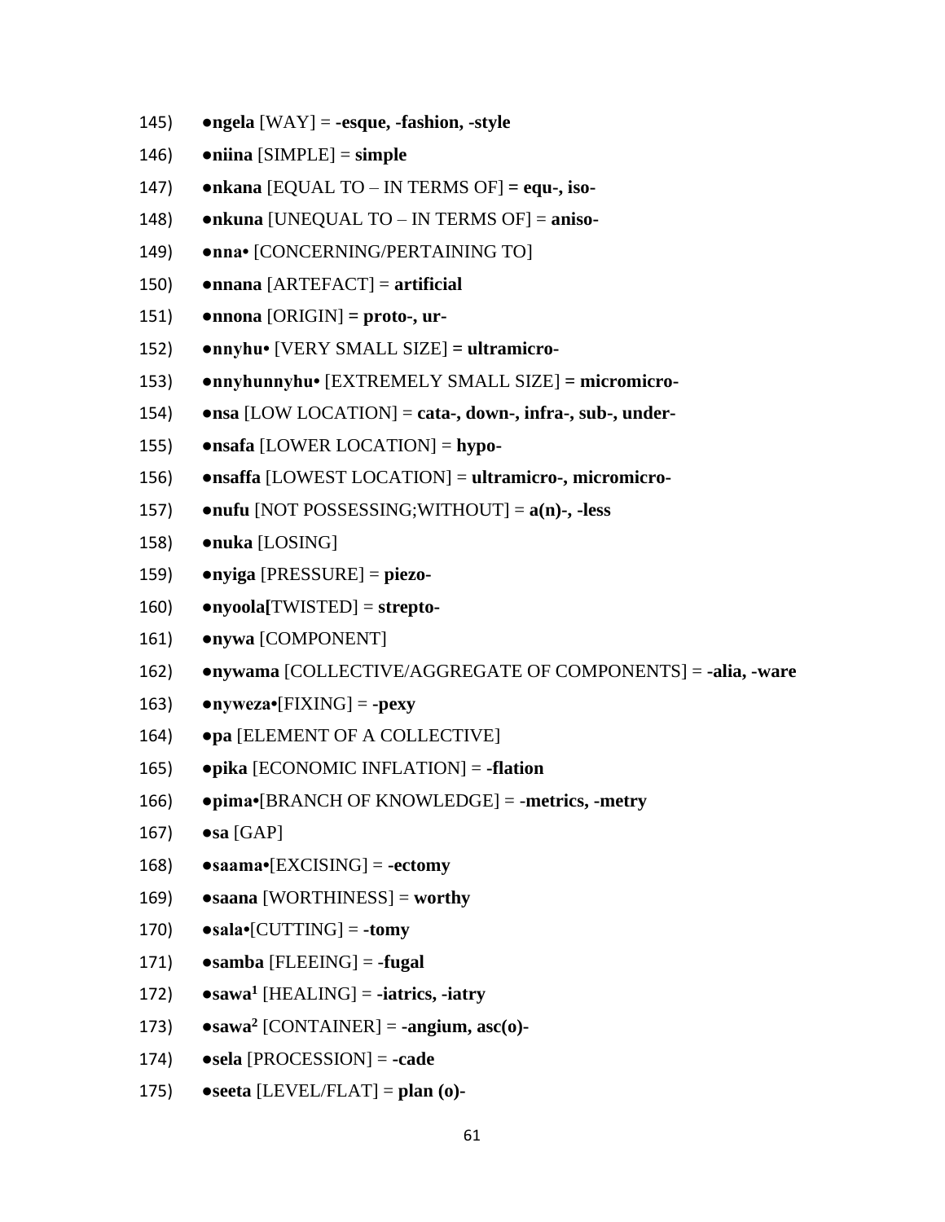145) **●ngela** [WAY] = **-esque, -fashion, -style**

146) **●niina** [SIMPLE] = **simple**

147) **●nkana** [EQUAL TO – IN TERMS OF] **= equ-, iso-**

148) **●nkuna** [UNEQUAL TO – IN TERMS OF] = **aniso-**

149) **●nna•** [CONCERNING/PERTAINING TO]

150) **●nnana** [ARTEFACT] = **artificial**

151) **●nnona** [ORIGIN] **= proto-, ur-**

152) **●nnyhu•** [VERY SMALL SIZE] **= ultramicro-**

153) **●nnyhunnyhu•** [EXTREMELY SMALL SIZE] **= micromicro-**

154) **●nsa** [LOW LOCATION] = **cata-, down-, infra-, sub-, under-**

155) **●nsafa** [LOWER LOCATION] = **hypo-**

156) **●nsaffa** [LOWEST LOCATION] = **ultramicro-, micromicro-**

157) **●nufu** [NOT POSSESSING;WITHOUT] = **a(n)-, -less**

158) **●nuka** [LOSING]

159) **●nyiga** [PRESSURE] = **piezo-**

160) **●nyoola[**TWISTED] = **strepto-**

161) **●nywa** [COMPONENT]

162) **●nywama** [COLLECTIVE/AGGREGATE OF COMPONENTS] = **-alia, -ware**

163) **●nyweza•**[FIXING] = **-pexy**

164) **●pa** [ELEMENT OF A COLLECTIVE]

165) **●pika** [ECONOMIC INFLATION] = **-flation**

166) **●pima•**[BRANCH OF KNOWLEDGE] = -**metrics, -metry**

167) **●sa** [GAP]

168) **●saama•**[EXCISING] = **-ectomy**

169) **●saana** [WORTHINESS] = **worthy**

170) **●sala•**[CUTTING] = **-tomy**

171) **●samba** [FLEEING] = **-fugal**

172) **●sawa¹** [HEALING] = **-iatrics, -iatry**

173) **●sawa²** [CONTAINER] = **-angium, asc(o)-**

174) **●sela** [PROCESSION] = **-cade**

175) **●seeta** [LEVEL/FLAT] = **plan (o)-**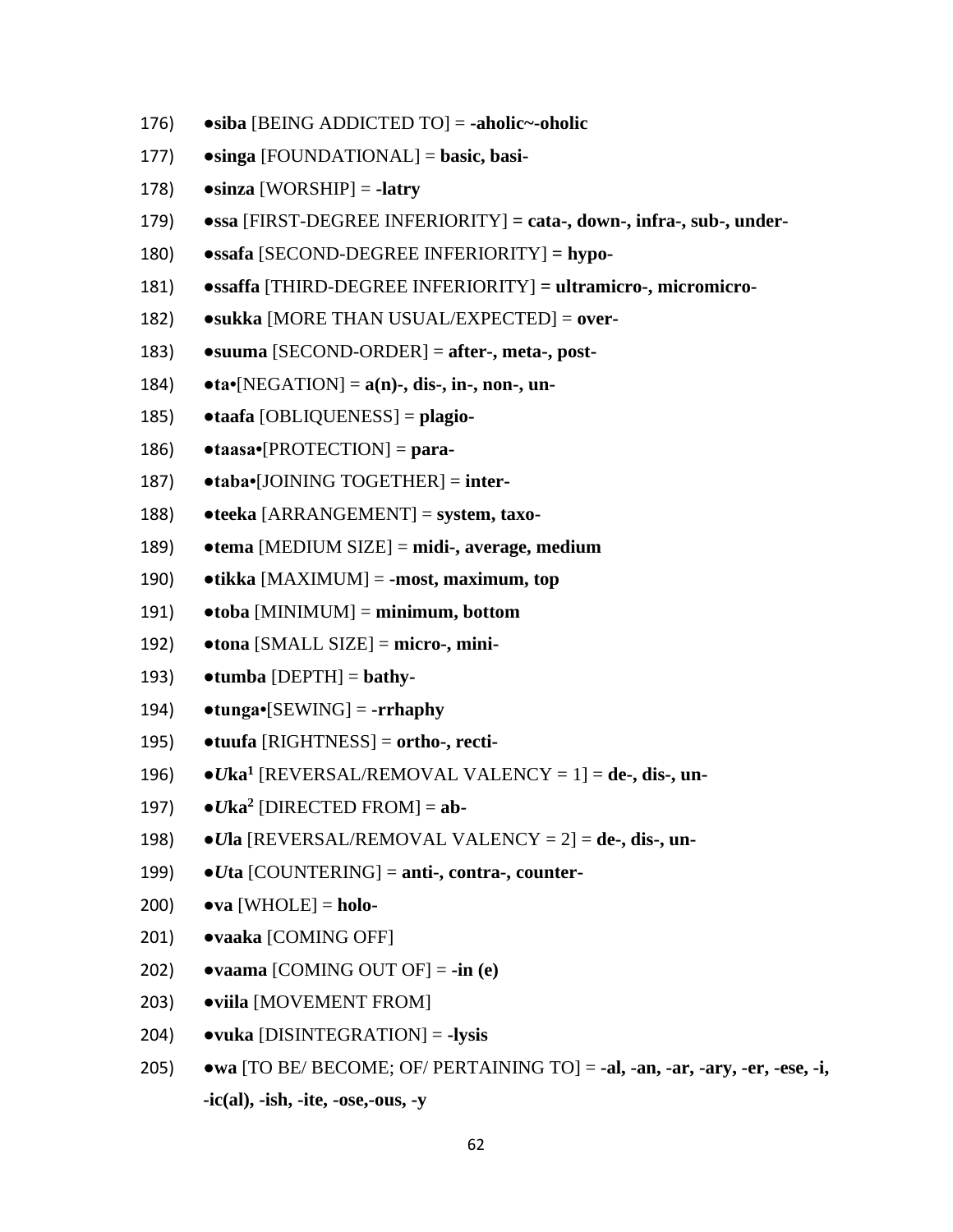176) ●**siba** [BEING ADDICTED TO] = **-aholic~-oholic**

177) ●**singa** [FOUNDATIONAL] = **basic, basi-**

178) ●**sinza** [WORSHIP] = **-latry**

179) ●**ssa** [FIRST-DEGREE INFERIORITY] **= cata-, down-, infra-, sub-, under-**

180) ●**ssafa** [SECOND-DEGREE INFERIORITY] **= hypo-**

181) ●**ssaffa** [THIRD-DEGREE INFERIORITY] **= ultramicro-, micromicro-**

182) ●**sukka** [MORE THAN USUAL/EXPECTED] = **over-**

183) ●**suuma** [SECOND-ORDER] = **after-, meta-, post-**

184) ●**ta**•[NEGATION] = **a(n)-, dis-, in-, non-, un-**

185) ●**taafa** [OBLIQUENESS] = **plagio-**

186) ●**taasa**•[PROTECTION] = **para-**

187) ●**taba**•[JOINING TOGETHER] = **inter-**

188) ●**teeka** [ARRANGEMENT] = **system, taxo-**

189) ●**tema** [MEDIUM SIZE] = **midi-, average, medium**

190) ●**tikka** [MAXIMUM] = **-most, maximum, top**

191) ●**toba** [MINIMUM] = **minimum, bottom**

192) ●**tona** [SMALL SIZE] = **micro-, mini-**

193) ●**tumba** [DEPTH] = **bathy-**

194) ●**tunga**•[SEWING] = **-rrhaphy**

195) ●**tuufa** [RIGHTNESS] = **ortho-, recti-**

196) ●***U*ka**[1] [REVERSAL/REMOVAL VALENCY = 1] = **de-, dis-, un-**

197) ●***U*ka**[2] [DIRECTED FROM] = **ab-**

198) ●***U*la** [REVERSAL/REMOVAL VALENCY = 2] = **de-, dis-, un-**

199) ●***U*ta** [COUNTERING] = **anti-, contra-, counter-**

200) ●**va** [WHOLE] = **holo-**

201) ●**vaaka** [COMING OFF]

202) ●**vaama** [COMING OUT OF] = **-in (e)**

203) ●**viila** [MOVEMENT FROM]

204) ●**vuka** [DISINTEGRATION] = **-lysis**

205) ●**wa** [TO BE/ BECOME; OF/ PERTAINING TO] = **-al, -an, -ar, -ary, -er, -ese, -i, -ic(al), -ish, -ite, -ose,-ous, -y**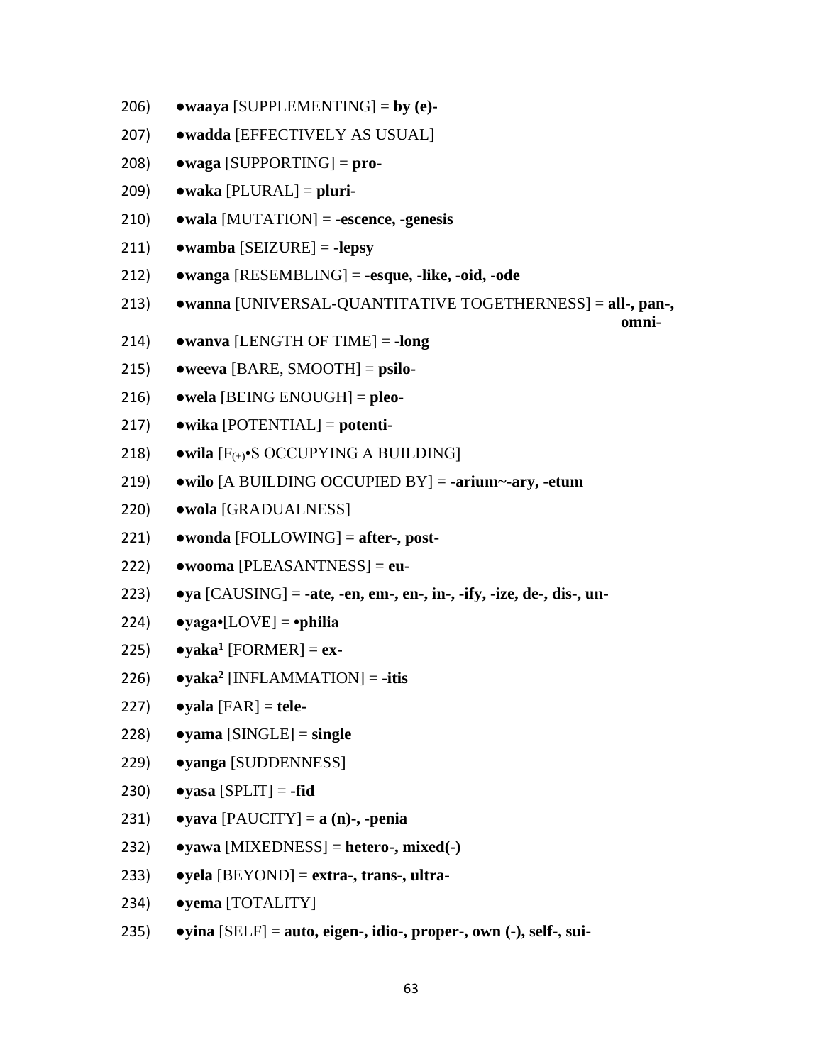206) ●**waaya** [SUPPLEMENTING] = **by (e)-**

207) ●**wadda** [EFFECTIVELY AS USUAL]

208) ●**waga** [SUPPORTING] = **pro-**

209) ●**waka** [PLURAL] = **pluri-**

210) ●**wala** [MUTATION] = **-escence, -genesis**

211) ●**wamba** [SEIZURE] = **-lepsy**

212) ●**wanga** [RESEMBLING] = **-esque, -like, -oid, -ode**

213) ●**wanna** [UNIVERSAL-QUANTITATIVE TOGETHERNESS] = **all-, pan-, omni-**

214) ●**wanva** [LENGTH OF TIME] = **-long**

215) ●**weeva** [BARE, SMOOTH] = **psilo-**

216) ●**wela** [BEING ENOUGH] = **pleo-**

217) ●**wika** [POTENTIAL] = **potenti-**

218) ●**wila** [$F_{(+)}$•S OCCUPYING A BUILDING]

219) ●**wilo** [A BUILDING OCCUPIED BY] = **-arium~-ary, -etum**

220) ●**wola** [GRADUALNESS]

221) ●**wonda** [FOLLOWING] = **after-, post-**

222) ●**wooma** [PLEASANTNESS] = **eu-**

223) ●**ya** [CAUSING] = **-ate, -en, em-, en-, in-, -ify, -ize, de-, dis-, un-**

224) ●**yaga•**[LOVE] = **•philia**

225) ●**yaka[1]** [FORMER] = **ex-**

226) ●**yaka[2]** [INFLAMMATION] = **-itis**

227) ●**yala** [FAR] = **tele-**

228) ●**yama** [SINGLE] = **single**

229) ●**yanga** [SUDDENNESS]

230) ●**yasa** [SPLIT] = **-fid**

231) ●**yava** [PAUCITY] = **a (n)-, -penia**

232) ●**yawa** [MIXEDNESS] = **hetero-, mixed(-)**

233) ●**yela** [BEYOND] = **extra-, trans-, ultra-**

234) ●**yema** [TOTALITY]

235) ●**yina** [SELF] = **auto, eigen-, idio-, proper-, own (-), self-, sui-**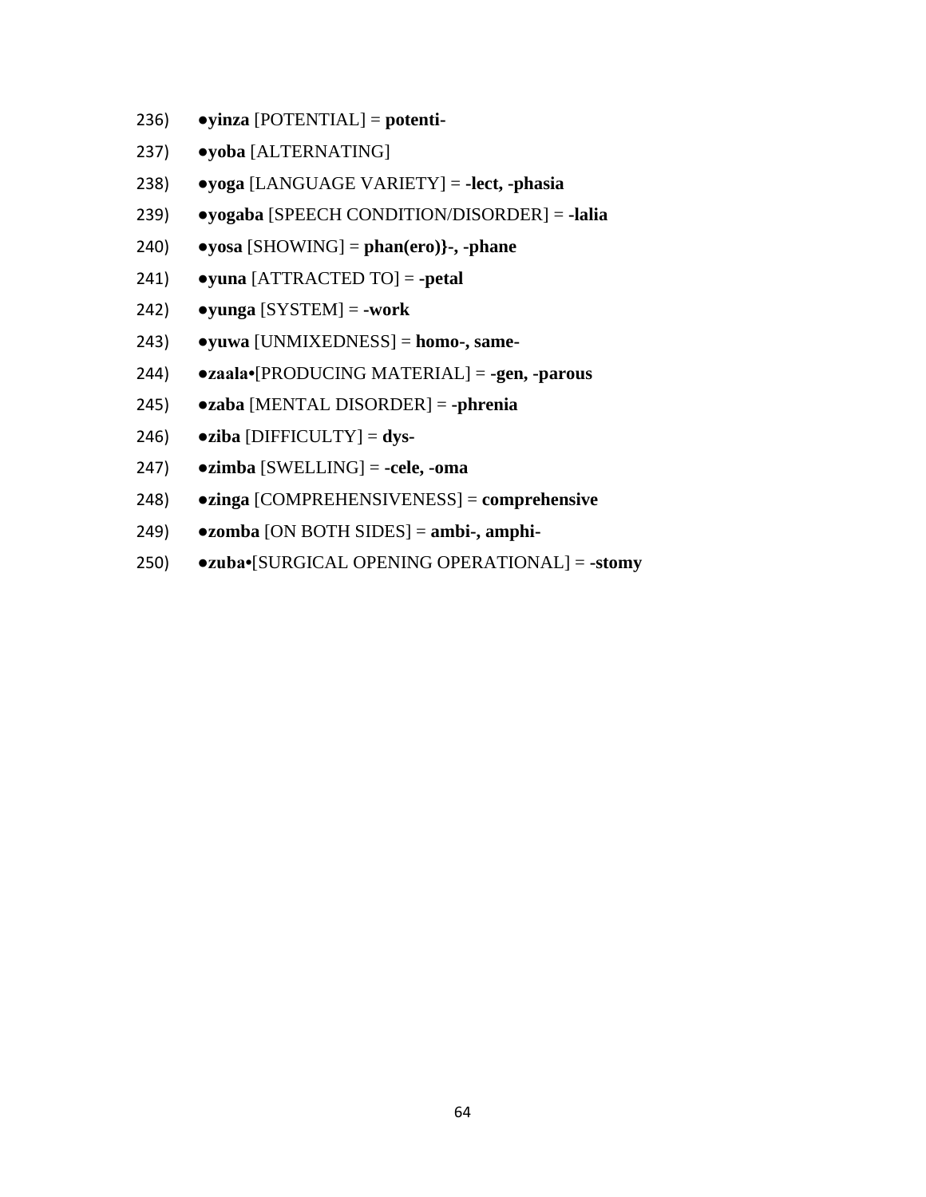236) ●**yinza** [POTENTIAL] = **potenti-**

237) ●**yoba** [ALTERNATING]

238) ●**yoga** [LANGUAGE VARIETY] = **-lect, -phasia**

239) ●**yogaba** [SPEECH CONDITION/DISORDER] = **-lalia**

240) ●**yosa** [SHOWING] = **phan(ero)}-, -phane**

241) ●**yuna** [ATTRACTED TO] = **-petal**

242) ●**yunga** [SYSTEM] = **-work**

243) ●**yuwa** [UNMIXEDNESS] = **homo-, same-**

244) ●**zaala**•[PRODUCING MATERIAL] = **-gen, -parous**

245) ●**zaba** [MENTAL DISORDER] = **-phrenia**

246) ●**ziba** [DIFFICULTY] = **dys-**

247) ●**zimba** [SWELLING] = **-cele, -oma**

248) ●**zinga** [COMPREHENSIVENESS] = **comprehensive**

249) ●**zomba** [ON BOTH SIDES] = **ambi-, amphi-**

250) ●**zuba**•[SURGICAL OPENING OPERATIONAL] = **-stomy**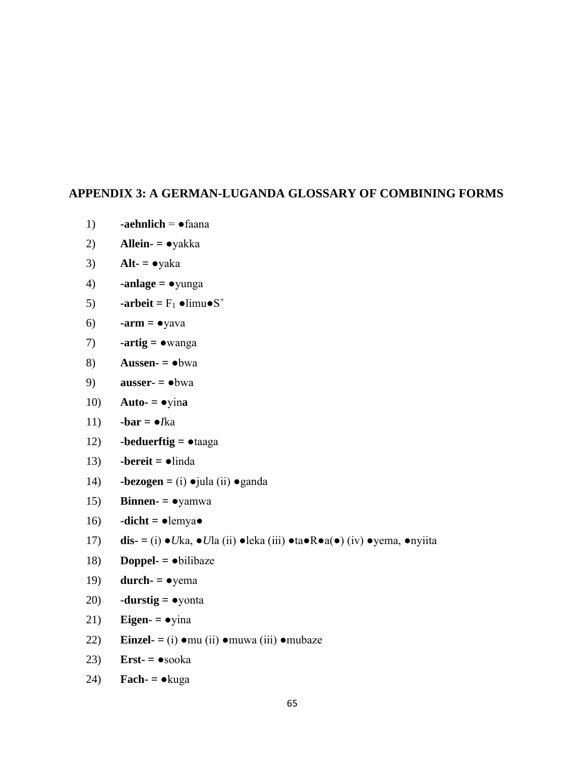## APPENDIX 3: A GERMAN-LUGANDA GLOSSARY OF COMBINING FORMS

1) **-aehnlich** = ●faana
2) **Allein- =** ●yakka
3) **Alt- =** ●yaka
4) **-anlage =** ●yunga
5) **-arbeit =** $F_1$ ●limu●$S^+$
6) **-arm =** ●yava
7) **-artig =** ●wanga
8) **Aussen- =** ●bwa
9) **ausser- =** ●bwa
10) **Auto- =** ●yin**a**
11) **-bar =** ●*I*ka
12) **-beduerftig =** ●taaga
13) **-bereit =** ●linda
14) **-bezogen =** (i) ●jula (ii) ●ganda
15) **Binnen- =** ●yamwa
16) **-dicht =** ●lemya●
17) **dis- =** (i) ●*U*ka, ●*U*la (ii) ●leka (iii) ●ta●R●a(●) (iv) ●yema, ●nyiita
18) **Doppel- =** ●bilibaze
19) **durch- =** ●yema
20) **-durstig =** ●yonta
21) **Eigen- =** ●yina
22) **Einzel- =** (i) ●mu (ii) ●muwa (iii) ●mubaze
23) **Erst- =** ●sooka
24) **Fach- =** ●kuga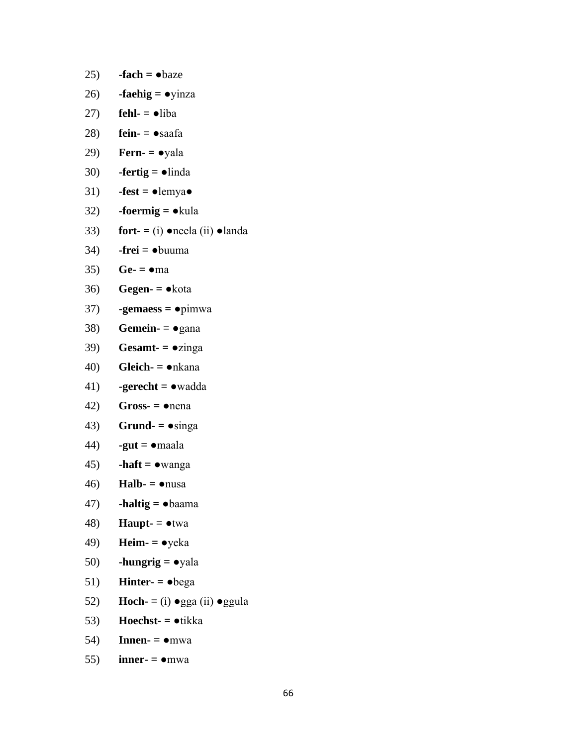25) **-fach =** ●baze

26) **-faehig =** ●yinza

27) **fehl- =** ●liba

28) **fein- =** ●saafa

29) **Fern- =** ●yala

30) **-fertig =** ●linda

31) **-fest =** ●lemya●

32) **-foermig =** ●kula

33) **fort- =** (i) ●neela (ii) ●landa

34) **-frei =** ●buuma

35) **Ge- =** ●ma

36) **Gegen- =** ●kota

37) **-gemaess =** ●pimwa

38) **Gemein- =** ●gana

39) **Gesamt- =** ●zinga

40) **Gleich- =** ●nkana

41) **-gerecht =** ●wadda

42) **Gross- =** ●nena

43) **Grund- =** ●singa

44) **-gut =** ●maala

45) **-haft =** ●wanga

46) **Halb- =** ●nusa

47) **-haltig =** ●baama

48) **Haupt- =** ●twa

49) **Heim- =** ●yeka

50) **-hungrig =** ●yala

51) **Hinter- =** ●bega

52) **Hoch- =** (i) ●gga (ii) ●ggula

53) **Hoechst- =** ●tikka

54) **Innen- =** ●mwa

55) **inner- =** ●mwa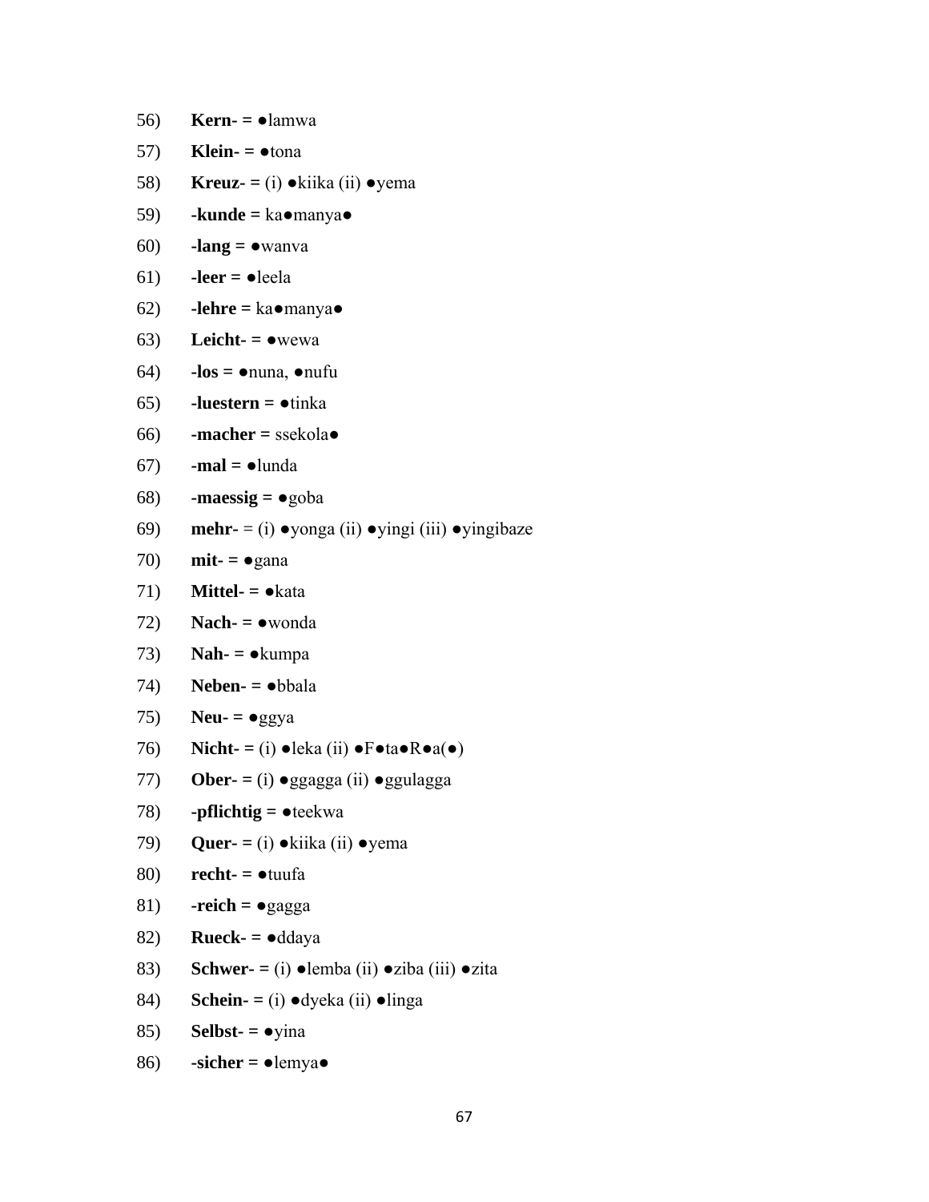56) **Kern- =** ●lamwa

57) **Klein- =** ●tona

58) **Kreuz- =** (i) ●kiika (ii) ●yema

59) **-kunde =** ka●manya●

60) **-lang =** ●wanva

61) **-leer =** ●leela

62) **-lehre =** ka●manya●

63) **Leicht- =** ●wewa

64) **-los =** ●nuna, ●nufu

65) **-luestern =** ●tinka

66) **-macher =** ssekola●

67) **-mal =** ●lunda

68) **-maessig =** ●goba

69) **mehr- =** (i) ●yonga (ii) ●yingi (iii) ●yingibaze

70) **mit- =** ●gana

71) **Mittel- =** ●kata

72) **Nach- =** ●wonda

73) **Nah- =** ●kumpa

74) **Neben- =** ●bbala

75) **Neu- =** ●ggya

76) **Nicht- =** (i) ●leka (ii) ●F●ta●R●a(●)

77) **Ober- =** (i) ●ggagga (ii) ●ggulagga

78) **-pflichtig =** ●teekwa

79) **Quer- =** (i) ●kiika (ii) ●yema

80) **recht- =** ●tuufa

81) **-reich =** ●gagga

82) **Rueck- =** ●ddaya

83) **Schwer- =** (i) ●lemba (ii) ●ziba (iii) ●zita

84) **Schein- =** (i) ●dyeka (ii) ●linga

85) **Selbst- =** ●yina

86) **-sicher =** ●lemya●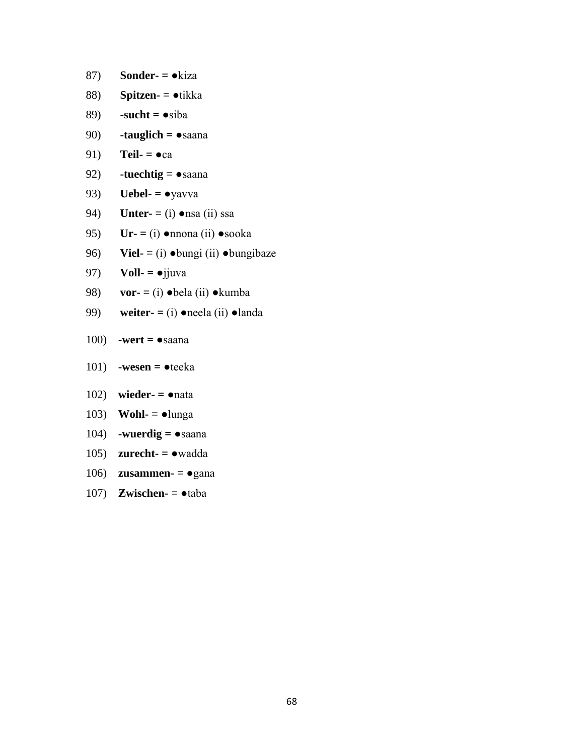87) **Sonder- =** ●kiza

88) **Spitzen- =** ●tikka

89) **-sucht =** ●siba

90) **-tauglich =** ●saana

91) **Teil- =** ●ca

92) **-tuechtig =** ●saana

93) **Uebel- =** ●yavva

94) **Unter- =** (i) ●nsa (ii) ssa

95) **Ur- =** (i) ●nnona (ii) ●sooka

96) **Viel- =** (i) ●bungi (ii) ●bungibaze

97) **Voll- =** ●jjuva

98) **vor- =** (i) ●bela (ii) ●kumba

99) **weiter- =** (i) ●neela (ii) ●landa

100) **-wert =** ●saana

101) **-wesen =** ●teeka

102) **wieder- =** ●nata

103) **Wohl- =** ●lunga

104) **-wuerdig =** ●saana

105) **zurecht- =** ●wadda

106) **zusammen- =** ●gana

107) **Zwischen- =** ●taba